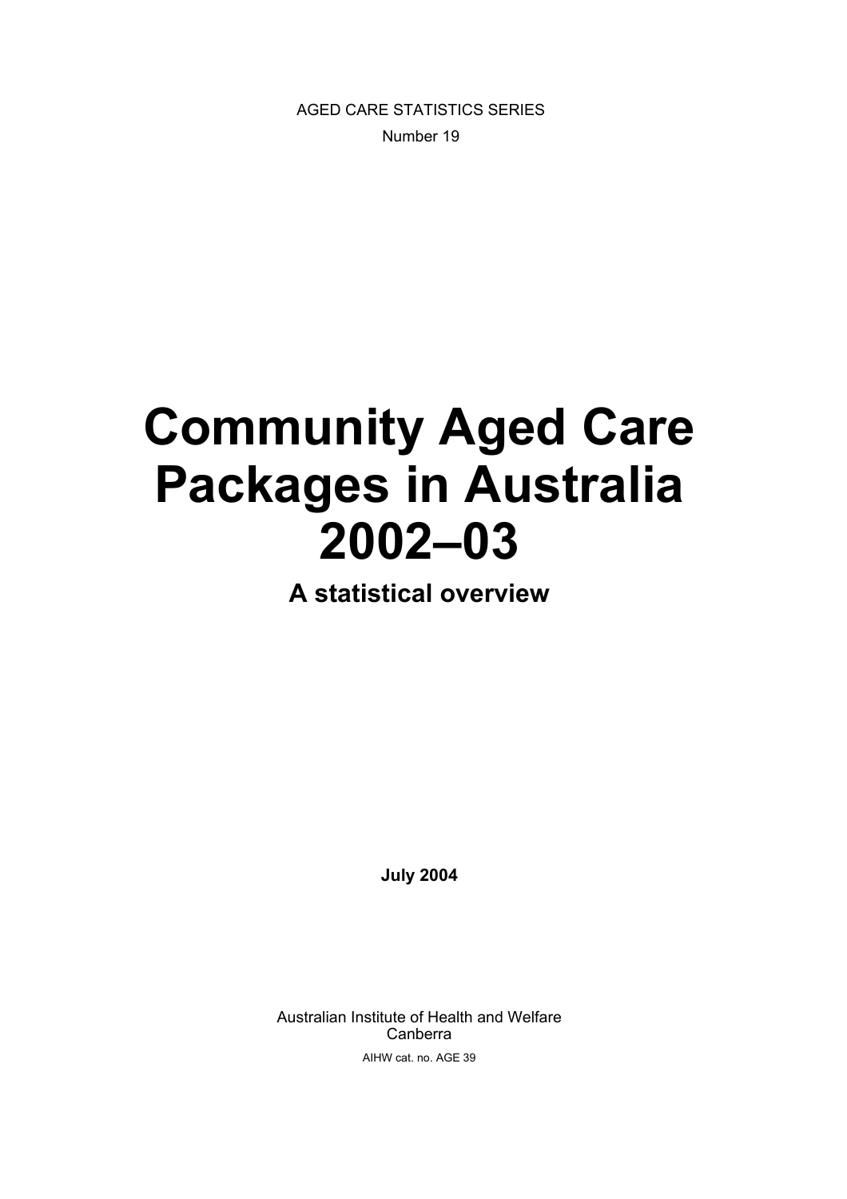AGED CARE STATISTICS SERIES

Number 19

# Community Aged Care Packages in Australia 2002–03

## A statistical overview

**July 2004**

Australian Institute of Health and Welfare
Canberra

AIHW cat. no. AGE 39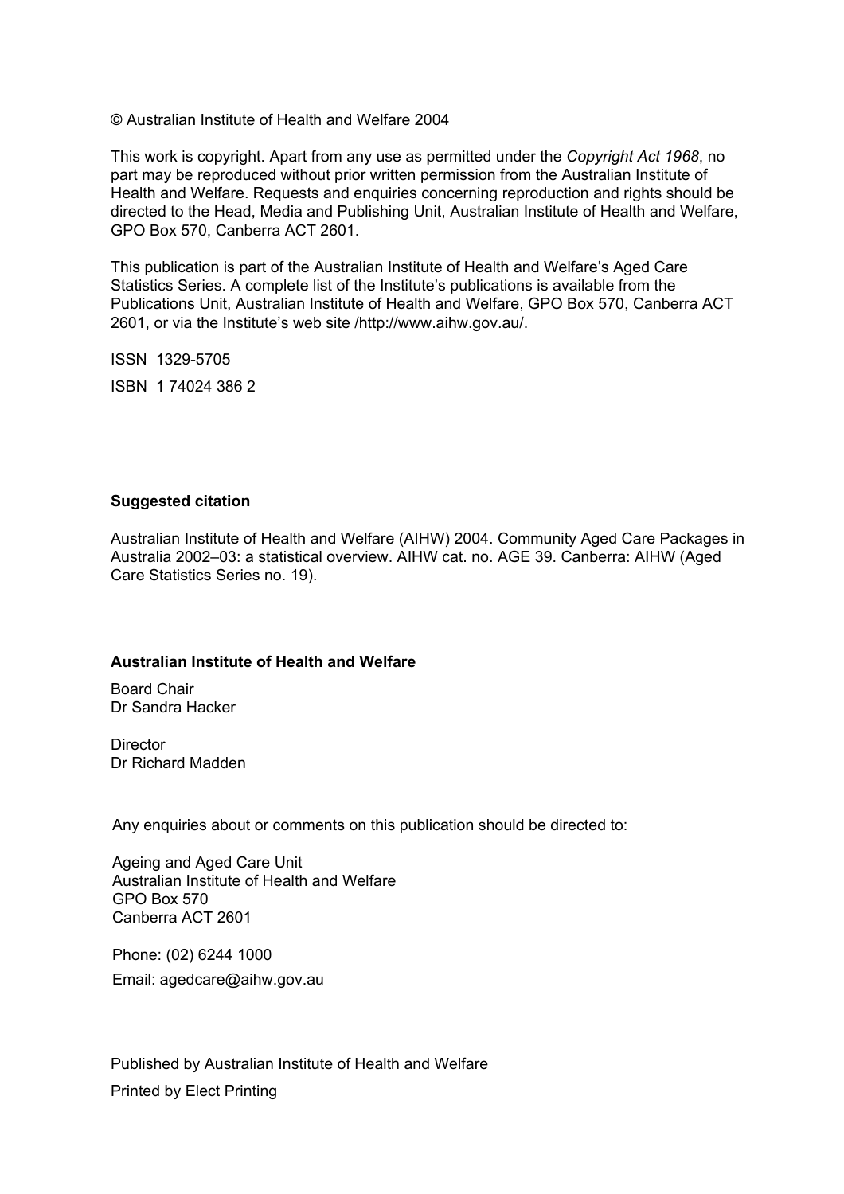© Australian Institute of Health and Welfare 2004

This work is copyright. Apart from any use as permitted under the *Copyright Act 1968*, no part may be reproduced without prior written permission from the Australian Institute of Health and Welfare. Requests and enquiries concerning reproduction and rights should be directed to the Head, Media and Publishing Unit, Australian Institute of Health and Welfare, GPO Box 570, Canberra ACT 2601.

This publication is part of the Australian Institute of Health and Welfare's Aged Care Statistics Series. A complete list of the Institute's publications is available from the Publications Unit, Australian Institute of Health and Welfare, GPO Box 570, Canberra ACT 2601, or via the Institute's web site /http://www.aihw.gov.au/.

ISSN 1329-5705

ISBN 1 74024 386 2

**Suggested citation**

Australian Institute of Health and Welfare (AIHW) 2004. Community Aged Care Packages in Australia 2002–03: a statistical overview. AIHW cat. no. AGE 39. Canberra: AIHW (Aged Care Statistics Series no. 19).

**Australian Institute of Health and Welfare**

Board Chair
Dr Sandra Hacker

Director
Dr Richard Madden

Any enquiries about or comments on this publication should be directed to:

Ageing and Aged Care Unit
Australian Institute of Health and Welfare
GPO Box 570
Canberra ACT 2601

Phone: (02) 6244 1000

Email: agedcare@aihw.gov.au

Published by Australian Institute of Health and Welfare

Printed by Elect Printing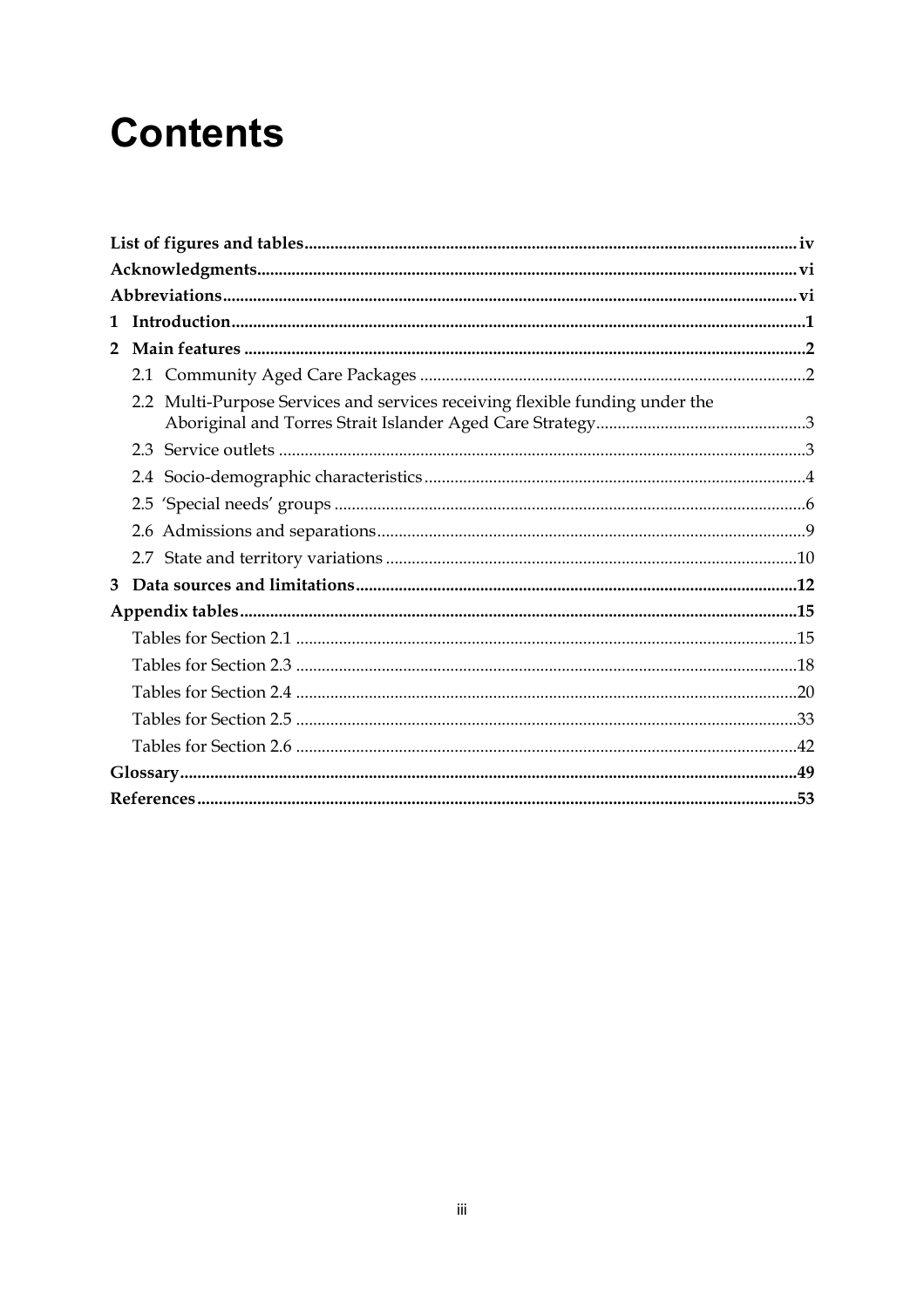# Contents

List of figures and tables ... iv

Acknowledgments ... vi

Abbreviations ... vi

1 Introduction ... 1

2 Main features ... 2

- 2.1 Community Aged Care Packages ... 2
- 2.2 Multi-Purpose Services and services receiving flexible funding under the Aboriginal and Torres Strait Islander Aged Care Strategy ... 3
- 2.3 Service outlets ... 3
- 2.4 Socio-demographic characteristics ... 4
- 2.5 'Special needs' groups ... 6
- 2.6 Admissions and separations ... 9
- 2.7 State and territory variations ... 10

3 Data sources and limitations ... 12

Appendix tables ... 15

- Tables for Section 2.1 ... 15
- Tables for Section 2.3 ... 18
- Tables for Section 2.4 ... 20
- Tables for Section 2.5 ... 33
- Tables for Section 2.6 ... 42

Glossary ... 49

References ... 53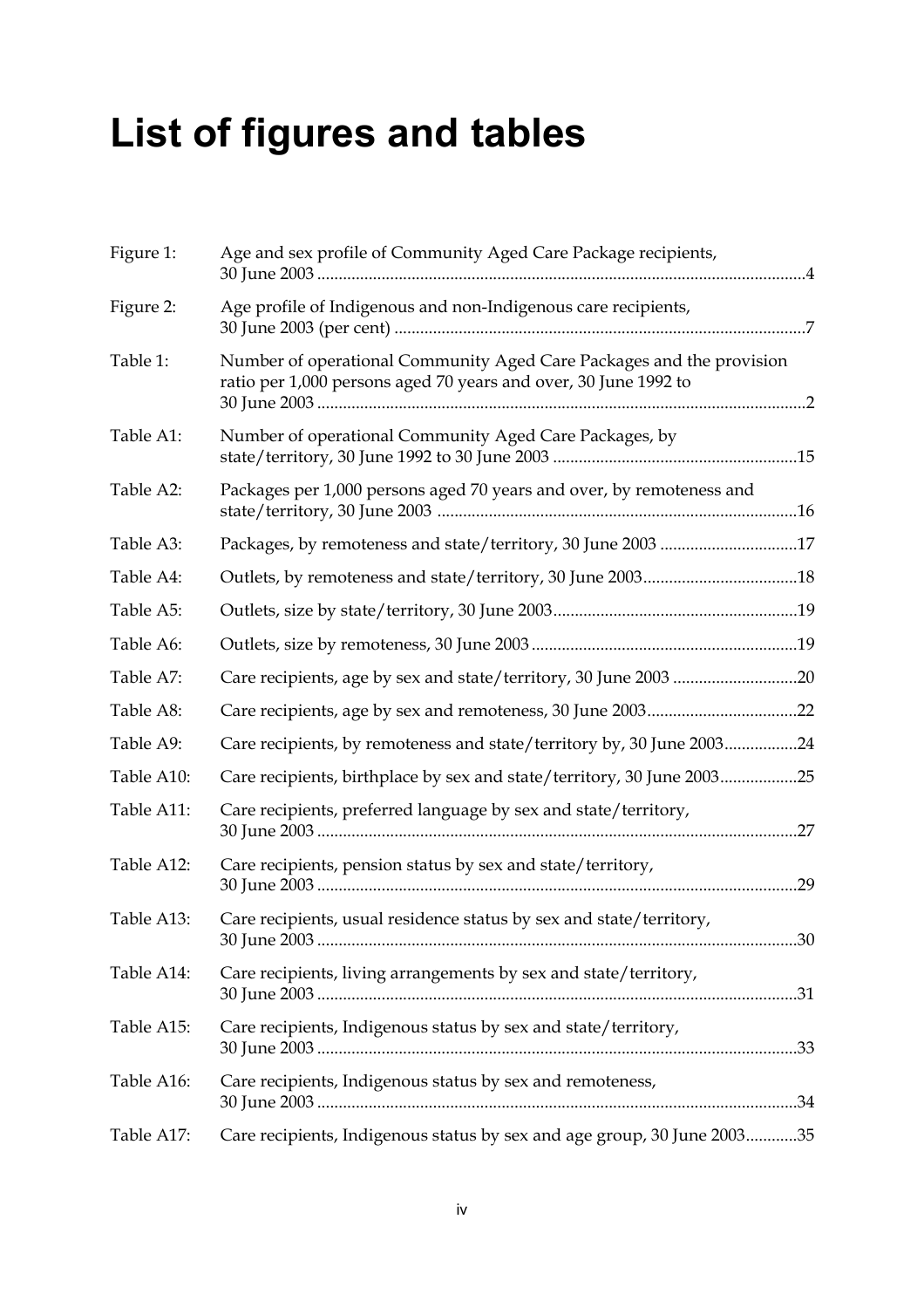# List of figures and tables

| | | |
|---|---|---|
| Figure 1: | Age and sex profile of Community Aged Care Package recipients, 30 June 2003 | 4 |
| Figure 2: | Age profile of Indigenous and non-Indigenous care recipients, 30 June 2003 (per cent) | 7 |
| Table 1: | Number of operational Community Aged Care Packages and the provision ratio per 1,000 persons aged 70 years and over, 30 June 1992 to 30 June 2003 | 2 |
| Table A1: | Number of operational Community Aged Care Packages, by state/territory, 30 June 1992 to 30 June 2003 | 15 |
| Table A2: | Packages per 1,000 persons aged 70 years and over, by remoteness and state/territory, 30 June 2003 | 16 |
| Table A3: | Packages, by remoteness and state/territory, 30 June 2003 | 17 |
| Table A4: | Outlets, by remoteness and state/territory, 30 June 2003 | 18 |
| Table A5: | Outlets, size by state/territory, 30 June 2003 | 19 |
| Table A6: | Outlets, size by remoteness, 30 June 2003 | 19 |
| Table A7: | Care recipients, age by sex and state/territory, 30 June 2003 | 20 |
| Table A8: | Care recipients, age by sex and remoteness, 30 June 2003 | 22 |
| Table A9: | Care recipients, by remoteness and state/territory by, 30 June 2003 | 24 |
| Table A10: | Care recipients, birthplace by sex and state/territory, 30 June 2003 | 25 |
| Table A11: | Care recipients, preferred language by sex and state/territory, 30 June 2003 | 27 |
| Table A12: | Care recipients, pension status by sex and state/territory, 30 June 2003 | 29 |
| Table A13: | Care recipients, usual residence status by sex and state/territory, 30 June 2003 | 30 |
| Table A14: | Care recipients, living arrangements by sex and state/territory, 30 June 2003 | 31 |
| Table A15: | Care recipients, Indigenous status by sex and state/territory, 30 June 2003 | 33 |
| Table A16: | Care recipients, Indigenous status by sex and remoteness, 30 June 2003 | 34 |
| Table A17: | Care recipients, Indigenous status by sex and age group, 30 June 2003 | 35 |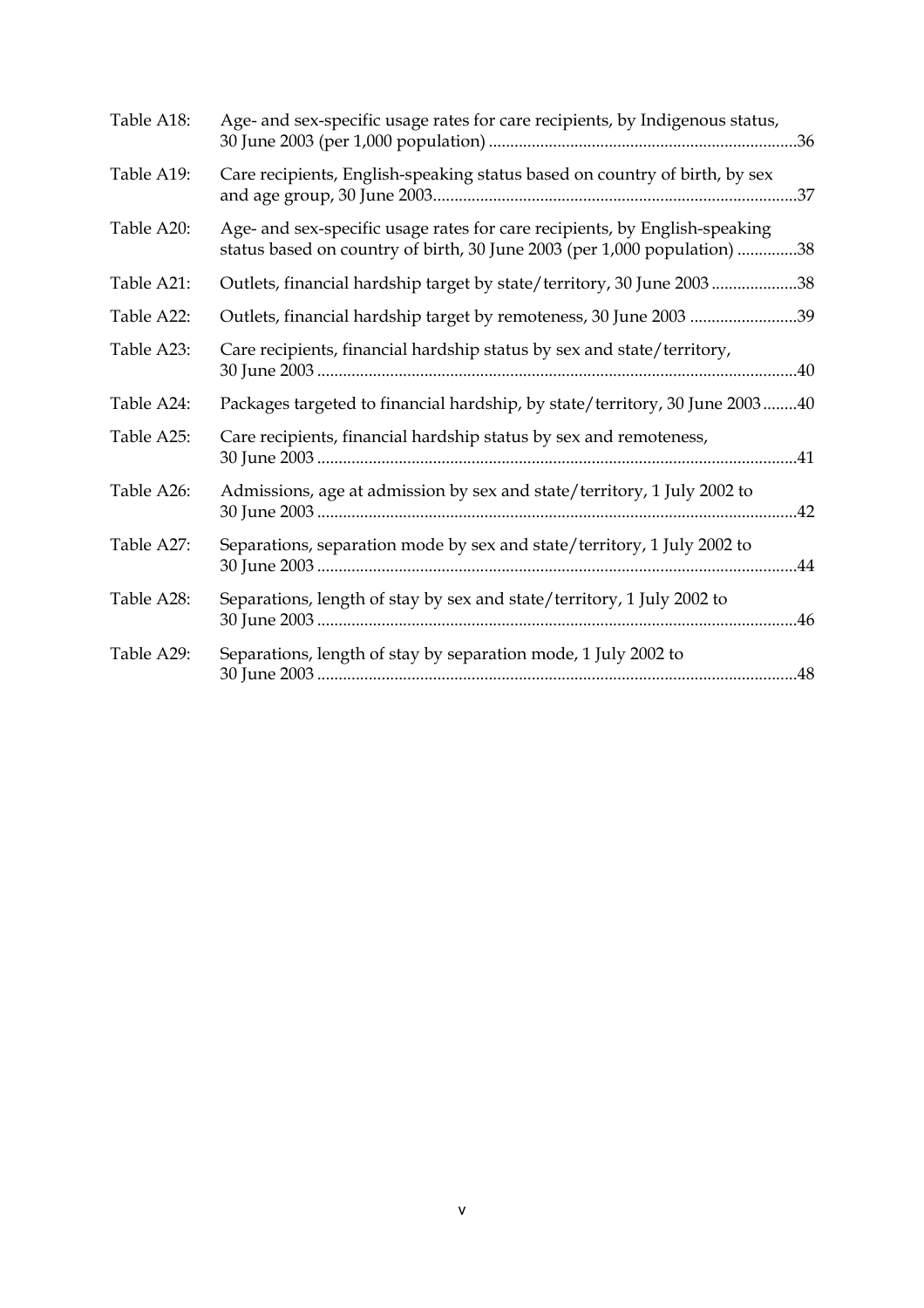| | | |
|---|---|---|
| Table A18: | Age- and sex-specific usage rates for care recipients, by Indigenous status, 30 June 2003 (per 1,000 population) | 36 |
| Table A19: | Care recipients, English-speaking status based on country of birth, by sex and age group, 30 June 2003 | 37 |
| Table A20: | Age- and sex-specific usage rates for care recipients, by English-speaking status based on country of birth, 30 June 2003 (per 1,000 population) | 38 |
| Table A21: | Outlets, financial hardship target by state/territory, 30 June 2003 | 38 |
| Table A22: | Outlets, financial hardship target by remoteness, 30 June 2003 | 39 |
| Table A23: | Care recipients, financial hardship status by sex and state/territory, 30 June 2003 | 40 |
| Table A24: | Packages targeted to financial hardship, by state/territory, 30 June 2003 | 40 |
| Table A25: | Care recipients, financial hardship status by sex and remoteness, 30 June 2003 | 41 |
| Table A26: | Admissions, age at admission by sex and state/territory, 1 July 2002 to 30 June 2003 | 42 |
| Table A27: | Separations, separation mode by sex and state/territory, 1 July 2002 to 30 June 2003 | 44 |
| Table A28: | Separations, length of stay by sex and state/territory, 1 July 2002 to 30 June 2003 | 46 |
| Table A29: | Separations, length of stay by separation mode, 1 July 2002 to 30 June 2003 | 48 |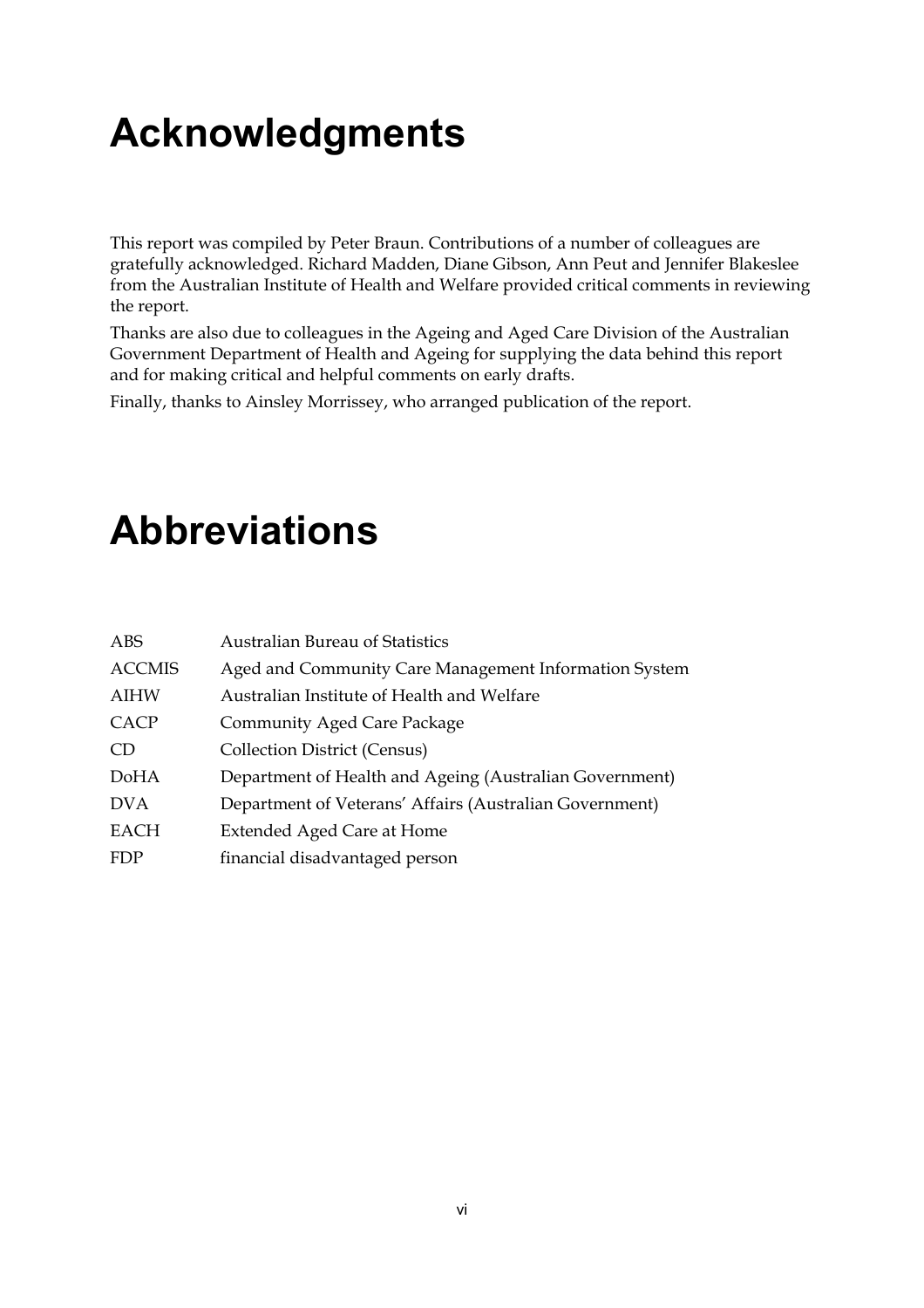# Acknowledgments

This report was compiled by Peter Braun. Contributions of a number of colleagues are gratefully acknowledged. Richard Madden, Diane Gibson, Ann Peut and Jennifer Blakeslee from the Australian Institute of Health and Welfare provided critical comments in reviewing the report.

Thanks are also due to colleagues in the Ageing and Aged Care Division of the Australian Government Department of Health and Ageing for supplying the data behind this report and for making critical and helpful comments on early drafts.

Finally, thanks to Ainsley Morrissey, who arranged publication of the report.

# Abbreviations

| | |
|---|---|
| ABS | Australian Bureau of Statistics |
| ACCMIS | Aged and Community Care Management Information System |
| AIHW | Australian Institute of Health and Welfare |
| CACP | Community Aged Care Package |
| CD | Collection District (Census) |
| DoHA | Department of Health and Ageing (Australian Government) |
| DVA | Department of Veterans' Affairs (Australian Government) |
| EACH | Extended Aged Care at Home |
| FDP | financial disadvantaged person |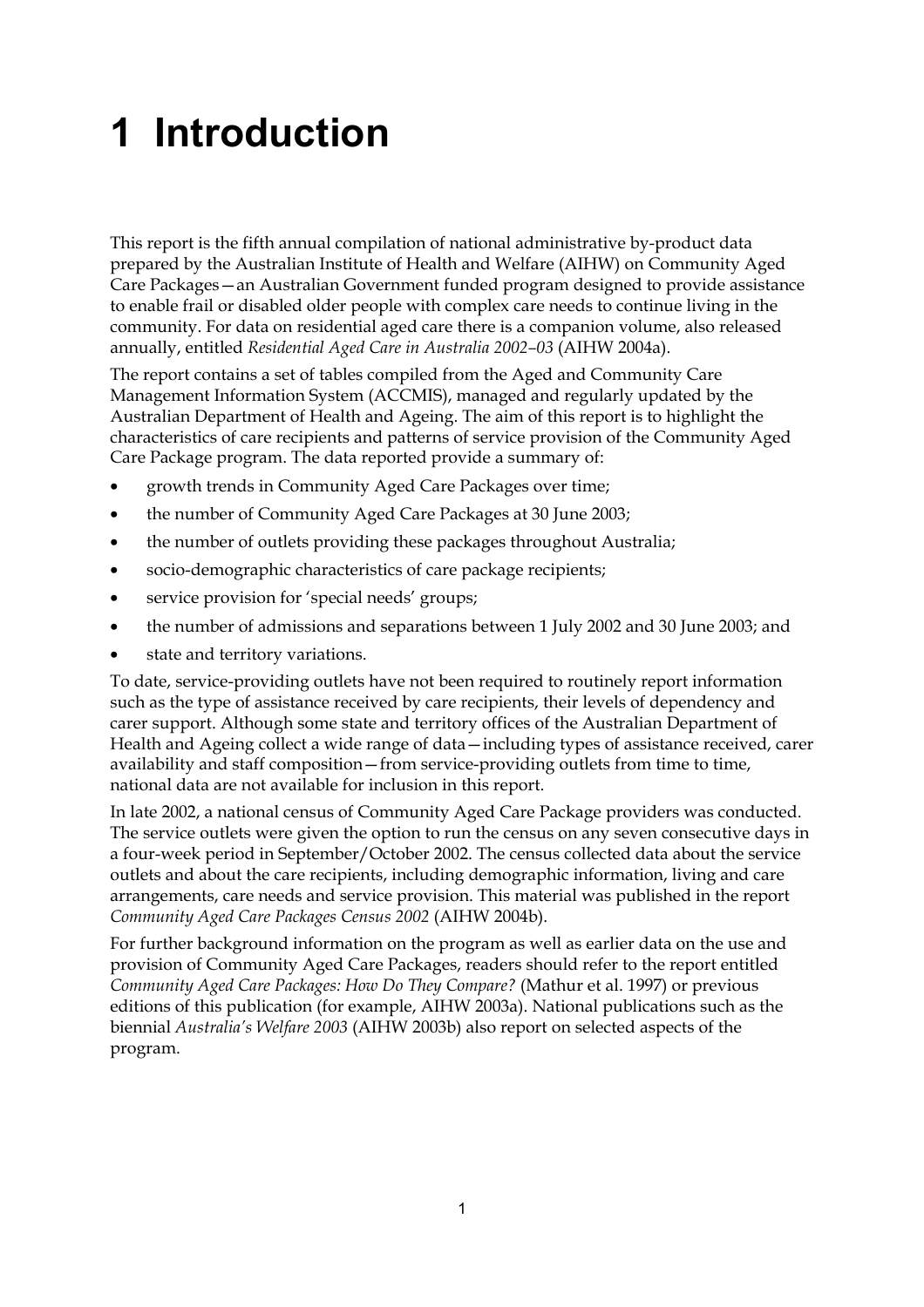# 1 Introduction

This report is the fifth annual compilation of national administrative by-product data prepared by the Australian Institute of Health and Welfare (AIHW) on Community Aged Care Packages—an Australian Government funded program designed to provide assistance to enable frail or disabled older people with complex care needs to continue living in the community. For data on residential aged care there is a companion volume, also released annually, entitled *Residential Aged Care in Australia 2002–03* (AIHW 2004a).

The report contains a set of tables compiled from the Aged and Community Care Management Information System (ACCMIS), managed and regularly updated by the Australian Department of Health and Ageing. The aim of this report is to highlight the characteristics of care recipients and patterns of service provision of the Community Aged Care Package program. The data reported provide a summary of:

- growth trends in Community Aged Care Packages over time;
- the number of Community Aged Care Packages at 30 June 2003;
- the number of outlets providing these packages throughout Australia;
- socio-demographic characteristics of care package recipients;
- service provision for 'special needs' groups;
- the number of admissions and separations between 1 July 2002 and 30 June 2003; and
- state and territory variations.

To date, service-providing outlets have not been required to routinely report information such as the type of assistance received by care recipients, their levels of dependency and carer support. Although some state and territory offices of the Australian Department of Health and Ageing collect a wide range of data—including types of assistance received, carer availability and staff composition—from service-providing outlets from time to time, national data are not available for inclusion in this report.

In late 2002, a national census of Community Aged Care Package providers was conducted. The service outlets were given the option to run the census on any seven consecutive days in a four-week period in September/October 2002. The census collected data about the service outlets and about the care recipients, including demographic information, living and care arrangements, care needs and service provision. This material was published in the report *Community Aged Care Packages Census 2002* (AIHW 2004b).

For further background information on the program as well as earlier data on the use and provision of Community Aged Care Packages, readers should refer to the report entitled *Community Aged Care Packages: How Do They Compare?* (Mathur et al. 1997) or previous editions of this publication (for example, AIHW 2003a). National publications such as the biennial *Australia's Welfare 2003* (AIHW 2003b) also report on selected aspects of the program.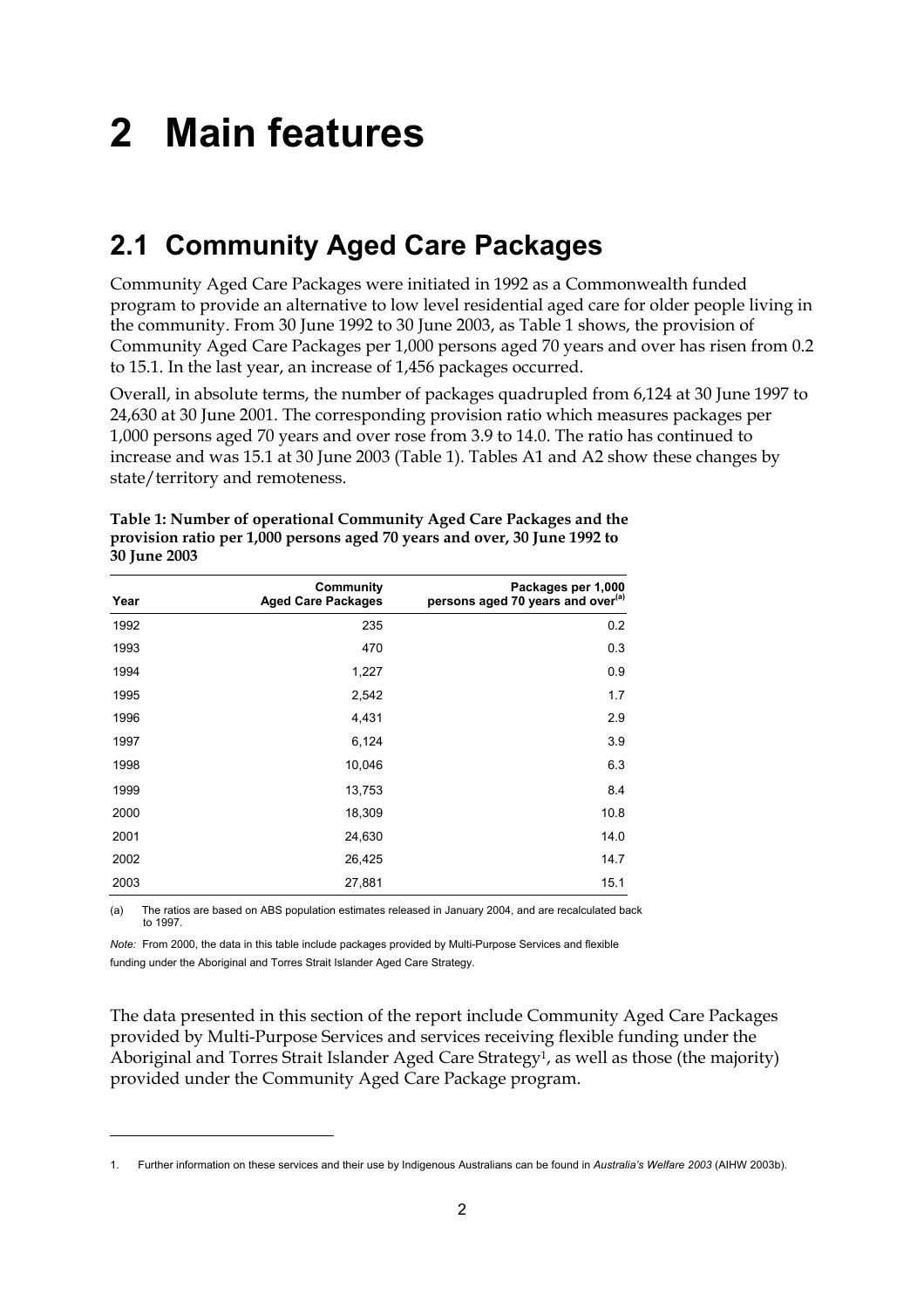# 2 Main features

## 2.1 Community Aged Care Packages

Community Aged Care Packages were initiated in 1992 as a Commonwealth funded program to provide an alternative to low level residential aged care for older people living in the community. From 30 June 1992 to 30 June 2003, as Table 1 shows, the provision of Community Aged Care Packages per 1,000 persons aged 70 years and over has risen from 0.2 to 15.1. In the last year, an increase of 1,456 packages occurred.

Overall, in absolute terms, the number of packages quadrupled from 6,124 at 30 June 1997 to 24,630 at 30 June 2001. The corresponding provision ratio which measures packages per 1,000 persons aged 70 years and over rose from 3.9 to 14.0. The ratio has continued to increase and was 15.1 at 30 June 2003 (Table 1). Tables A1 and A2 show these changes by state/territory and remoteness.

**Table 1: Number of operational Community Aged Care Packages and the provision ratio per 1,000 persons aged 70 years and over, 30 June 1992 to 30 June 2003**

| Year | Community Aged Care Packages | Packages per 1,000 persons aged 70 years and over[(a)] |
|---|---|---|
| 1992 | 235 | 0.2 |
| 1993 | 470 | 0.3 |
| 1994 | 1,227 | 0.9 |
| 1995 | 2,542 | 1.7 |
| 1996 | 4,431 | 2.9 |
| 1997 | 6,124 | 3.9 |
| 1998 | 10,046 | 6.3 |
| 1999 | 13,753 | 8.4 |
| 2000 | 18,309 | 10.8 |
| 2001 | 24,630 | 14.0 |
| 2002 | 26,425 | 14.7 |
| 2003 | 27,881 | 15.1 |

(a) The ratios are based on ABS population estimates released in January 2004, and are recalculated back to 1997.

*Note:* From 2000, the data in this table include packages provided by Multi-Purpose Services and flexible funding under the Aboriginal and Torres Strait Islander Aged Care Strategy.

The data presented in this section of the report include Community Aged Care Packages provided by Multi-Purpose Services and services receiving flexible funding under the Aboriginal and Torres Strait Islander Aged Care Strategy[1], as well as those (the majority) provided under the Community Aged Care Package program.

1. Further information on these services and their use by Indigenous Australians can be found in *Australia's Welfare 2003* (AIHW 2003b).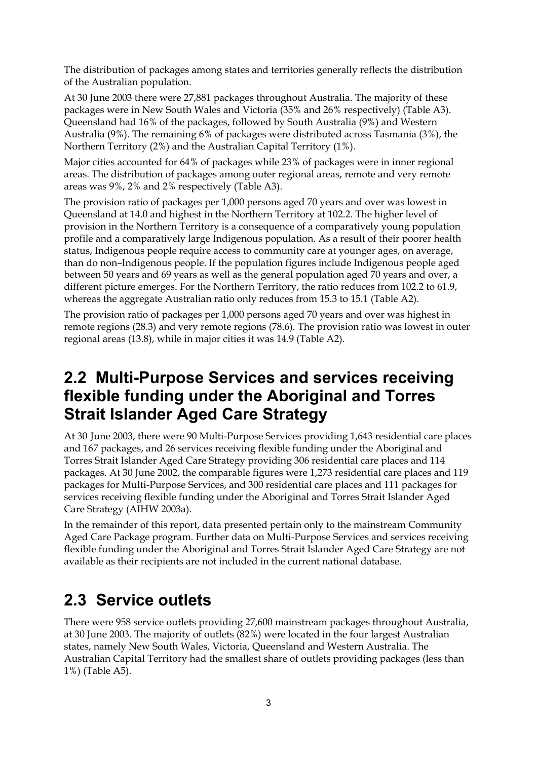The distribution of packages among states and territories generally reflects the distribution of the Australian population.

At 30 June 2003 there were 27,881 packages throughout Australia. The majority of these packages were in New South Wales and Victoria (35% and 26% respectively) (Table A3). Queensland had 16% of the packages, followed by South Australia (9%) and Western Australia (9%). The remaining 6% of packages were distributed across Tasmania (3%), the Northern Territory (2%) and the Australian Capital Territory (1%).

Major cities accounted for 64% of packages while 23% of packages were in inner regional areas. The distribution of packages among outer regional areas, remote and very remote areas was 9%, 2% and 2% respectively (Table A3).

The provision ratio of packages per 1,000 persons aged 70 years and over was lowest in Queensland at 14.0 and highest in the Northern Territory at 102.2. The higher level of provision in the Northern Territory is a consequence of a comparatively young population profile and a comparatively large Indigenous population. As a result of their poorer health status, Indigenous people require access to community care at younger ages, on average, than do non–Indigenous people. If the population figures include Indigenous people aged between 50 years and 69 years as well as the general population aged 70 years and over, a different picture emerges. For the Northern Territory, the ratio reduces from 102.2 to 61.9, whereas the aggregate Australian ratio only reduces from 15.3 to 15.1 (Table A2).

The provision ratio of packages per 1,000 persons aged 70 years and over was highest in remote regions (28.3) and very remote regions (78.6). The provision ratio was lowest in outer regional areas (13.8), while in major cities it was 14.9 (Table A2).

## 2.2 Multi-Purpose Services and services receiving flexible funding under the Aboriginal and Torres Strait Islander Aged Care Strategy

At 30 June 2003, there were 90 Multi-Purpose Services providing 1,643 residential care places and 167 packages, and 26 services receiving flexible funding under the Aboriginal and Torres Strait Islander Aged Care Strategy providing 306 residential care places and 114 packages. At 30 June 2002, the comparable figures were 1,273 residential care places and 119 packages for Multi-Purpose Services, and 300 residential care places and 111 packages for services receiving flexible funding under the Aboriginal and Torres Strait Islander Aged Care Strategy (AIHW 2003a).

In the remainder of this report, data presented pertain only to the mainstream Community Aged Care Package program. Further data on Multi-Purpose Services and services receiving flexible funding under the Aboriginal and Torres Strait Islander Aged Care Strategy are not available as their recipients are not included in the current national database.

## 2.3 Service outlets

There were 958 service outlets providing 27,600 mainstream packages throughout Australia, at 30 June 2003. The majority of outlets (82%) were located in the four largest Australian states, namely New South Wales, Victoria, Queensland and Western Australia. The Australian Capital Territory had the smallest share of outlets providing packages (less than 1%) (Table A5).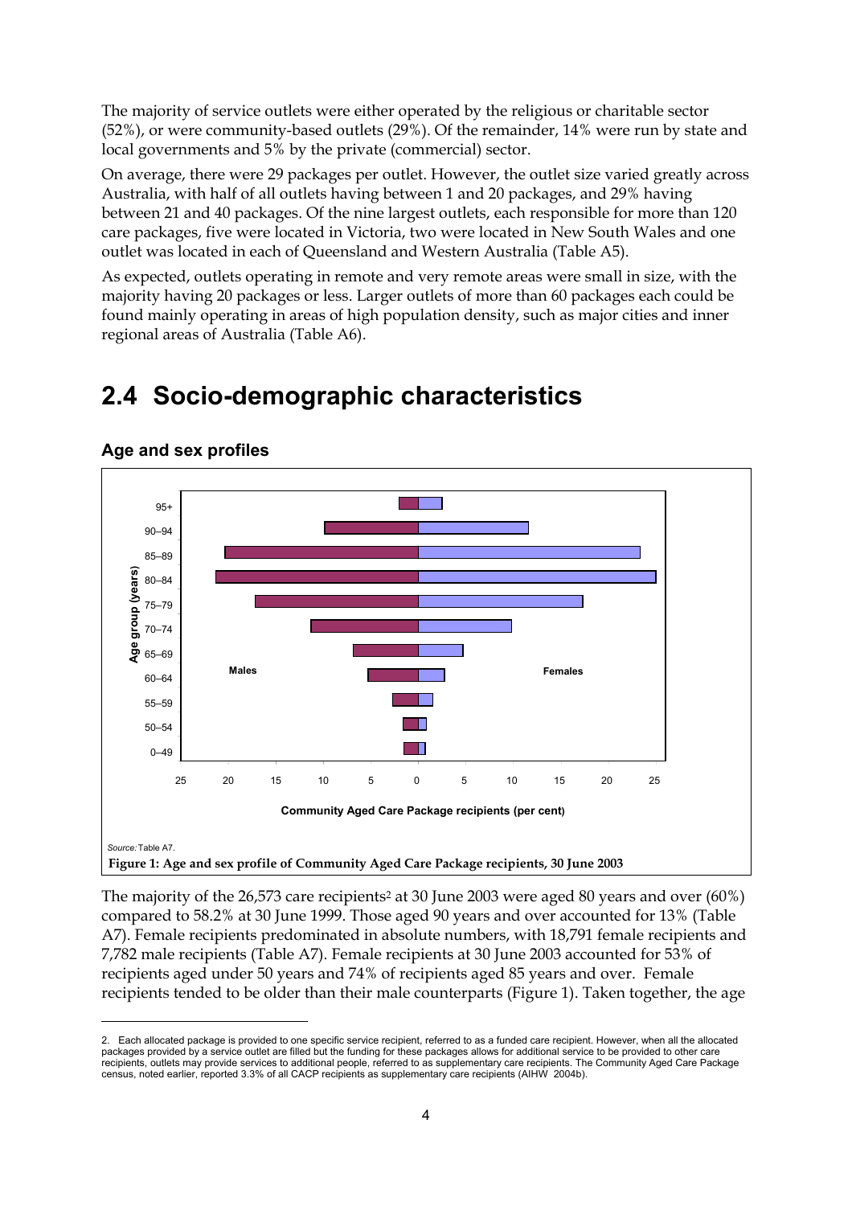The majority of service outlets were either operated by the religious or charitable sector (52%), or were community-based outlets (29%). Of the remainder, 14% were run by state and local governments and 5% by the private (commercial) sector.

On average, there were 29 packages per outlet. However, the outlet size varied greatly across Australia, with half of all outlets having between 1 and 20 packages, and 29% having between 21 and 40 packages. Of the nine largest outlets, each responsible for more than 120 care packages, five were located in Victoria, two were located in New South Wales and one outlet was located in each of Queensland and Western Australia (Table A5).

As expected, outlets operating in remote and very remote areas were small in size, with the majority having 20 packages or less. Larger outlets of more than 60 packages each could be found mainly operating in areas of high population density, such as major cities and inner regional areas of Australia (Table A6).

## 2.4 Socio-demographic characteristics

### Age and sex profiles

*Source:* Table A7.

**Figure 1: Age and sex profile of Community Aged Care Package recipients, 30 June 2003**

The majority of the 26,573 care recipients[2] at 30 June 2003 were aged 80 years and over (60%) compared to 58.2% at 30 June 1999. Those aged 90 years and over accounted for 13% (Table A7). Female recipients predominated in absolute numbers, with 18,791 female recipients and 7,782 male recipients (Table A7). Female recipients at 30 June 2003 accounted for 53% of recipients aged under 50 years and 74% of recipients aged 85 years and over. Female recipients tended to be older than their male counterparts (Figure 1). Taken together, the age

2. Each allocated package is provided to one specific service recipient, referred to as a funded care recipient. However, when all the allocated packages provided by a service outlet are filled but the funding for these packages allows for additional service to be provided to other care recipients, outlets may provide services to additional people, referred to as supplementary care recipients. The Community Aged Care Package census, noted earlier, reported 3.3% of all CACP recipients as supplementary care recipients (AIHW 2004b).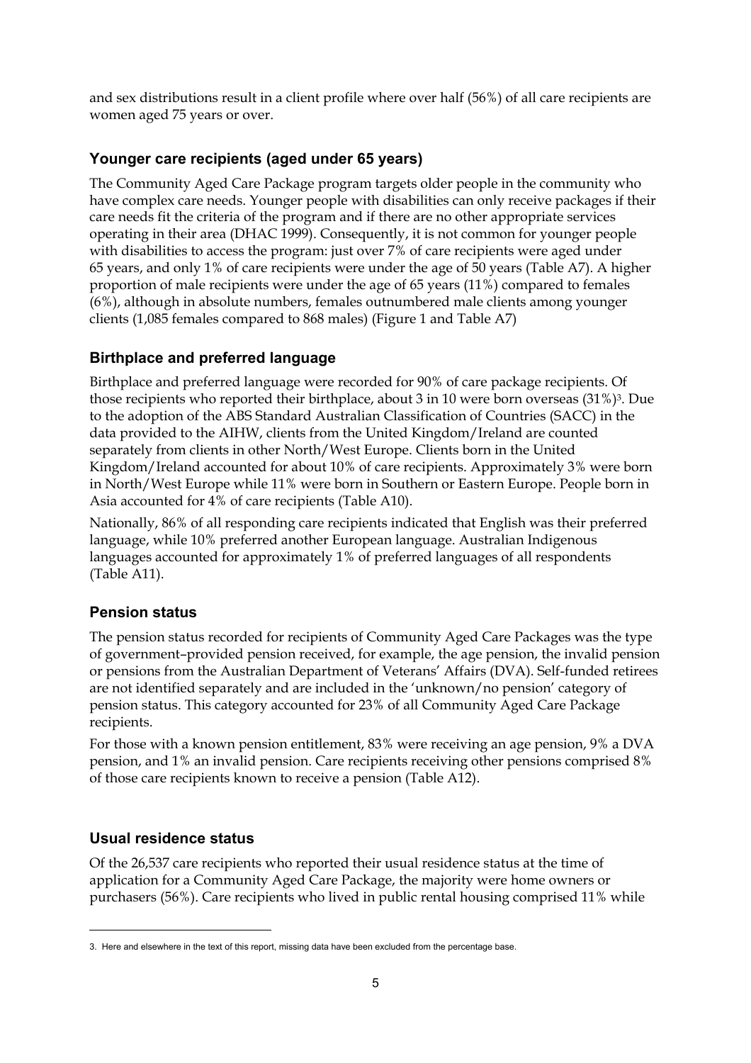and sex distributions result in a client profile where over half (56%) of all care recipients are women aged 75 years or over.

### Younger care recipients (aged under 65 years)

The Community Aged Care Package program targets older people in the community who have complex care needs. Younger people with disabilities can only receive packages if their care needs fit the criteria of the program and if there are no other appropriate services operating in their area (DHAC 1999). Consequently, it is not common for younger people with disabilities to access the program: just over 7% of care recipients were aged under 65 years, and only 1% of care recipients were under the age of 50 years (Table A7). A higher proportion of male recipients were under the age of 65 years (11%) compared to females (6%), although in absolute numbers, females outnumbered male clients among younger clients (1,085 females compared to 868 males) (Figure 1 and Table A7)

### Birthplace and preferred language

Birthplace and preferred language were recorded for 90% of care package recipients. Of those recipients who reported their birthplace, about 3 in 10 were born overseas (31%)[3]. Due to the adoption of the ABS Standard Australian Classification of Countries (SACC) in the data provided to the AIHW, clients from the United Kingdom/Ireland are counted separately from clients in other North/West Europe. Clients born in the United Kingdom/Ireland accounted for about 10% of care recipients. Approximately 3% were born in North/West Europe while 11% were born in Southern or Eastern Europe. People born in Asia accounted for 4% of care recipients (Table A10).

Nationally, 86% of all responding care recipients indicated that English was their preferred language, while 10% preferred another European language. Australian Indigenous languages accounted for approximately 1% of preferred languages of all respondents (Table A11).

### Pension status

The pension status recorded for recipients of Community Aged Care Packages was the type of government–provided pension received, for example, the age pension, the invalid pension or pensions from the Australian Department of Veterans' Affairs (DVA). Self-funded retirees are not identified separately and are included in the 'unknown/no pension' category of pension status. This category accounted for 23% of all Community Aged Care Package recipients.

For those with a known pension entitlement, 83% were receiving an age pension, 9% a DVA pension, and 1% an invalid pension. Care recipients receiving other pensions comprised 8% of those care recipients known to receive a pension (Table A12).

### Usual residence status

Of the 26,537 care recipients who reported their usual residence status at the time of application for a Community Aged Care Package, the majority were home owners or purchasers (56%). Care recipients who lived in public rental housing comprised 11% while

---

3. Here and elsewhere in the text of this report, missing data have been excluded from the percentage base.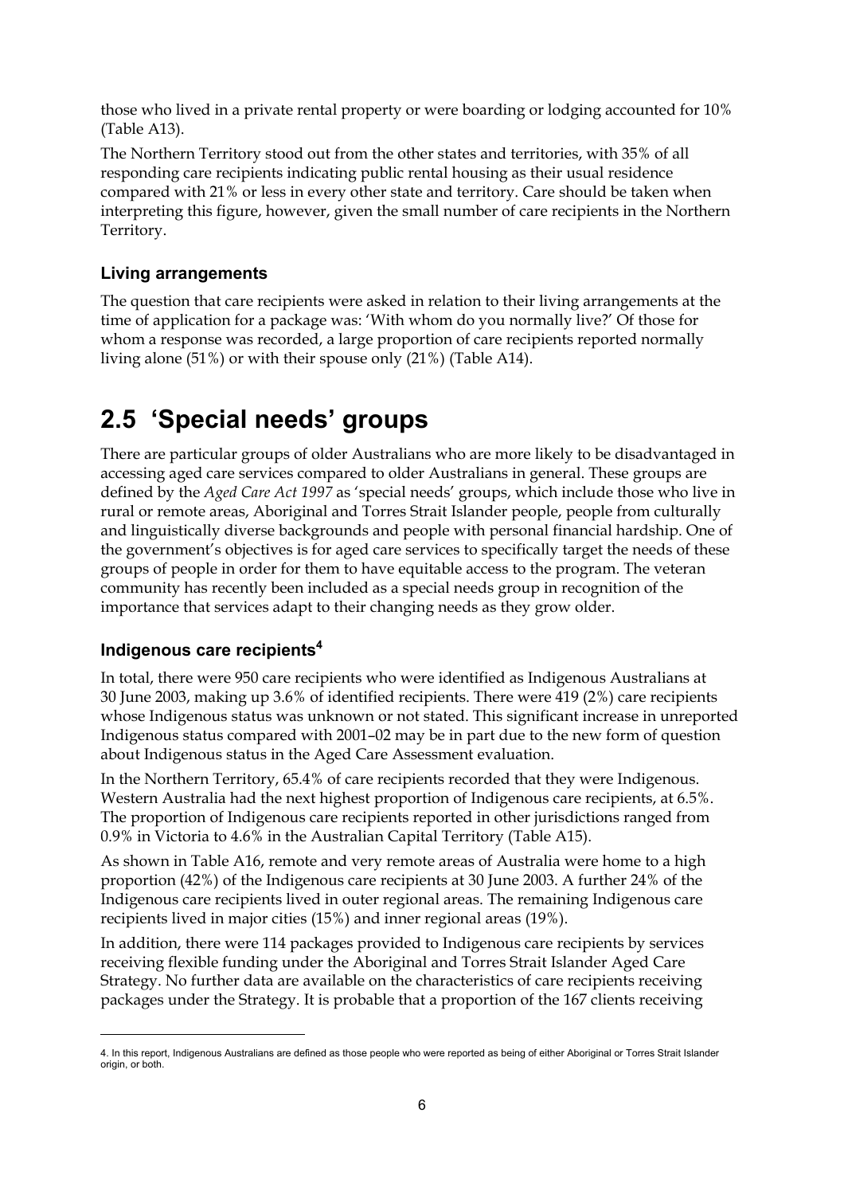those who lived in a private rental property or were boarding or lodging accounted for 10% (Table A13).

The Northern Territory stood out from the other states and territories, with 35% of all responding care recipients indicating public rental housing as their usual residence compared with 21% or less in every other state and territory. Care should be taken when interpreting this figure, however, given the small number of care recipients in the Northern Territory.

### Living arrangements

The question that care recipients were asked in relation to their living arrangements at the time of application for a package was: 'With whom do you normally live?' Of those for whom a response was recorded, a large proportion of care recipients reported normally living alone (51%) or with their spouse only (21%) (Table A14).

## 2.5 'Special needs' groups

There are particular groups of older Australians who are more likely to be disadvantaged in accessing aged care services compared to older Australians in general. These groups are defined by the *Aged Care Act 1997* as 'special needs' groups, which include those who live in rural or remote areas, Aboriginal and Torres Strait Islander people, people from culturally and linguistically diverse backgrounds and people with personal financial hardship. One of the government's objectives is for aged care services to specifically target the needs of these groups of people in order for them to have equitable access to the program. The veteran community has recently been included as a special needs group in recognition of the importance that services adapt to their changing needs as they grow older.

### Indigenous care recipients[4]

In total, there were 950 care recipients who were identified as Indigenous Australians at 30 June 2003, making up 3.6% of identified recipients. There were 419 (2%) care recipients whose Indigenous status was unknown or not stated. This significant increase in unreported Indigenous status compared with 2001–02 may be in part due to the new form of question about Indigenous status in the Aged Care Assessment evaluation.

In the Northern Territory, 65.4% of care recipients recorded that they were Indigenous. Western Australia had the next highest proportion of Indigenous care recipients, at 6.5%. The proportion of Indigenous care recipients reported in other jurisdictions ranged from 0.9% in Victoria to 4.6% in the Australian Capital Territory (Table A15).

As shown in Table A16, remote and very remote areas of Australia were home to a high proportion (42%) of the Indigenous care recipients at 30 June 2003. A further 24% of the Indigenous care recipients lived in outer regional areas. The remaining Indigenous care recipients lived in major cities (15%) and inner regional areas (19%).

In addition, there were 114 packages provided to Indigenous care recipients by services receiving flexible funding under the Aboriginal and Torres Strait Islander Aged Care Strategy. No further data are available on the characteristics of care recipients receiving packages under the Strategy. It is probable that a proportion of the 167 clients receiving

4. In this report, Indigenous Australians are defined as those people who were reported as being of either Aboriginal or Torres Strait Islander origin, or both.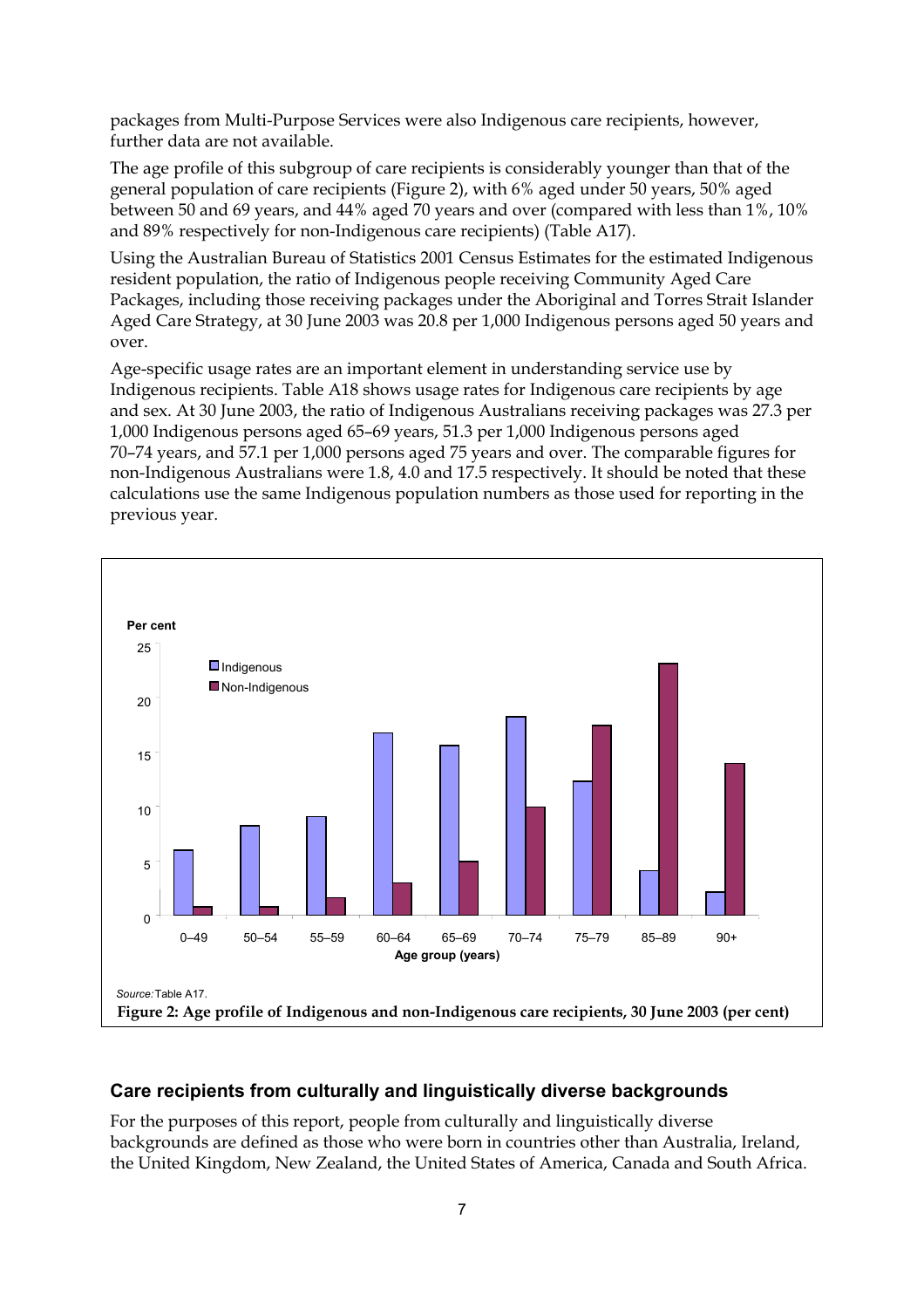packages from Multi-Purpose Services were also Indigenous care recipients, however, further data are not available.

The age profile of this subgroup of care recipients is considerably younger than that of the general population of care recipients (Figure 2), with 6% aged under 50 years, 50% aged between 50 and 69 years, and 44% aged 70 years and over (compared with less than 1%, 10% and 89% respectively for non-Indigenous care recipients) (Table A17).

Using the Australian Bureau of Statistics 2001 Census Estimates for the estimated Indigenous resident population, the ratio of Indigenous people receiving Community Aged Care Packages, including those receiving packages under the Aboriginal and Torres Strait Islander Aged Care Strategy, at 30 June 2003 was 20.8 per 1,000 Indigenous persons aged 50 years and over.

Age-specific usage rates are an important element in understanding service use by Indigenous recipients. Table A18 shows usage rates for Indigenous care recipients by age and sex. At 30 June 2003, the ratio of Indigenous Australians receiving packages was 27.3 per 1,000 Indigenous persons aged 65–69 years, 51.3 per 1,000 Indigenous persons aged 70–74 years, and 57.1 per 1,000 persons aged 75 years and over. The comparable figures for non-Indigenous Australians were 1.8, 4.0 and 17.5 respectively. It should be noted that these calculations use the same Indigenous population numbers as those used for reporting in the previous year.

*Source:* Table A17.

**Figure 2: Age profile of Indigenous and non-Indigenous care recipients, 30 June 2003 (per cent)**

## Care recipients from culturally and linguistically diverse backgrounds

For the purposes of this report, people from culturally and linguistically diverse backgrounds are defined as those who were born in countries other than Australia, Ireland, the United Kingdom, New Zealand, the United States of America, Canada and South Africa.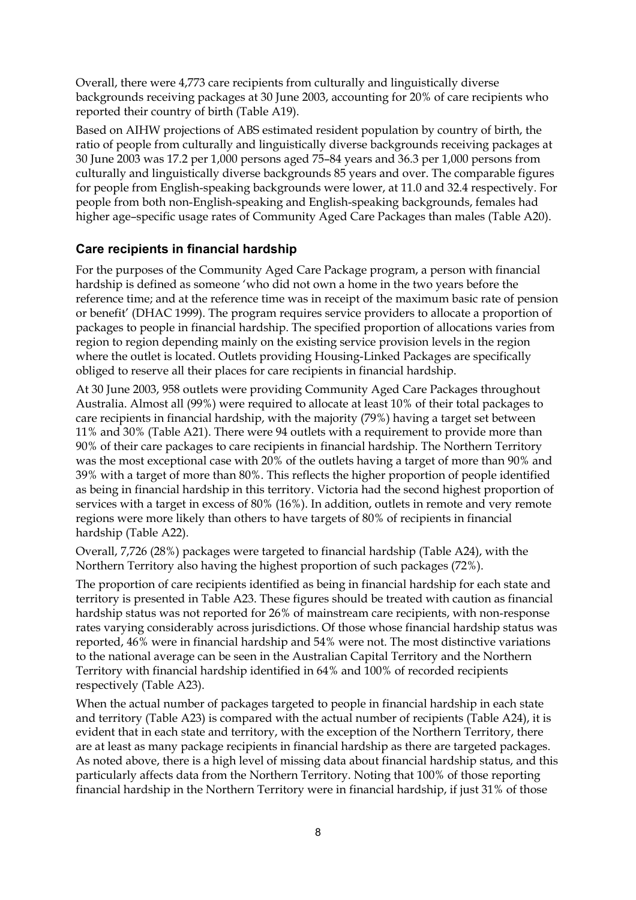Overall, there were 4,773 care recipients from culturally and linguistically diverse backgrounds receiving packages at 30 June 2003, accounting for 20% of care recipients who reported their country of birth (Table A19).

Based on AIHW projections of ABS estimated resident population by country of birth, the ratio of people from culturally and linguistically diverse backgrounds receiving packages at 30 June 2003 was 17.2 per 1,000 persons aged 75–84 years and 36.3 per 1,000 persons from culturally and linguistically diverse backgrounds 85 years and over. The comparable figures for people from English-speaking backgrounds were lower, at 11.0 and 32.4 respectively. For people from both non-English-speaking and English-speaking backgrounds, females had higher age–specific usage rates of Community Aged Care Packages than males (Table A20).

### Care recipients in financial hardship

For the purposes of the Community Aged Care Package program, a person with financial hardship is defined as someone 'who did not own a home in the two years before the reference time; and at the reference time was in receipt of the maximum basic rate of pension or benefit' (DHAC 1999). The program requires service providers to allocate a proportion of packages to people in financial hardship. The specified proportion of allocations varies from region to region depending mainly on the existing service provision levels in the region where the outlet is located. Outlets providing Housing-Linked Packages are specifically obliged to reserve all their places for care recipients in financial hardship.

At 30 June 2003, 958 outlets were providing Community Aged Care Packages throughout Australia. Almost all (99%) were required to allocate at least 10% of their total packages to care recipients in financial hardship, with the majority (79%) having a target set between 11% and 30% (Table A21). There were 94 outlets with a requirement to provide more than 90% of their care packages to care recipients in financial hardship. The Northern Territory was the most exceptional case with 20% of the outlets having a target of more than 90% and 39% with a target of more than 80%. This reflects the higher proportion of people identified as being in financial hardship in this territory. Victoria had the second highest proportion of services with a target in excess of 80% (16%). In addition, outlets in remote and very remote regions were more likely than others to have targets of 80% of recipients in financial hardship (Table A22).

Overall, 7,726 (28%) packages were targeted to financial hardship (Table A24), with the Northern Territory also having the highest proportion of such packages (72%).

The proportion of care recipients identified as being in financial hardship for each state and territory is presented in Table A23. These figures should be treated with caution as financial hardship status was not reported for 26% of mainstream care recipients, with non-response rates varying considerably across jurisdictions. Of those whose financial hardship status was reported, 46% were in financial hardship and 54% were not. The most distinctive variations to the national average can be seen in the Australian Capital Territory and the Northern Territory with financial hardship identified in 64% and 100% of recorded recipients respectively (Table A23).

When the actual number of packages targeted to people in financial hardship in each state and territory (Table A23) is compared with the actual number of recipients (Table A24), it is evident that in each state and territory, with the exception of the Northern Territory, there are at least as many package recipients in financial hardship as there are targeted packages. As noted above, there is a high level of missing data about financial hardship status, and this particularly affects data from the Northern Territory. Noting that 100% of those reporting financial hardship in the Northern Territory were in financial hardship, if just 31% of those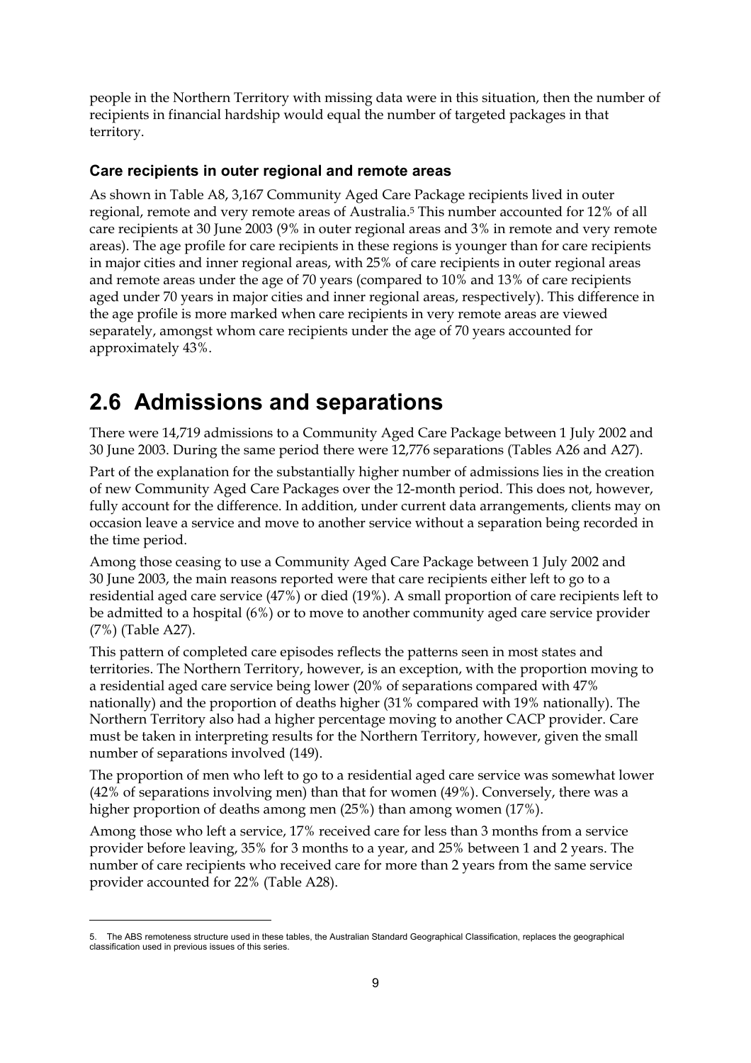people in the Northern Territory with missing data were in this situation, then the number of recipients in financial hardship would equal the number of targeted packages in that territory.

### Care recipients in outer regional and remote areas

As shown in Table A8, 3,167 Community Aged Care Package recipients lived in outer regional, remote and very remote areas of Australia.[5] This number accounted for 12% of all care recipients at 30 June 2003 (9% in outer regional areas and 3% in remote and very remote areas). The age profile for care recipients in these regions is younger than for care recipients in major cities and inner regional areas, with 25% of care recipients in outer regional areas and remote areas under the age of 70 years (compared to 10% and 13% of care recipients aged under 70 years in major cities and inner regional areas, respectively). This difference in the age profile is more marked when care recipients in very remote areas are viewed separately, amongst whom care recipients under the age of 70 years accounted for approximately 43%.

## 2.6 Admissions and separations

There were 14,719 admissions to a Community Aged Care Package between 1 July 2002 and 30 June 2003. During the same period there were 12,776 separations (Tables A26 and A27).

Part of the explanation for the substantially higher number of admissions lies in the creation of new Community Aged Care Packages over the 12-month period. This does not, however, fully account for the difference. In addition, under current data arrangements, clients may on occasion leave a service and move to another service without a separation being recorded in the time period.

Among those ceasing to use a Community Aged Care Package between 1 July 2002 and 30 June 2003, the main reasons reported were that care recipients either left to go to a residential aged care service (47%) or died (19%). A small proportion of care recipients left to be admitted to a hospital (6%) or to move to another community aged care service provider (7%) (Table A27).

This pattern of completed care episodes reflects the patterns seen in most states and territories. The Northern Territory, however, is an exception, with the proportion moving to a residential aged care service being lower (20% of separations compared with 47% nationally) and the proportion of deaths higher (31% compared with 19% nationally). The Northern Territory also had a higher percentage moving to another CACP provider. Care must be taken in interpreting results for the Northern Territory, however, given the small number of separations involved (149).

The proportion of men who left to go to a residential aged care service was somewhat lower (42% of separations involving men) than that for women (49%). Conversely, there was a higher proportion of deaths among men (25%) than among women (17%).

Among those who left a service, 17% received care for less than 3 months from a service provider before leaving, 35% for 3 months to a year, and 25% between 1 and 2 years. The number of care recipients who received care for more than 2 years from the same service provider accounted for 22% (Table A28).

---

5. The ABS remoteness structure used in these tables, the Australian Standard Geographical Classification, replaces the geographical classification used in previous issues of this series.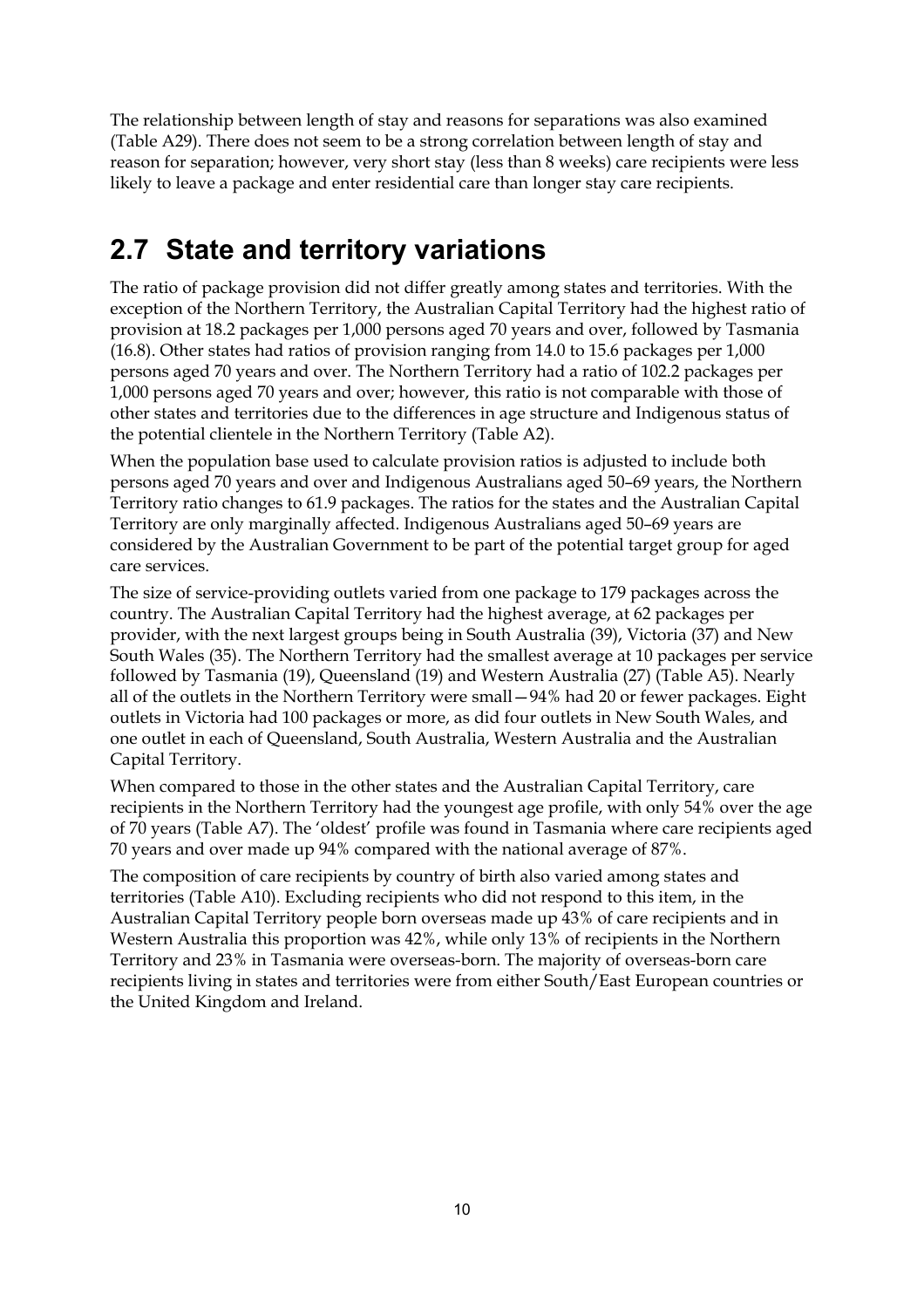The relationship between length of stay and reasons for separations was also examined (Table A29). There does not seem to be a strong correlation between length of stay and reason for separation; however, very short stay (less than 8 weeks) care recipients were less likely to leave a package and enter residential care than longer stay care recipients.

## 2.7 State and territory variations

The ratio of package provision did not differ greatly among states and territories. With the exception of the Northern Territory, the Australian Capital Territory had the highest ratio of provision at 18.2 packages per 1,000 persons aged 70 years and over, followed by Tasmania (16.8). Other states had ratios of provision ranging from 14.0 to 15.6 packages per 1,000 persons aged 70 years and over. The Northern Territory had a ratio of 102.2 packages per 1,000 persons aged 70 years and over; however, this ratio is not comparable with those of other states and territories due to the differences in age structure and Indigenous status of the potential clientele in the Northern Territory (Table A2).

When the population base used to calculate provision ratios is adjusted to include both persons aged 70 years and over and Indigenous Australians aged 50–69 years, the Northern Territory ratio changes to 61.9 packages. The ratios for the states and the Australian Capital Territory are only marginally affected. Indigenous Australians aged 50–69 years are considered by the Australian Government to be part of the potential target group for aged care services.

The size of service-providing outlets varied from one package to 179 packages across the country. The Australian Capital Territory had the highest average, at 62 packages per provider, with the next largest groups being in South Australia (39), Victoria (37) and New South Wales (35). The Northern Territory had the smallest average at 10 packages per service followed by Tasmania (19), Queensland (19) and Western Australia (27) (Table A5). Nearly all of the outlets in the Northern Territory were small—94% had 20 or fewer packages. Eight outlets in Victoria had 100 packages or more, as did four outlets in New South Wales, and one outlet in each of Queensland, South Australia, Western Australia and the Australian Capital Territory.

When compared to those in the other states and the Australian Capital Territory, care recipients in the Northern Territory had the youngest age profile, with only 54% over the age of 70 years (Table A7). The 'oldest' profile was found in Tasmania where care recipients aged 70 years and over made up 94% compared with the national average of 87%.

The composition of care recipients by country of birth also varied among states and territories (Table A10). Excluding recipients who did not respond to this item, in the Australian Capital Territory people born overseas made up 43% of care recipients and in Western Australia this proportion was 42%, while only 13% of recipients in the Northern Territory and 23% in Tasmania were overseas-born. The majority of overseas-born care recipients living in states and territories were from either South/East European countries or the United Kingdom and Ireland.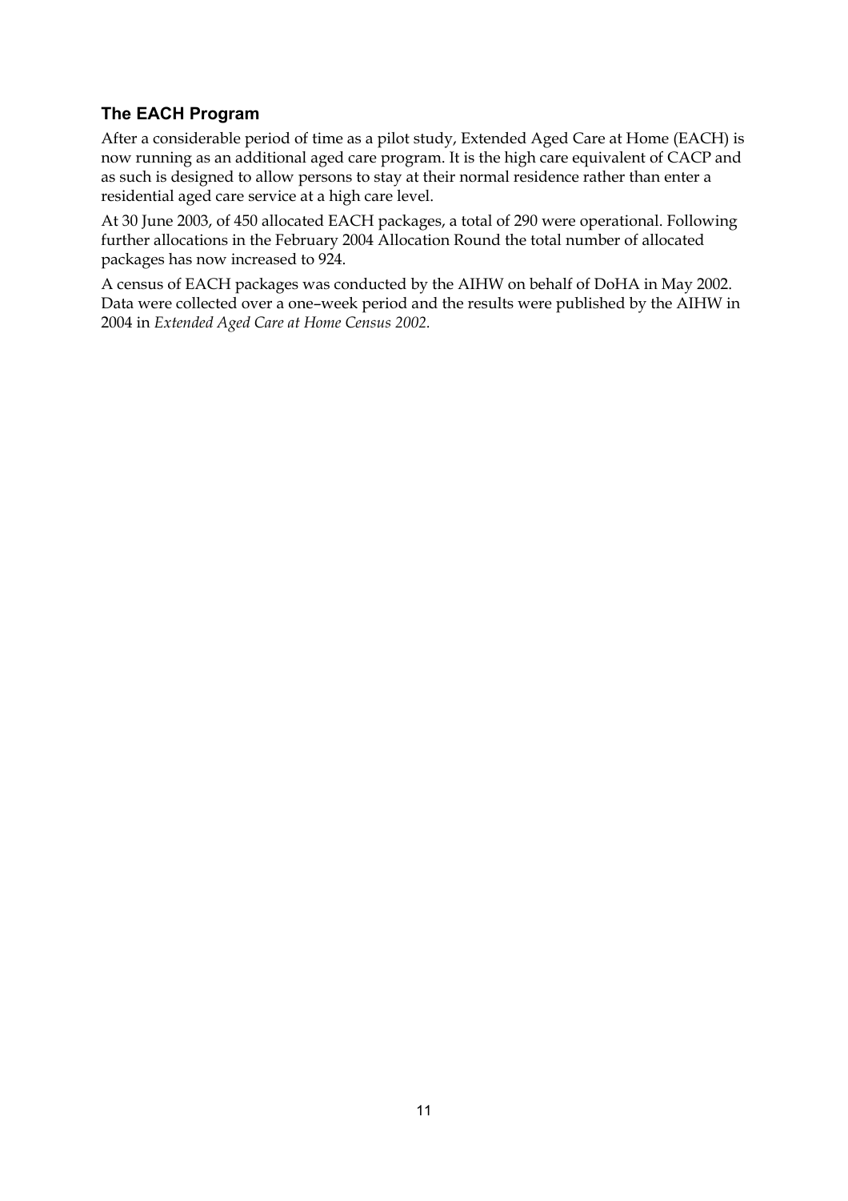### The EACH Program

After a considerable period of time as a pilot study, Extended Aged Care at Home (EACH) is now running as an additional aged care program. It is the high care equivalent of CACP and as such is designed to allow persons to stay at their normal residence rather than enter a residential aged care service at a high care level.

At 30 June 2003, of 450 allocated EACH packages, a total of 290 were operational. Following further allocations in the February 2004 Allocation Round the total number of allocated packages has now increased to 924.

A census of EACH packages was conducted by the AIHW on behalf of DoHA in May 2002. Data were collected over a one–week period and the results were published by the AIHW in 2004 in *Extended Aged Care at Home Census 2002*.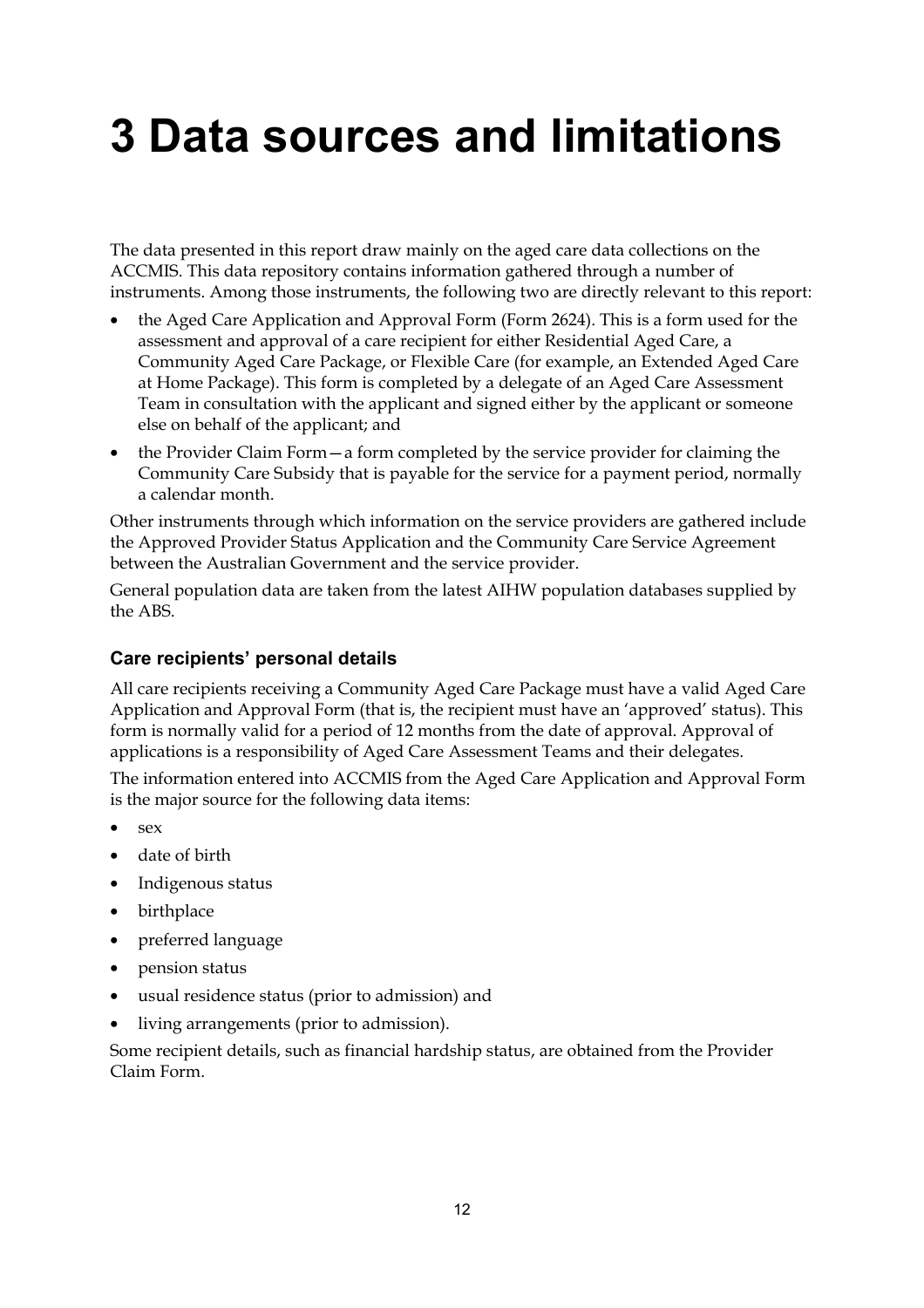# 3 Data sources and limitations

The data presented in this report draw mainly on the aged care data collections on the ACCMIS. This data repository contains information gathered through a number of instruments. Among those instruments, the following two are directly relevant to this report:

- the Aged Care Application and Approval Form (Form 2624). This is a form used for the assessment and approval of a care recipient for either Residential Aged Care, a Community Aged Care Package, or Flexible Care (for example, an Extended Aged Care at Home Package). This form is completed by a delegate of an Aged Care Assessment Team in consultation with the applicant and signed either by the applicant or someone else on behalf of the applicant; and
- the Provider Claim Form—a form completed by the service provider for claiming the Community Care Subsidy that is payable for the service for a payment period, normally a calendar month.

Other instruments through which information on the service providers are gathered include the Approved Provider Status Application and the Community Care Service Agreement between the Australian Government and the service provider.

General population data are taken from the latest AIHW population databases supplied by the ABS.

### Care recipients' personal details

All care recipients receiving a Community Aged Care Package must have a valid Aged Care Application and Approval Form (that is, the recipient must have an 'approved' status). This form is normally valid for a period of 12 months from the date of approval. Approval of applications is a responsibility of Aged Care Assessment Teams and their delegates.

The information entered into ACCMIS from the Aged Care Application and Approval Form is the major source for the following data items:

- sex
- date of birth
- Indigenous status
- birthplace
- preferred language
- pension status
- usual residence status (prior to admission) and
- living arrangements (prior to admission).

Some recipient details, such as financial hardship status, are obtained from the Provider Claim Form.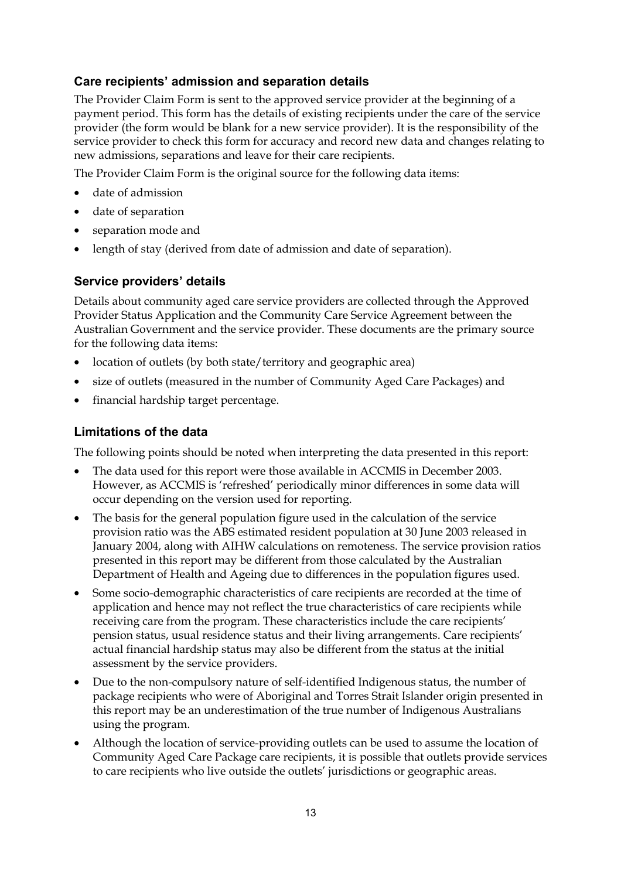### Care recipients' admission and separation details

The Provider Claim Form is sent to the approved service provider at the beginning of a payment period. This form has the details of existing recipients under the care of the service provider (the form would be blank for a new service provider). It is the responsibility of the service provider to check this form for accuracy and record new data and changes relating to new admissions, separations and leave for their care recipients.

The Provider Claim Form is the original source for the following data items:

- date of admission
- date of separation
- separation mode and
- length of stay (derived from date of admission and date of separation).

### Service providers' details

Details about community aged care service providers are collected through the Approved Provider Status Application and the Community Care Service Agreement between the Australian Government and the service provider. These documents are the primary source for the following data items:

- location of outlets (by both state/territory and geographic area)
- size of outlets (measured in the number of Community Aged Care Packages) and
- financial hardship target percentage.

### Limitations of the data

The following points should be noted when interpreting the data presented in this report:

- The data used for this report were those available in ACCMIS in December 2003. However, as ACCMIS is 'refreshed' periodically minor differences in some data will occur depending on the version used for reporting.
- The basis for the general population figure used in the calculation of the service provision ratio was the ABS estimated resident population at 30 June 2003 released in January 2004, along with AIHW calculations on remoteness. The service provision ratios presented in this report may be different from those calculated by the Australian Department of Health and Ageing due to differences in the population figures used.
- Some socio-demographic characteristics of care recipients are recorded at the time of application and hence may not reflect the true characteristics of care recipients while receiving care from the program. These characteristics include the care recipients' pension status, usual residence status and their living arrangements. Care recipients' actual financial hardship status may also be different from the status at the initial assessment by the service providers.
- Due to the non-compulsory nature of self-identified Indigenous status, the number of package recipients who were of Aboriginal and Torres Strait Islander origin presented in this report may be an underestimation of the true number of Indigenous Australians using the program.
- Although the location of service-providing outlets can be used to assume the location of Community Aged Care Package care recipients, it is possible that outlets provide services to care recipients who live outside the outlets' jurisdictions or geographic areas.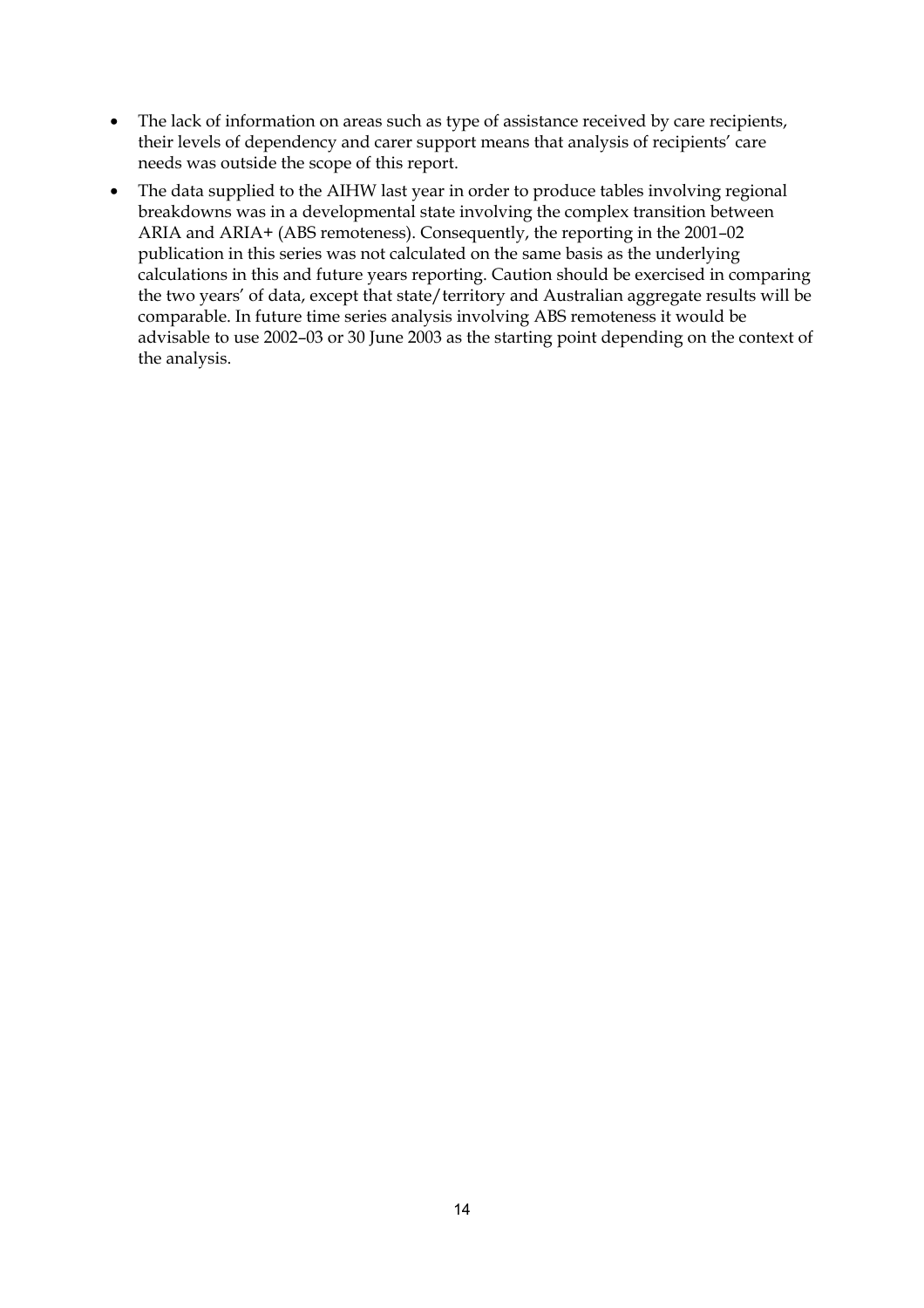- The lack of information on areas such as type of assistance received by care recipients, their levels of dependency and carer support means that analysis of recipients' care needs was outside the scope of this report.
- The data supplied to the AIHW last year in order to produce tables involving regional breakdowns was in a developmental state involving the complex transition between ARIA and ARIA+ (ABS remoteness). Consequently, the reporting in the 2001–02 publication in this series was not calculated on the same basis as the underlying calculations in this and future years reporting. Caution should be exercised in comparing the two years' of data, except that state/territory and Australian aggregate results will be comparable. In future time series analysis involving ABS remoteness it would be advisable to use 2002–03 or 30 June 2003 as the starting point depending on the context of the analysis.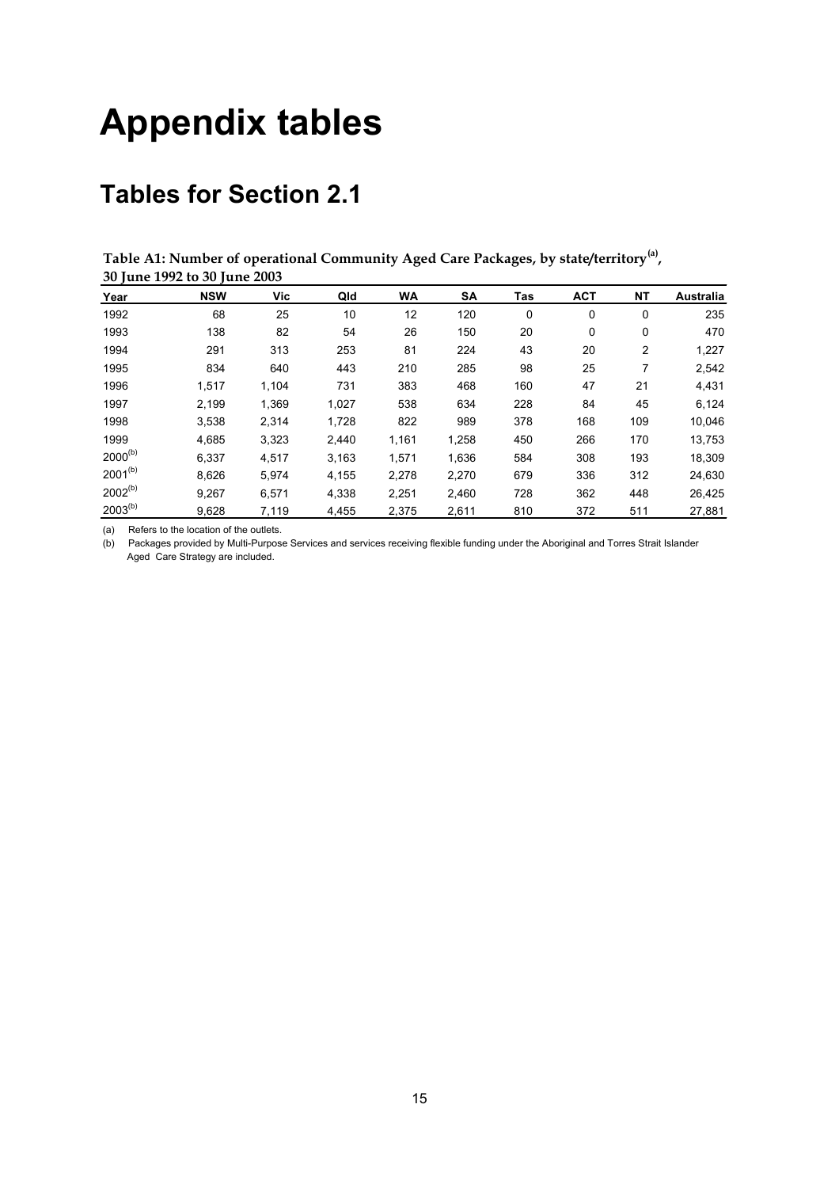# Appendix tables

## Tables for Section 2.1

**Table A1: Number of operational Community Aged Care Packages, by state/territory[(a)], 30 June 1992 to 30 June 2003**

| Year | NSW | Vic | Qld | WA | SA | Tas | ACT | NT | Australia |
|---|---|---|---|---|---|---|---|---|---|
| 1992 | 68 | 25 | 10 | 12 | 120 | 0 | 0 | 0 | 235 |
| 1993 | 138 | 82 | 54 | 26 | 150 | 20 | 0 | 0 | 470 |
| 1994 | 291 | 313 | 253 | 81 | 224 | 43 | 20 | 2 | 1,227 |
| 1995 | 834 | 640 | 443 | 210 | 285 | 98 | 25 | 7 | 2,542 |
| 1996 | 1,517 | 1,104 | 731 | 383 | 468 | 160 | 47 | 21 | 4,431 |
| 1997 | 2,199 | 1,369 | 1,027 | 538 | 634 | 228 | 84 | 45 | 6,124 |
| 1998 | 3,538 | 2,314 | 1,728 | 822 | 989 | 378 | 168 | 109 | 10,046 |
| 1999 | 4,685 | 3,323 | 2,440 | 1,161 | 1,258 | 450 | 266 | 170 | 13,753 |
| 2000[(b)] | 6,337 | 4,517 | 3,163 | 1,571 | 1,636 | 584 | 308 | 193 | 18,309 |
| 2001[(b)] | 8,626 | 5,974 | 4,155 | 2,278 | 2,270 | 679 | 336 | 312 | 24,630 |
| 2002[(b)] | 9,267 | 6,571 | 4,338 | 2,251 | 2,460 | 728 | 362 | 448 | 26,425 |
| 2003[(b)] | 9,628 | 7,119 | 4,455 | 2,375 | 2,611 | 810 | 372 | 511 | 27,881 |

(a) Refers to the location of the outlets.

(b) Packages provided by Multi-Purpose Services and services receiving flexible funding under the Aboriginal and Torres Strait Islander Aged Care Strategy are included.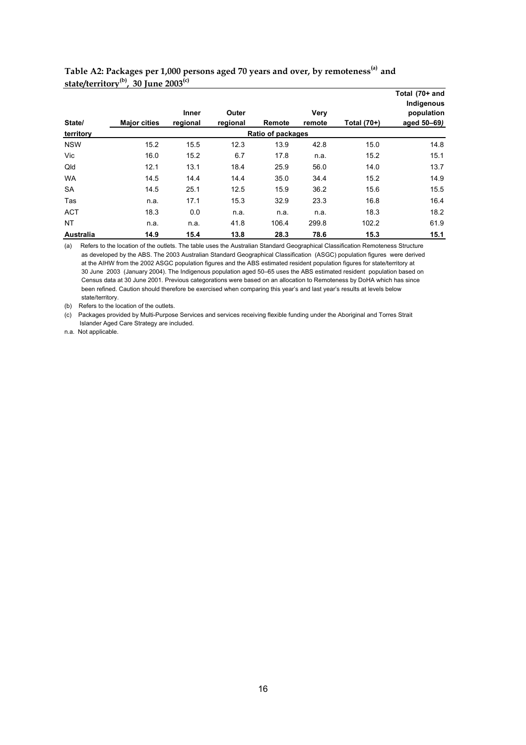**Table A2: Packages per 1,000 persons aged 70 years and over, by remoteness[(a)] and state/territory[(b)], 30 June 2003[(c)]**

| State/ territory | Major cities | Inner regional | Outer regional | Remote | Very remote | Total (70+) | Total (70+ and Indigenous population aged 50–69) |
|---|---|---|---|---|---|---|---|
| | | | | Ratio of packages | | | |
| NSW | 15.2 | 15.5 | 12.3 | 13.9 | 42.8 | 15.0 | 14.8 |
| Vic | 16.0 | 15.2 | 6.7 | 17.8 | n.a. | 15.2 | 15.1 |
| Qld | 12.1 | 13.1 | 18.4 | 25.9 | 56.0 | 14.0 | 13.7 |
| WA | 14.5 | 14.4 | 14.4 | 35.0 | 34.4 | 15.2 | 14.9 |
| SA | 14.5 | 25.1 | 12.5 | 15.9 | 36.2 | 15.6 | 15.5 |
| Tas | n.a. | 17.1 | 15.3 | 32.9 | 23.3 | 16.8 | 16.4 |
| ACT | 18.3 | 0.0 | n.a. | n.a. | n.a. | 18.3 | 18.2 |
| NT | n.a. | n.a. | 41.8 | 106.4 | 299.8 | 102.2 | 61.9 |
| **Australia** | **14.9** | **15.4** | **13.8** | **28.3** | **78.6** | **15.3** | **15.1** |

(a) Refers to the location of the outlets. The table uses the Australian Standard Geographical Classification Remoteness Structure as developed by the ABS. The 2003 Australian Standard Geographical Classification (ASGC) population figures were derived at the AIHW from the 2002 ASGC population figures and the ABS estimated resident population figures for state/territory at 30 June 2003 (January 2004). The Indigenous population aged 50–65 uses the ABS estimated resident population based on Census data at 30 June 2001. Previous categorations were based on an allocation to Remoteness by DoHA which has since been refined. Caution should therefore be exercised when comparing this year's and last year's results at levels below state/territory.

(b) Refers to the location of the outlets.

(c) Packages provided by Multi-Purpose Services and services receiving flexible funding under the Aboriginal and Torres Strait Islander Aged Care Strategy are included.

n.a. Not applicable.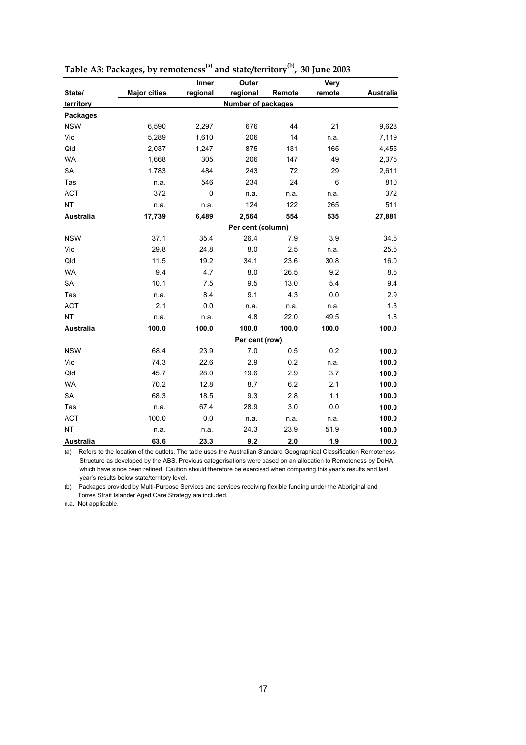**Table A3: Packages, by remoteness[(a)] and state/territory[(b)], 30 June 2003**

| State/ territory | Major cities | Inner regional | Outer regional | Remote | Very remote | Australia |
|---|---|---|---|---|---|---|
| | | | Number of packages | | | |
| **Packages** | | | | | | |
| NSW | 6,590 | 2,297 | 676 | 44 | 21 | 9,628 |
| Vic | 5,289 | 1,610 | 206 | 14 | n.a. | 7,119 |
| Qld | 2,037 | 1,247 | 875 | 131 | 165 | 4,455 |
| WA | 1,668 | 305 | 206 | 147 | 49 | 2,375 |
| SA | 1,783 | 484 | 243 | 72 | 29 | 2,611 |
| Tas | n.a. | 546 | 234 | 24 | 6 | 810 |
| ACT | 372 | 0 | n.a. | n.a. | n.a. | 372 |
| NT | n.a. | n.a. | 124 | 122 | 265 | 511 |
| **Australia** | **17,739** | **6,489** | **2,564** | **554** | **535** | **27,881** |
| | | | Per cent (column) | | | |
| NSW | 37.1 | 35.4 | 26.4 | 7.9 | 3.9 | 34.5 |
| Vic | 29.8 | 24.8 | 8.0 | 2.5 | n.a. | 25.5 |
| Qld | 11.5 | 19.2 | 34.1 | 23.6 | 30.8 | 16.0 |
| WA | 9.4 | 4.7 | 8.0 | 26.5 | 9.2 | 8.5 |
| SA | 10.1 | 7.5 | 9.5 | 13.0 | 5.4 | 9.4 |
| Tas | n.a. | 8.4 | 9.1 | 4.3 | 0.0 | 2.9 |
| ACT | 2.1 | 0.0 | n.a. | n.a. | n.a. | 1.3 |
| NT | n.a. | n.a. | 4.8 | 22.0 | 49.5 | 1.8 |
| **Australia** | **100.0** | **100.0** | **100.0** | **100.0** | **100.0** | **100.0** |
| | | | Per cent (row) | | | |
| NSW | 68.4 | 23.9 | 7.0 | 0.5 | 0.2 | **100.0** |
| Vic | 74.3 | 22.6 | 2.9 | 0.2 | n.a. | **100.0** |
| Qld | 45.7 | 28.0 | 19.6 | 2.9 | 3.7 | **100.0** |
| WA | 70.2 | 12.8 | 8.7 | 6.2 | 2.1 | **100.0** |
| SA | 68.3 | 18.5 | 9.3 | 2.8 | 1.1 | **100.0** |
| Tas | n.a. | 67.4 | 28.9 | 3.0 | 0.0 | **100.0** |
| ACT | 100.0 | 0.0 | n.a. | n.a. | n.a. | **100.0** |
| NT | n.a. | n.a. | 24.3 | 23.9 | 51.9 | **100.0** |
| **Australia** | **63.6** | **23.3** | **9.2** | **2.0** | **1.9** | **100.0** |

(a) Refers to the location of the outlets. The table uses the Australian Standard Geographical Classification Remoteness Structure as developed by the ABS. Previous categorisations were based on an allocation to Remoteness by DoHA which have since been refined. Caution should therefore be exercised when comparing this year's results and last year's results below state/territory level.

(b) Packages provided by Multi-Purpose Services and services receiving flexible funding under the Aboriginal and Torres Strait Islander Aged Care Strategy are included.

n.a. Not applicable.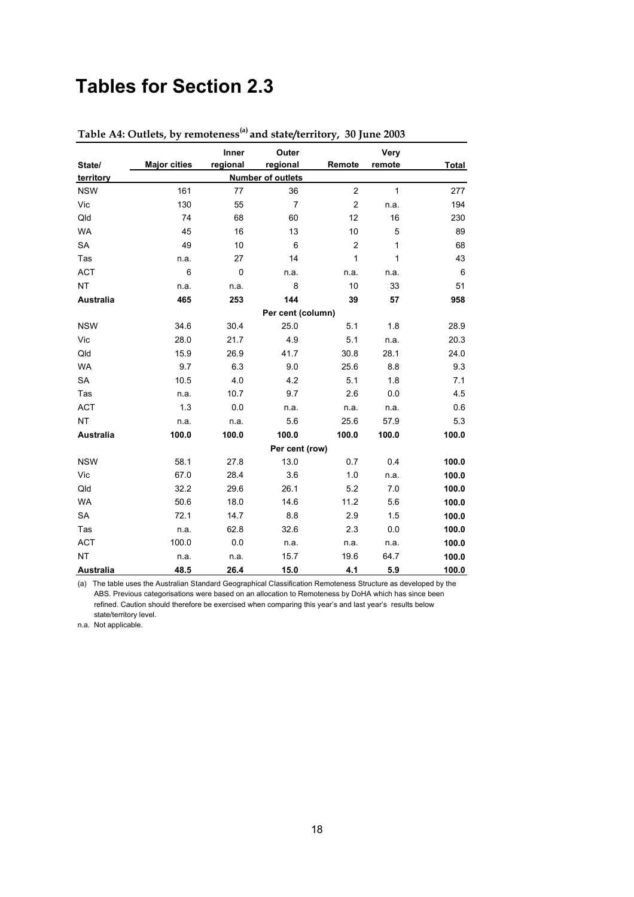# Tables for Section 2.3

**Table A4: Outlets, by remoteness[(a)] and state/territory, 30 June 2003**

| State/ territory | Major cities | Inner regional | Outer regional | Remote | Very remote | Total |
|---|---|---|---|---|---|---|
| | | | **Number of outlets** | | | |
| NSW | 161 | 77 | 36 | 2 | 1 | 277 |
| Vic | 130 | 55 | 7 | 2 | n.a. | 194 |
| Qld | 74 | 68 | 60 | 12 | 16 | 230 |
| WA | 45 | 16 | 13 | 10 | 5 | 89 |
| SA | 49 | 10 | 6 | 2 | 1 | 68 |
| Tas | n.a. | 27 | 14 | 1 | 1 | 43 |
| ACT | 6 | 0 | n.a. | n.a. | n.a. | 6 |
| NT | n.a. | n.a. | 8 | 10 | 33 | 51 |
| **Australia** | **465** | **253** | **144** | **39** | **57** | **958** |
| | | | **Per cent (column)** | | | |
| NSW | 34.6 | 30.4 | 25.0 | 5.1 | 1.8 | 28.9 |
| Vic | 28.0 | 21.7 | 4.9 | 5.1 | n.a. | 20.3 |
| Qld | 15.9 | 26.9 | 41.7 | 30.8 | 28.1 | 24.0 |
| WA | 9.7 | 6.3 | 9.0 | 25.6 | 8.8 | 9.3 |
| SA | 10.5 | 4.0 | 4.2 | 5.1 | 1.8 | 7.1 |
| Tas | n.a. | 10.7 | 9.7 | 2.6 | 0.0 | 4.5 |
| ACT | 1.3 | 0.0 | n.a. | n.a. | n.a. | 0.6 |
| NT | n.a. | n.a. | 5.6 | 25.6 | 57.9 | 5.3 |
| **Australia** | **100.0** | **100.0** | **100.0** | **100.0** | **100.0** | **100.0** |
| | | | **Per cent (row)** | | | |
| NSW | 58.1 | 27.8 | 13.0 | 0.7 | 0.4 | **100.0** |
| Vic | 67.0 | 28.4 | 3.6 | 1.0 | n.a. | **100.0** |
| Qld | 32.2 | 29.6 | 26.1 | 5.2 | 7.0 | **100.0** |
| WA | 50.6 | 18.0 | 14.6 | 11.2 | 5.6 | **100.0** |
| SA | 72.1 | 14.7 | 8.8 | 2.9 | 1.5 | **100.0** |
| Tas | n.a. | 62.8 | 32.6 | 2.3 | 0.0 | **100.0** |
| ACT | 100.0 | 0.0 | n.a. | n.a. | n.a. | **100.0** |
| NT | n.a. | n.a. | 15.7 | 19.6 | 64.7 | **100.0** |
| **Australia** | **48.5** | **26.4** | **15.0** | **4.1** | **5.9** | **100.0** |

(a) The table uses the Australian Standard Geographical Classification Remoteness Structure as developed by the ABS. Previous categorisations were based on an allocation to Remoteness by DoHA which has since been refined. Caution should therefore be exercised when comparing this year's and last year's results below state/territory level.

n.a. Not applicable.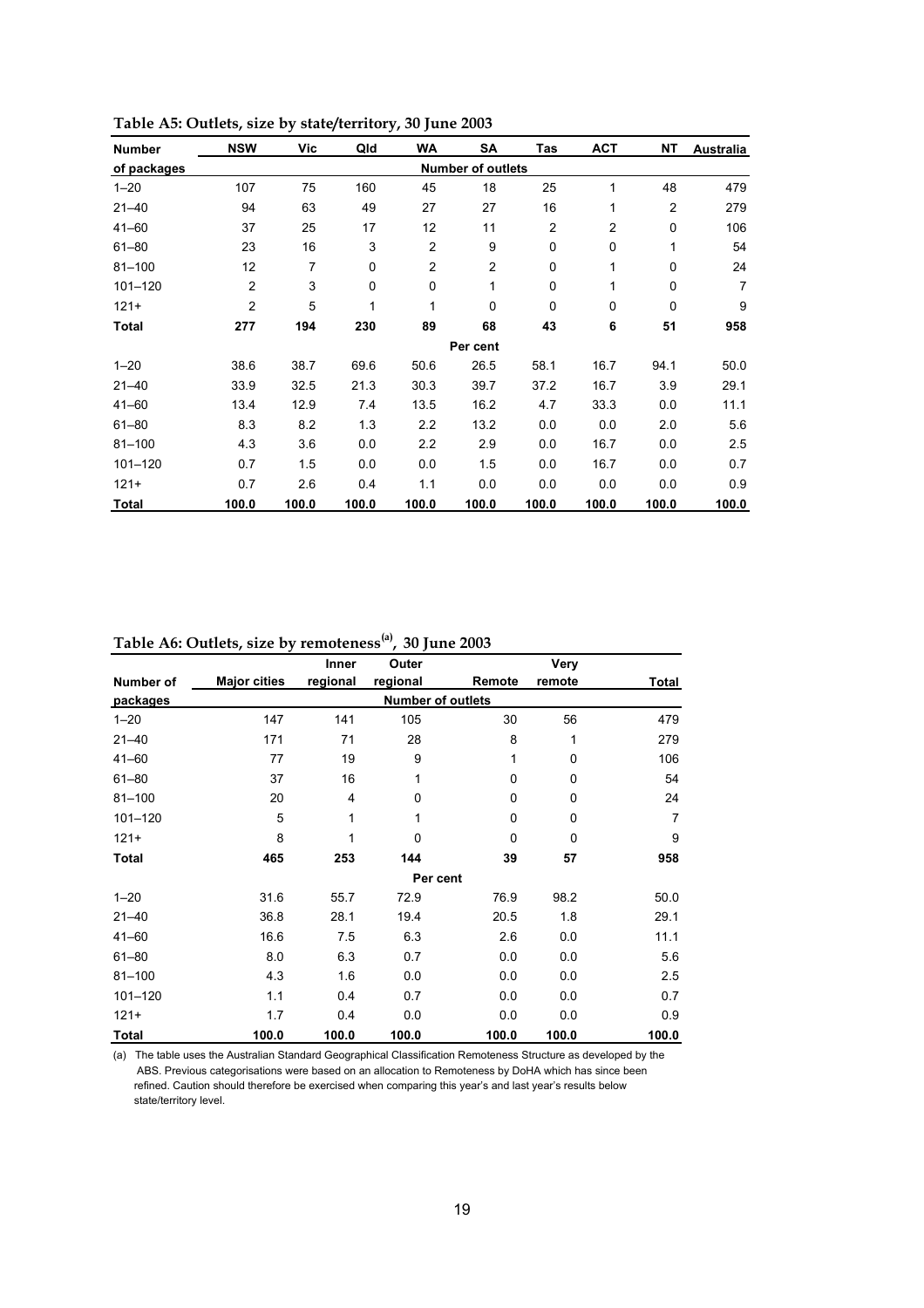**Table A5: Outlets, size by state/territory, 30 June 2003**

| Number of packages | NSW | Vic | Qld | WA | SA | Tas | ACT | NT | Australia |
|---|---|---|---|---|---|---|---|---|---|
| | | | | | **Number of outlets** | | | | |
| 1–20 | 107 | 75 | 160 | 45 | 18 | 25 | 1 | 48 | 479 |
| 21–40 | 94 | 63 | 49 | 27 | 27 | 16 | 1 | 2 | 279 |
| 41–60 | 37 | 25 | 17 | 12 | 11 | 2 | 2 | 0 | 106 |
| 61–80 | 23 | 16 | 3 | 2 | 9 | 0 | 0 | 1 | 54 |
| 81–100 | 12 | 7 | 0 | 2 | 2 | 0 | 1 | 0 | 24 |
| 101–120 | 2 | 3 | 0 | 0 | 1 | 0 | 1 | 0 | 7 |
| 121+ | 2 | 5 | 1 | 1 | 0 | 0 | 0 | 0 | 9 |
| **Total** | **277** | **194** | **230** | **89** | **68** | **43** | **6** | **51** | **958** |
| | | | | | **Per cent** | | | | |
| 1–20 | 38.6 | 38.7 | 69.6 | 50.6 | 26.5 | 58.1 | 16.7 | 94.1 | 50.0 |
| 21–40 | 33.9 | 32.5 | 21.3 | 30.3 | 39.7 | 37.2 | 16.7 | 3.9 | 29.1 |
| 41–60 | 13.4 | 12.9 | 7.4 | 13.5 | 16.2 | 4.7 | 33.3 | 0.0 | 11.1 |
| 61–80 | 8.3 | 8.2 | 1.3 | 2.2 | 13.2 | 0.0 | 0.0 | 2.0 | 5.6 |
| 81–100 | 4.3 | 3.6 | 0.0 | 2.2 | 2.9 | 0.0 | 16.7 | 0.0 | 2.5 |
| 101–120 | 0.7 | 1.5 | 0.0 | 0.0 | 1.5 | 0.0 | 16.7 | 0.0 | 0.7 |
| 121+ | 0.7 | 2.6 | 0.4 | 1.1 | 0.0 | 0.0 | 0.0 | 0.0 | 0.9 |
| **Total** | **100.0** | **100.0** | **100.0** | **100.0** | **100.0** | **100.0** | **100.0** | **100.0** | **100.0** |

**Table A6: Outlets, size by remoteness[(a)], 30 June 2003**

| Number of packages | Major cities | Inner regional | Outer regional | Remote | Very remote | Total |
|---|---|---|---|---|---|---|
| | | | **Number of outlets** | | | |
| 1–20 | 147 | 141 | 105 | 30 | 56 | 479 |
| 21–40 | 171 | 71 | 28 | 8 | 1 | 279 |
| 41–60 | 77 | 19 | 9 | 1 | 0 | 106 |
| 61–80 | 37 | 16 | 1 | 0 | 0 | 54 |
| 81–100 | 20 | 4 | 0 | 0 | 0 | 24 |
| 101–120 | 5 | 1 | 1 | 0 | 0 | 7 |
| 121+ | 8 | 1 | 0 | 0 | 0 | 9 |
| **Total** | **465** | **253** | **144** | **39** | **57** | **958** |
| | | | **Per cent** | | | |
| 1–20 | 31.6 | 55.7 | 72.9 | 76.9 | 98.2 | 50.0 |
| 21–40 | 36.8 | 28.1 | 19.4 | 20.5 | 1.8 | 29.1 |
| 41–60 | 16.6 | 7.5 | 6.3 | 2.6 | 0.0 | 11.1 |
| 61–80 | 8.0 | 6.3 | 0.7 | 0.0 | 0.0 | 5.6 |
| 81–100 | 4.3 | 1.6 | 0.0 | 0.0 | 0.0 | 2.5 |
| 101–120 | 1.1 | 0.4 | 0.7 | 0.0 | 0.0 | 0.7 |
| 121+ | 1.7 | 0.4 | 0.0 | 0.0 | 0.0 | 0.9 |
| **Total** | **100.0** | **100.0** | **100.0** | **100.0** | **100.0** | **100.0** |

(a) The table uses the Australian Standard Geographical Classification Remoteness Structure as developed by the ABS. Previous categorisations were based on an allocation to Remoteness by DoHA which has since been refined. Caution should therefore be exercised when comparing this year's and last year's results below state/territory level.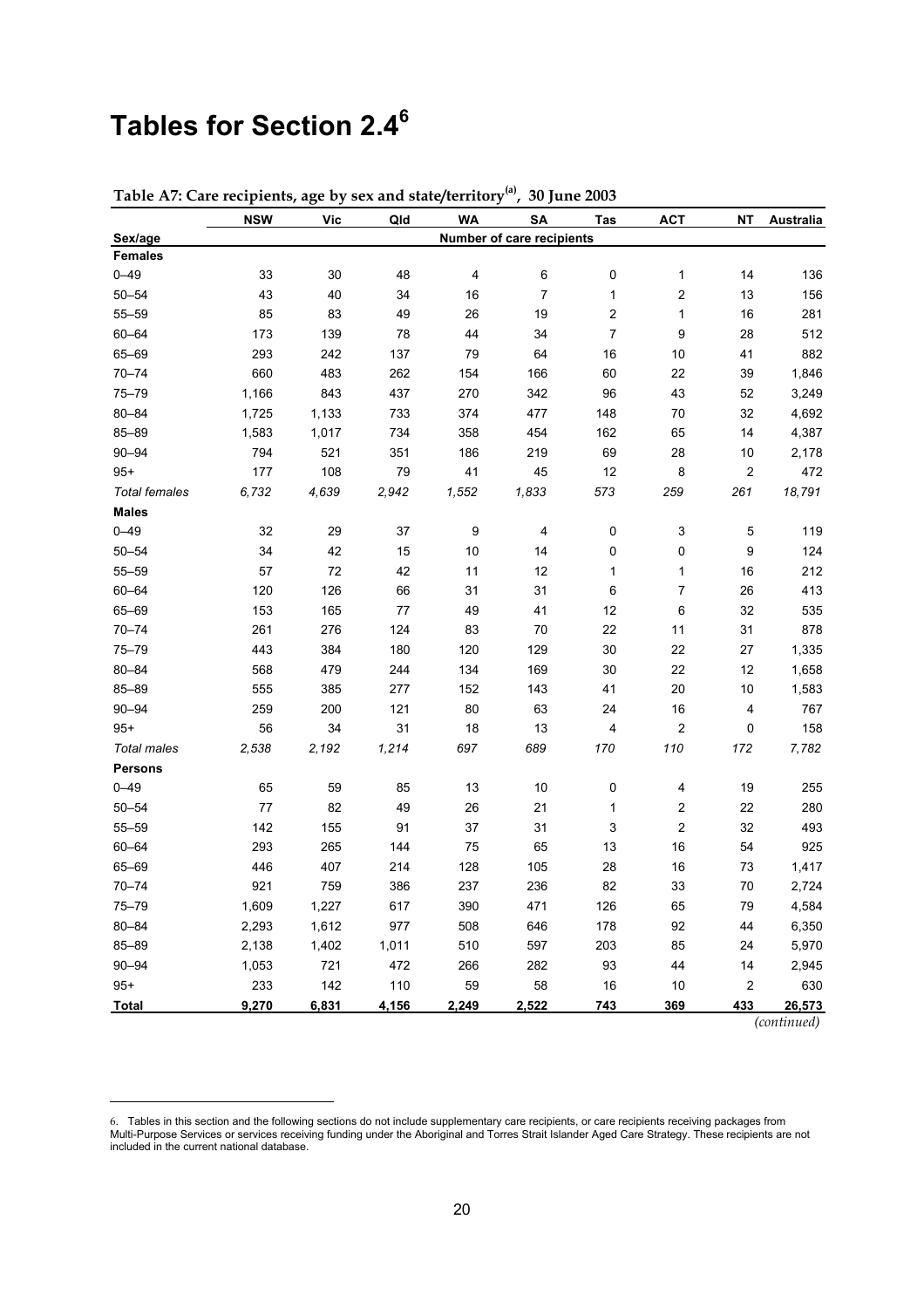# Tables for Section 2.4[6]

**Table A7: Care recipients, age by sex and state/territory[(a)], 30 June 2003**

| Sex/age | NSW | Vic | Qld | WA | SA | Tas | ACT | NT | Australia |
|---|---|---|---|---|---|---|---|---|---|
| | Number of care recipients | | | | | | | | |
| **Females** | | | | | | | | | |
| 0–49 | 33 | 30 | 48 | 4 | 6 | 0 | 1 | 14 | 136 |
| 50–54 | 43 | 40 | 34 | 16 | 7 | 1 | 2 | 13 | 156 |
| 55–59 | 85 | 83 | 49 | 26 | 19 | 2 | 1 | 16 | 281 |
| 60–64 | 173 | 139 | 78 | 44 | 34 | 7 | 9 | 28 | 512 |
| 65–69 | 293 | 242 | 137 | 79 | 64 | 16 | 10 | 41 | 882 |
| 70–74 | 660 | 483 | 262 | 154 | 166 | 60 | 22 | 39 | 1,846 |
| 75–79 | 1,166 | 843 | 437 | 270 | 342 | 96 | 43 | 52 | 3,249 |
| 80–84 | 1,725 | 1,133 | 733 | 374 | 477 | 148 | 70 | 32 | 4,692 |
| 85–89 | 1,583 | 1,017 | 734 | 358 | 454 | 162 | 65 | 14 | 4,387 |
| 90–94 | 794 | 521 | 351 | 186 | 219 | 69 | 28 | 10 | 2,178 |
| 95+ | 177 | 108 | 79 | 41 | 45 | 12 | 8 | 2 | 472 |
| *Total females* | *6,732* | *4,639* | *2,942* | *1,552* | *1,833* | *573* | *259* | *261* | *18,791* |
| **Males** | | | | | | | | | |
| 0–49 | 32 | 29 | 37 | 9 | 4 | 0 | 3 | 5 | 119 |
| 50–54 | 34 | 42 | 15 | 10 | 14 | 0 | 0 | 9 | 124 |
| 55–59 | 57 | 72 | 42 | 11 | 12 | 1 | 1 | 16 | 212 |
| 60–64 | 120 | 126 | 66 | 31 | 31 | 6 | 7 | 26 | 413 |
| 65–69 | 153 | 165 | 77 | 49 | 41 | 12 | 6 | 32 | 535 |
| 70–74 | 261 | 276 | 124 | 83 | 70 | 22 | 11 | 31 | 878 |
| 75–79 | 443 | 384 | 180 | 120 | 129 | 30 | 22 | 27 | 1,335 |
| 80–84 | 568 | 479 | 244 | 134 | 169 | 30 | 22 | 12 | 1,658 |
| 85–89 | 555 | 385 | 277 | 152 | 143 | 41 | 20 | 10 | 1,583 |
| 90–94 | 259 | 200 | 121 | 80 | 63 | 24 | 16 | 4 | 767 |
| 95+ | 56 | 34 | 31 | 18 | 13 | 4 | 2 | 0 | 158 |
| *Total males* | *2,538* | *2,192* | *1,214* | *697* | *689* | *170* | *110* | *172* | *7,782* |
| **Persons** | | | | | | | | | |
| 0–49 | 65 | 59 | 85 | 13 | 10 | 0 | 4 | 19 | 255 |
| 50–54 | 77 | 82 | 49 | 26 | 21 | 1 | 2 | 22 | 280 |
| 55–59 | 142 | 155 | 91 | 37 | 31 | 3 | 2 | 32 | 493 |
| 60–64 | 293 | 265 | 144 | 75 | 65 | 13 | 16 | 54 | 925 |
| 65–69 | 446 | 407 | 214 | 128 | 105 | 28 | 16 | 73 | 1,417 |
| 70–74 | 921 | 759 | 386 | 237 | 236 | 82 | 33 | 70 | 2,724 |
| 75–79 | 1,609 | 1,227 | 617 | 390 | 471 | 126 | 65 | 79 | 4,584 |
| 80–84 | 2,293 | 1,612 | 977 | 508 | 646 | 178 | 92 | 44 | 6,350 |
| 85–89 | 2,138 | 1,402 | 1,011 | 510 | 597 | 203 | 85 | 24 | 5,970 |
| 90–94 | 1,053 | 721 | 472 | 266 | 282 | 93 | 44 | 14 | 2,945 |
| 95+ | 233 | 142 | 110 | 59 | 58 | 16 | 10 | 2 | 630 |
| **Total** | **9,270** | **6,831** | **4,156** | **2,249** | **2,522** | **743** | **369** | **433** | **26,573** |

*(continued)*

6. Tables in this section and the following sections do not include supplementary care recipients, or care recipients receiving packages from Multi-Purpose Services or services receiving funding under the Aboriginal and Torres Strait Islander Aged Care Strategy. These recipients are not included in the current national database.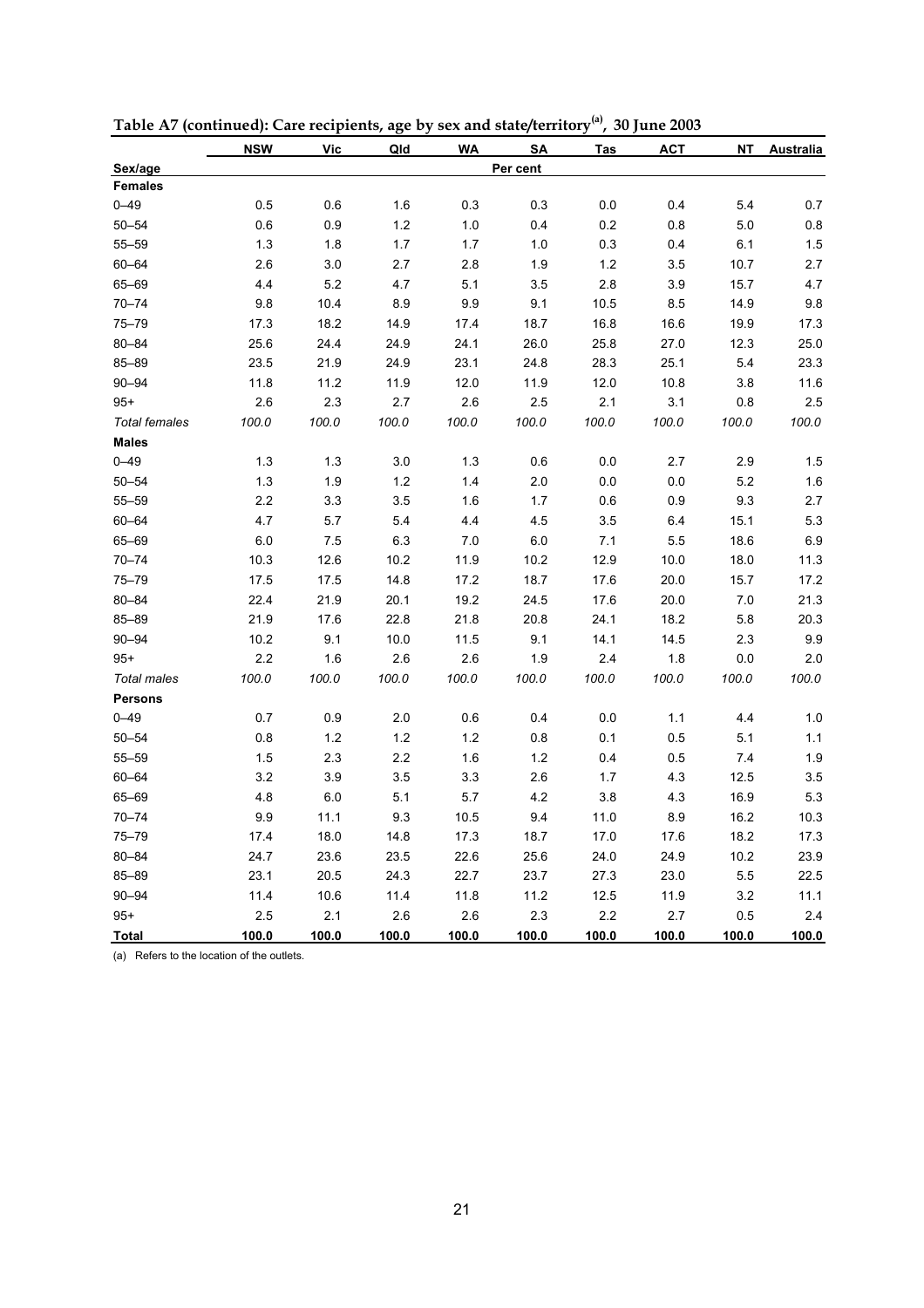**Table A7 (continued): Care recipients, age by sex and state/territory[(a)], 30 June 2003**

| Sex/age | NSW | Vic | Qld | WA | SA | Tas | ACT | NT | Australia |
|---|---|---|---|---|---|---|---|---|---|
| | | | | | Per cent | | | | |
| **Females** | | | | | | | | | |
| 0–49 | 0.5 | 0.6 | 1.6 | 0.3 | 0.3 | 0.0 | 0.4 | 5.4 | 0.7 |
| 50–54 | 0.6 | 0.9 | 1.2 | 1.0 | 0.4 | 0.2 | 0.8 | 5.0 | 0.8 |
| 55–59 | 1.3 | 1.8 | 1.7 | 1.7 | 1.0 | 0.3 | 0.4 | 6.1 | 1.5 |
| 60–64 | 2.6 | 3.0 | 2.7 | 2.8 | 1.9 | 1.2 | 3.5 | 10.7 | 2.7 |
| 65–69 | 4.4 | 5.2 | 4.7 | 5.1 | 3.5 | 2.8 | 3.9 | 15.7 | 4.7 |
| 70–74 | 9.8 | 10.4 | 8.9 | 9.9 | 9.1 | 10.5 | 8.5 | 14.9 | 9.8 |
| 75–79 | 17.3 | 18.2 | 14.9 | 17.4 | 18.7 | 16.8 | 16.6 | 19.9 | 17.3 |
| 80–84 | 25.6 | 24.4 | 24.9 | 24.1 | 26.0 | 25.8 | 27.0 | 12.3 | 25.0 |
| 85–89 | 23.5 | 21.9 | 24.9 | 23.1 | 24.8 | 28.3 | 25.1 | 5.4 | 23.3 |
| 90–94 | 11.8 | 11.2 | 11.9 | 12.0 | 11.9 | 12.0 | 10.8 | 3.8 | 11.6 |
| 95+ | 2.6 | 2.3 | 2.7 | 2.6 | 2.5 | 2.1 | 3.1 | 0.8 | 2.5 |
| *Total females* | *100.0* | *100.0* | *100.0* | *100.0* | *100.0* | *100.0* | *100.0* | *100.0* | *100.0* |
| **Males** | | | | | | | | | |
| 0–49 | 1.3 | 1.3 | 3.0 | 1.3 | 0.6 | 0.0 | 2.7 | 2.9 | 1.5 |
| 50–54 | 1.3 | 1.9 | 1.2 | 1.4 | 2.0 | 0.0 | 0.0 | 5.2 | 1.6 |
| 55–59 | 2.2 | 3.3 | 3.5 | 1.6 | 1.7 | 0.6 | 0.9 | 9.3 | 2.7 |
| 60–64 | 4.7 | 5.7 | 5.4 | 4.4 | 4.5 | 3.5 | 6.4 | 15.1 | 5.3 |
| 65–69 | 6.0 | 7.5 | 6.3 | 7.0 | 6.0 | 7.1 | 5.5 | 18.6 | 6.9 |
| 70–74 | 10.3 | 12.6 | 10.2 | 11.9 | 10.2 | 12.9 | 10.0 | 18.0 | 11.3 |
| 75–79 | 17.5 | 17.5 | 14.8 | 17.2 | 18.7 | 17.6 | 20.0 | 15.7 | 17.2 |
| 80–84 | 22.4 | 21.9 | 20.1 | 19.2 | 24.5 | 17.6 | 20.0 | 7.0 | 21.3 |
| 85–89 | 21.9 | 17.6 | 22.8 | 21.8 | 20.8 | 24.1 | 18.2 | 5.8 | 20.3 |
| 90–94 | 10.2 | 9.1 | 10.0 | 11.5 | 9.1 | 14.1 | 14.5 | 2.3 | 9.9 |
| 95+ | 2.2 | 1.6 | 2.6 | 2.6 | 1.9 | 2.4 | 1.8 | 0.0 | 2.0 |
| *Total males* | *100.0* | *100.0* | *100.0* | *100.0* | *100.0* | *100.0* | *100.0* | *100.0* | *100.0* |
| **Persons** | | | | | | | | | |
| 0–49 | 0.7 | 0.9 | 2.0 | 0.6 | 0.4 | 0.0 | 1.1 | 4.4 | 1.0 |
| 50–54 | 0.8 | 1.2 | 1.2 | 1.2 | 0.8 | 0.1 | 0.5 | 5.1 | 1.1 |
| 55–59 | 1.5 | 2.3 | 2.2 | 1.6 | 1.2 | 0.4 | 0.5 | 7.4 | 1.9 |
| 60–64 | 3.2 | 3.9 | 3.5 | 3.3 | 2.6 | 1.7 | 4.3 | 12.5 | 3.5 |
| 65–69 | 4.8 | 6.0 | 5.1 | 5.7 | 4.2 | 3.8 | 4.3 | 16.9 | 5.3 |
| 70–74 | 9.9 | 11.1 | 9.3 | 10.5 | 9.4 | 11.0 | 8.9 | 16.2 | 10.3 |
| 75–79 | 17.4 | 18.0 | 14.8 | 17.3 | 18.7 | 17.0 | 17.6 | 18.2 | 17.3 |
| 80–84 | 24.7 | 23.6 | 23.5 | 22.6 | 25.6 | 24.0 | 24.9 | 10.2 | 23.9 |
| 85–89 | 23.1 | 20.5 | 24.3 | 22.7 | 23.7 | 27.3 | 23.0 | 5.5 | 22.5 |
| 90–94 | 11.4 | 10.6 | 11.4 | 11.8 | 11.2 | 12.5 | 11.9 | 3.2 | 11.1 |
| 95+ | 2.5 | 2.1 | 2.6 | 2.6 | 2.3 | 2.2 | 2.7 | 0.5 | 2.4 |
| **Total** | **100.0** | **100.0** | **100.0** | **100.0** | **100.0** | **100.0** | **100.0** | **100.0** | **100.0** |

(a) Refers to the location of the outlets.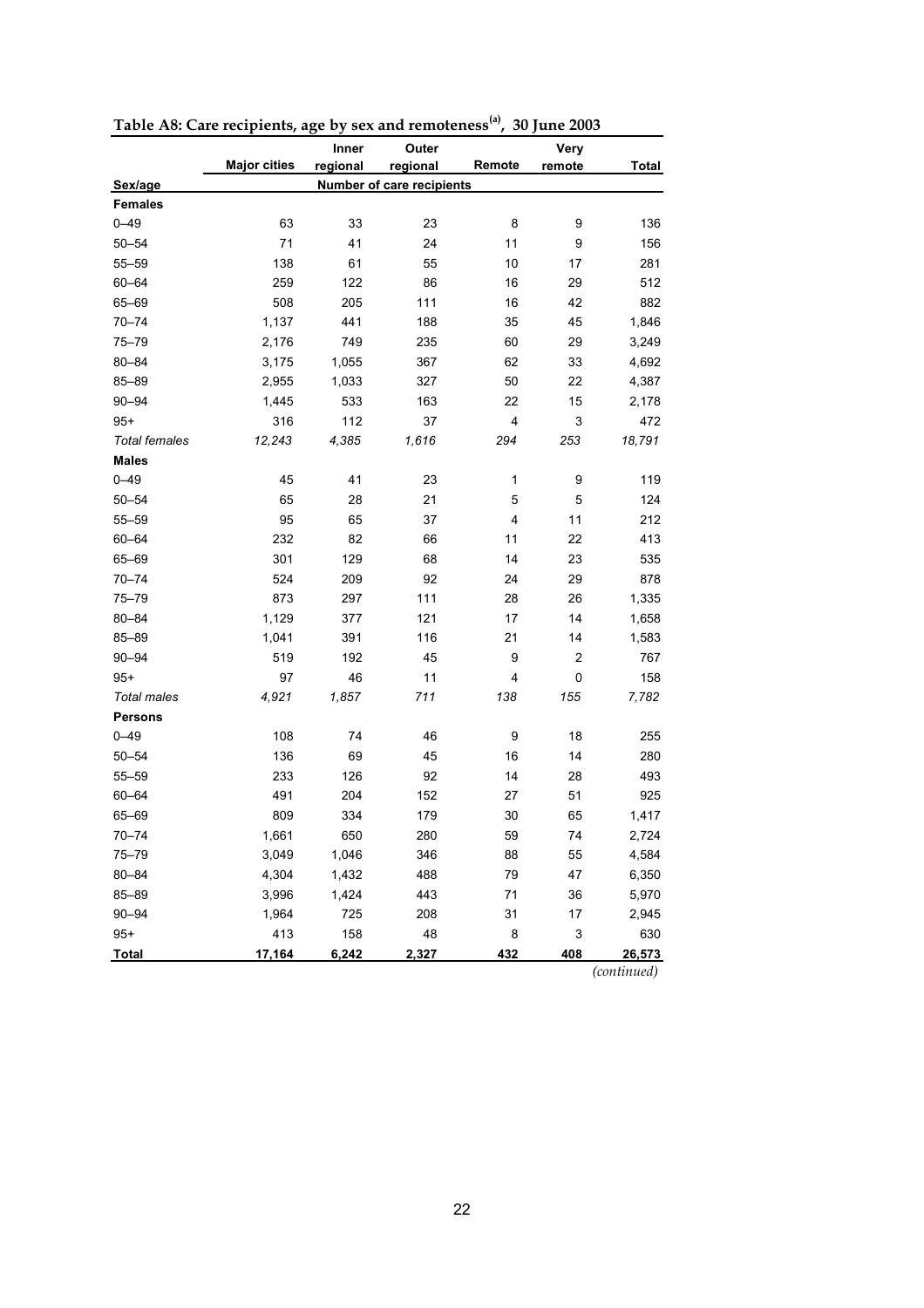**Table A8: Care recipients, age by sex and remoteness[(a)], 30 June 2003**

| Sex/age | Major cities | Inner regional | Outer regional | Remote | Very remote | Total |
|---|---|---|---|---|---|---|
| | Number of care recipients | | | | | |
| **Females** | | | | | | |
| 0–49 | 63 | 33 | 23 | 8 | 9 | 136 |
| 50–54 | 71 | 41 | 24 | 11 | 9 | 156 |
| 55–59 | 138 | 61 | 55 | 10 | 17 | 281 |
| 60–64 | 259 | 122 | 86 | 16 | 29 | 512 |
| 65–69 | 508 | 205 | 111 | 16 | 42 | 882 |
| 70–74 | 1,137 | 441 | 188 | 35 | 45 | 1,846 |
| 75–79 | 2,176 | 749 | 235 | 60 | 29 | 3,249 |
| 80–84 | 3,175 | 1,055 | 367 | 62 | 33 | 4,692 |
| 85–89 | 2,955 | 1,033 | 327 | 50 | 22 | 4,387 |
| 90–94 | 1,445 | 533 | 163 | 22 | 15 | 2,178 |
| 95+ | 316 | 112 | 37 | 4 | 3 | 472 |
| *Total females* | *12,243* | *4,385* | *1,616* | *294* | *253* | *18,791* |
| **Males** | | | | | | |
| 0–49 | 45 | 41 | 23 | 1 | 9 | 119 |
| 50–54 | 65 | 28 | 21 | 5 | 5 | 124 |
| 55–59 | 95 | 65 | 37 | 4 | 11 | 212 |
| 60–64 | 232 | 82 | 66 | 11 | 22 | 413 |
| 65–69 | 301 | 129 | 68 | 14 | 23 | 535 |
| 70–74 | 524 | 209 | 92 | 24 | 29 | 878 |
| 75–79 | 873 | 297 | 111 | 28 | 26 | 1,335 |
| 80–84 | 1,129 | 377 | 121 | 17 | 14 | 1,658 |
| 85–89 | 1,041 | 391 | 116 | 21 | 14 | 1,583 |
| 90–94 | 519 | 192 | 45 | 9 | 2 | 767 |
| 95+ | 97 | 46 | 11 | 4 | 0 | 158 |
| *Total males* | *4,921* | *1,857* | *711* | *138* | *155* | *7,782* |
| **Persons** | | | | | | |
| 0–49 | 108 | 74 | 46 | 9 | 18 | 255 |
| 50–54 | 136 | 69 | 45 | 16 | 14 | 280 |
| 55–59 | 233 | 126 | 92 | 14 | 28 | 493 |
| 60–64 | 491 | 204 | 152 | 27 | 51 | 925 |
| 65–69 | 809 | 334 | 179 | 30 | 65 | 1,417 |
| 70–74 | 1,661 | 650 | 280 | 59 | 74 | 2,724 |
| 75–79 | 3,049 | 1,046 | 346 | 88 | 55 | 4,584 |
| 80–84 | 4,304 | 1,432 | 488 | 79 | 47 | 6,350 |
| 85–89 | 3,996 | 1,424 | 443 | 71 | 36 | 5,970 |
| 90–94 | 1,964 | 725 | 208 | 31 | 17 | 2,945 |
| 95+ | 413 | 158 | 48 | 8 | 3 | 630 |
| **Total** | **17,164** | **6,242** | **2,327** | **432** | **408** | **26,573** |

*(continued)*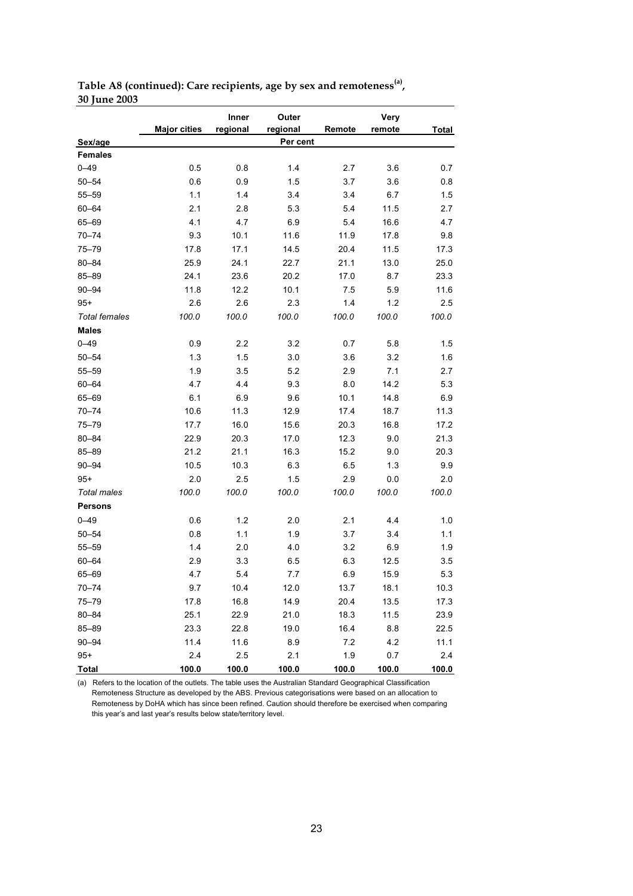**Table A8 (continued): Care recipients, age by sex and remoteness[(a)], 30 June 2003**

| Sex/age | Major cities | Inner regional | Outer regional | Remote | Very remote | Total |
|---|---|---|---|---|---|---|
| | | | Per cent | | | |
| **Females** | | | | | | |
| 0–49 | 0.5 | 0.8 | 1.4 | 2.7 | 3.6 | 0.7 |
| 50–54 | 0.6 | 0.9 | 1.5 | 3.7 | 3.6 | 0.8 |
| 55–59 | 1.1 | 1.4 | 3.4 | 3.4 | 6.7 | 1.5 |
| 60–64 | 2.1 | 2.8 | 5.3 | 5.4 | 11.5 | 2.7 |
| 65–69 | 4.1 | 4.7 | 6.9 | 5.4 | 16.6 | 4.7 |
| 70–74 | 9.3 | 10.1 | 11.6 | 11.9 | 17.8 | 9.8 |
| 75–79 | 17.8 | 17.1 | 14.5 | 20.4 | 11.5 | 17.3 |
| 80–84 | 25.9 | 24.1 | 22.7 | 21.1 | 13.0 | 25.0 |
| 85–89 | 24.1 | 23.6 | 20.2 | 17.0 | 8.7 | 23.3 |
| 90–94 | 11.8 | 12.2 | 10.1 | 7.5 | 5.9 | 11.6 |
| 95+ | 2.6 | 2.6 | 2.3 | 1.4 | 1.2 | 2.5 |
| *Total females* | *100.0* | *100.0* | *100.0* | *100.0* | *100.0* | *100.0* |
| **Males** | | | | | | |
| 0–49 | 0.9 | 2.2 | 3.2 | 0.7 | 5.8 | 1.5 |
| 50–54 | 1.3 | 1.5 | 3.0 | 3.6 | 3.2 | 1.6 |
| 55–59 | 1.9 | 3.5 | 5.2 | 2.9 | 7.1 | 2.7 |
| 60–64 | 4.7 | 4.4 | 9.3 | 8.0 | 14.2 | 5.3 |
| 65–69 | 6.1 | 6.9 | 9.6 | 10.1 | 14.8 | 6.9 |
| 70–74 | 10.6 | 11.3 | 12.9 | 17.4 | 18.7 | 11.3 |
| 75–79 | 17.7 | 16.0 | 15.6 | 20.3 | 16.8 | 17.2 |
| 80–84 | 22.9 | 20.3 | 17.0 | 12.3 | 9.0 | 21.3 |
| 85–89 | 21.2 | 21.1 | 16.3 | 15.2 | 9.0 | 20.3 |
| 90–94 | 10.5 | 10.3 | 6.3 | 6.5 | 1.3 | 9.9 |
| 95+ | 2.0 | 2.5 | 1.5 | 2.9 | 0.0 | 2.0 |
| *Total males* | *100.0* | *100.0* | *100.0* | *100.0* | *100.0* | *100.0* |
| **Persons** | | | | | | |
| 0–49 | 0.6 | 1.2 | 2.0 | 2.1 | 4.4 | 1.0 |
| 50–54 | 0.8 | 1.1 | 1.9 | 3.7 | 3.4 | 1.1 |
| 55–59 | 1.4 | 2.0 | 4.0 | 3.2 | 6.9 | 1.9 |
| 60–64 | 2.9 | 3.3 | 6.5 | 6.3 | 12.5 | 3.5 |
| 65–69 | 4.7 | 5.4 | 7.7 | 6.9 | 15.9 | 5.3 |
| 70–74 | 9.7 | 10.4 | 12.0 | 13.7 | 18.1 | 10.3 |
| 75–79 | 17.8 | 16.8 | 14.9 | 20.4 | 13.5 | 17.3 |
| 80–84 | 25.1 | 22.9 | 21.0 | 18.3 | 11.5 | 23.9 |
| 85–89 | 23.3 | 22.8 | 19.0 | 16.4 | 8.8 | 22.5 |
| 90–94 | 11.4 | 11.6 | 8.9 | 7.2 | 4.2 | 11.1 |
| 95+ | 2.4 | 2.5 | 2.1 | 1.9 | 0.7 | 2.4 |
| **Total** | **100.0** | **100.0** | **100.0** | **100.0** | **100.0** | **100.0** |

(a) Refers to the location of the outlets. The table uses the Australian Standard Geographical Classification Remoteness Structure as developed by the ABS. Previous categorisations were based on an allocation to Remoteness by DoHA which has since been refined. Caution should therefore be exercised when comparing this year's and last year's results below state/territory level.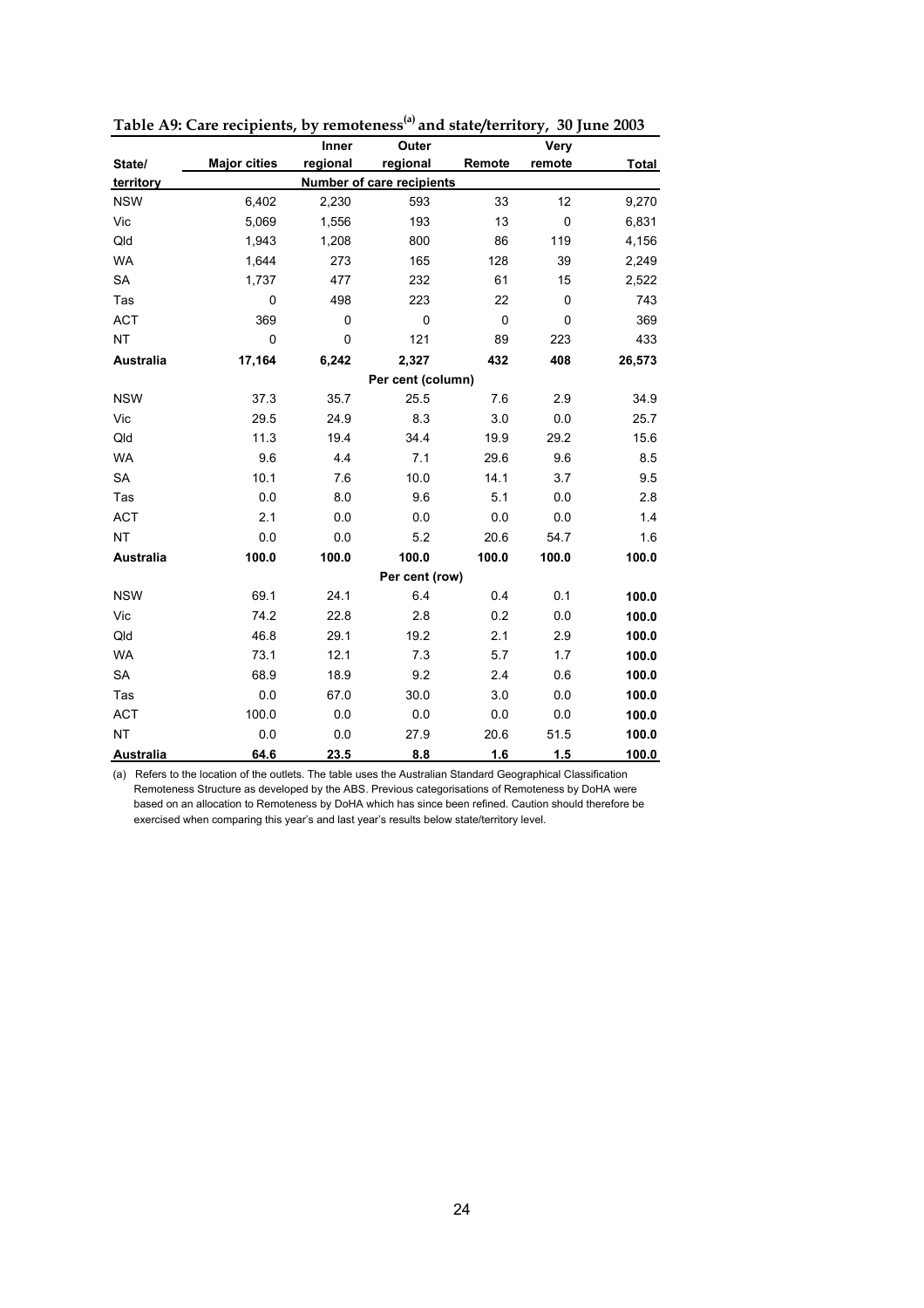**Table A9: Care recipients, by remoteness[(a)] and state/territory, 30 June 2003**

| State/ territory | Major cities | Inner regional | Outer regional | Remote | Very remote | Total |
|---|---|---|---|---|---|---|
| | | | Number of care recipients | | | |
| NSW | 6,402 | 2,230 | 593 | 33 | 12 | 9,270 |
| Vic | 5,069 | 1,556 | 193 | 13 | 0 | 6,831 |
| Qld | 1,943 | 1,208 | 800 | 86 | 119 | 4,156 |
| WA | 1,644 | 273 | 165 | 128 | 39 | 2,249 |
| SA | 1,737 | 477 | 232 | 61 | 15 | 2,522 |
| Tas | 0 | 498 | 223 | 22 | 0 | 743 |
| ACT | 369 | 0 | 0 | 0 | 0 | 369 |
| NT | 0 | 0 | 121 | 89 | 223 | 433 |
| **Australia** | **17,164** | **6,242** | **2,327** | **432** | **408** | **26,573** |
| | | | Per cent (column) | | | |
| NSW | 37.3 | 35.7 | 25.5 | 7.6 | 2.9 | 34.9 |
| Vic | 29.5 | 24.9 | 8.3 | 3.0 | 0.0 | 25.7 |
| Qld | 11.3 | 19.4 | 34.4 | 19.9 | 29.2 | 15.6 |
| WA | 9.6 | 4.4 | 7.1 | 29.6 | 9.6 | 8.5 |
| SA | 10.1 | 7.6 | 10.0 | 14.1 | 3.7 | 9.5 |
| Tas | 0.0 | 8.0 | 9.6 | 5.1 | 0.0 | 2.8 |
| ACT | 2.1 | 0.0 | 0.0 | 0.0 | 0.0 | 1.4 |
| NT | 0.0 | 0.0 | 5.2 | 20.6 | 54.7 | 1.6 |
| **Australia** | **100.0** | **100.0** | **100.0** | **100.0** | **100.0** | **100.0** |
| | | | Per cent (row) | | | |
| NSW | 69.1 | 24.1 | 6.4 | 0.4 | 0.1 | **100.0** |
| Vic | 74.2 | 22.8 | 2.8 | 0.2 | 0.0 | **100.0** |
| Qld | 46.8 | 29.1 | 19.2 | 2.1 | 2.9 | **100.0** |
| WA | 73.1 | 12.1 | 7.3 | 5.7 | 1.7 | **100.0** |
| SA | 68.9 | 18.9 | 9.2 | 2.4 | 0.6 | **100.0** |
| Tas | 0.0 | 67.0 | 30.0 | 3.0 | 0.0 | **100.0** |
| ACT | 100.0 | 0.0 | 0.0 | 0.0 | 0.0 | **100.0** |
| NT | 0.0 | 0.0 | 27.9 | 20.6 | 51.5 | **100.0** |
| **Australia** | **64.6** | **23.5** | **8.8** | **1.6** | **1.5** | **100.0** |

(a) Refers to the location of the outlets. The table uses the Australian Standard Geographical Classification Remoteness Structure as developed by the ABS. Previous categorisations of Remoteness by DoHA were based on an allocation to Remoteness by DoHA which has since been refined. Caution should therefore be exercised when comparing this year's and last year's results below state/territory level.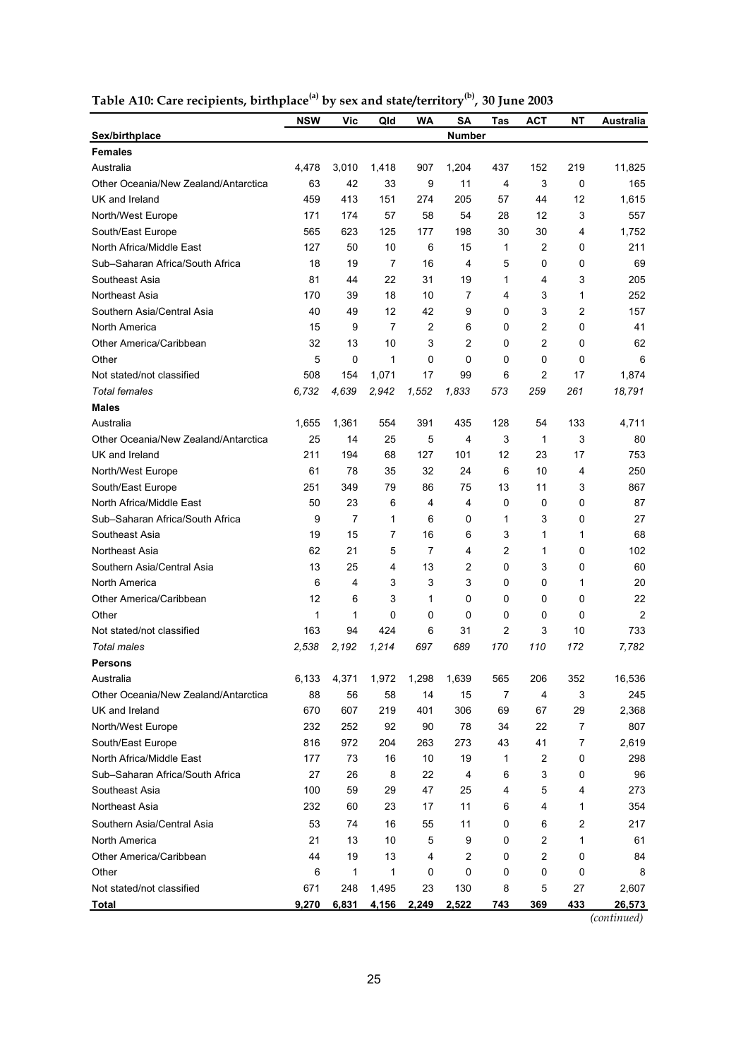**Table A10: Care recipients, birthplace[(a)] by sex and state/territory[(b)], 30 June 2003**

| Sex/birthplace | NSW | Vic | Qld | WA | SA | Tas | ACT | NT | Australia |
|---|---|---|---|---|---|---|---|---|---|
| | | | | | Number | | | | |
| **Females** | | | | | | | | | |
| Australia | 4,478 | 3,010 | 1,418 | 907 | 1,204 | 437 | 152 | 219 | 11,825 |
| Other Oceania/New Zealand/Antarctica | 63 | 42 | 33 | 9 | 11 | 4 | 3 | 0 | 165 |
| UK and Ireland | 459 | 413 | 151 | 274 | 205 | 57 | 44 | 12 | 1,615 |
| North/West Europe | 171 | 174 | 57 | 58 | 54 | 28 | 12 | 3 | 557 |
| South/East Europe | 565 | 623 | 125 | 177 | 198 | 30 | 30 | 4 | 1,752 |
| North Africa/Middle East | 127 | 50 | 10 | 6 | 15 | 1 | 2 | 0 | 211 |
| Sub–Saharan Africa/South Africa | 18 | 19 | 7 | 16 | 4 | 5 | 0 | 0 | 69 |
| Southeast Asia | 81 | 44 | 22 | 31 | 19 | 1 | 4 | 3 | 205 |
| Northeast Asia | 170 | 39 | 18 | 10 | 7 | 4 | 3 | 1 | 252 |
| Southern Asia/Central Asia | 40 | 49 | 12 | 42 | 9 | 0 | 3 | 2 | 157 |
| North America | 15 | 9 | 7 | 2 | 6 | 0 | 2 | 0 | 41 |
| Other America/Caribbean | 32 | 13 | 10 | 3 | 2 | 0 | 2 | 0 | 62 |
| Other | 5 | 0 | 1 | 0 | 0 | 0 | 0 | 0 | 6 |
| Not stated/not classified | 508 | 154 | 1,071 | 17 | 99 | 6 | 2 | 17 | 1,874 |
| *Total females* | *6,732* | *4,639* | *2,942* | *1,552* | *1,833* | *573* | *259* | *261* | *18,791* |
| **Males** | | | | | | | | | |
| Australia | 1,655 | 1,361 | 554 | 391 | 435 | 128 | 54 | 133 | 4,711 |
| Other Oceania/New Zealand/Antarctica | 25 | 14 | 25 | 5 | 4 | 3 | 1 | 3 | 80 |
| UK and Ireland | 211 | 194 | 68 | 127 | 101 | 12 | 23 | 17 | 753 |
| North/West Europe | 61 | 78 | 35 | 32 | 24 | 6 | 10 | 4 | 250 |
| South/East Europe | 251 | 349 | 79 | 86 | 75 | 13 | 11 | 3 | 867 |
| North Africa/Middle East | 50 | 23 | 6 | 4 | 4 | 0 | 0 | 0 | 87 |
| Sub–Saharan Africa/South Africa | 9 | 7 | 1 | 6 | 0 | 1 | 3 | 0 | 27 |
| Southeast Asia | 19 | 15 | 7 | 16 | 6 | 3 | 1 | 1 | 68 |
| Northeast Asia | 62 | 21 | 5 | 7 | 4 | 2 | 1 | 0 | 102 |
| Southern Asia/Central Asia | 13 | 25 | 4 | 13 | 2 | 0 | 3 | 0 | 60 |
| North America | 6 | 4 | 3 | 3 | 3 | 0 | 0 | 1 | 20 |
| Other America/Caribbean | 12 | 6 | 3 | 1 | 0 | 0 | 0 | 0 | 22 |
| Other | 1 | 1 | 0 | 0 | 0 | 0 | 0 | 0 | 2 |
| Not stated/not classified | 163 | 94 | 424 | 6 | 31 | 2 | 3 | 10 | 733 |
| *Total males* | *2,538* | *2,192* | *1,214* | *697* | *689* | *170* | *110* | *172* | *7,782* |
| **Persons** | | | | | | | | | |
| Australia | 6,133 | 4,371 | 1,972 | 1,298 | 1,639 | 565 | 206 | 352 | 16,536 |
| Other Oceania/New Zealand/Antarctica | 88 | 56 | 58 | 14 | 15 | 7 | 4 | 3 | 245 |
| UK and Ireland | 670 | 607 | 219 | 401 | 306 | 69 | 67 | 29 | 2,368 |
| North/West Europe | 232 | 252 | 92 | 90 | 78 | 34 | 22 | 7 | 807 |
| South/East Europe | 816 | 972 | 204 | 263 | 273 | 43 | 41 | 7 | 2,619 |
| North Africa/Middle East | 177 | 73 | 16 | 10 | 19 | 1 | 2 | 0 | 298 |
| Sub–Saharan Africa/South Africa | 27 | 26 | 8 | 22 | 4 | 6 | 3 | 0 | 96 |
| Southeast Asia | 100 | 59 | 29 | 47 | 25 | 4 | 5 | 4 | 273 |
| Northeast Asia | 232 | 60 | 23 | 17 | 11 | 6 | 4 | 1 | 354 |
| Southern Asia/Central Asia | 53 | 74 | 16 | 55 | 11 | 0 | 6 | 2 | 217 |
| North America | 21 | 13 | 10 | 5 | 9 | 0 | 2 | 1 | 61 |
| Other America/Caribbean | 44 | 19 | 13 | 4 | 2 | 0 | 2 | 0 | 84 |
| Other | 6 | 1 | 1 | 0 | 0 | 0 | 0 | 0 | 8 |
| Not stated/not classified | 671 | 248 | 1,495 | 23 | 130 | 8 | 5 | 27 | 2,607 |
| **Total** | **9,270** | **6,831** | **4,156** | **2,249** | **2,522** | **743** | **369** | **433** | **26,573** |

*(continued)*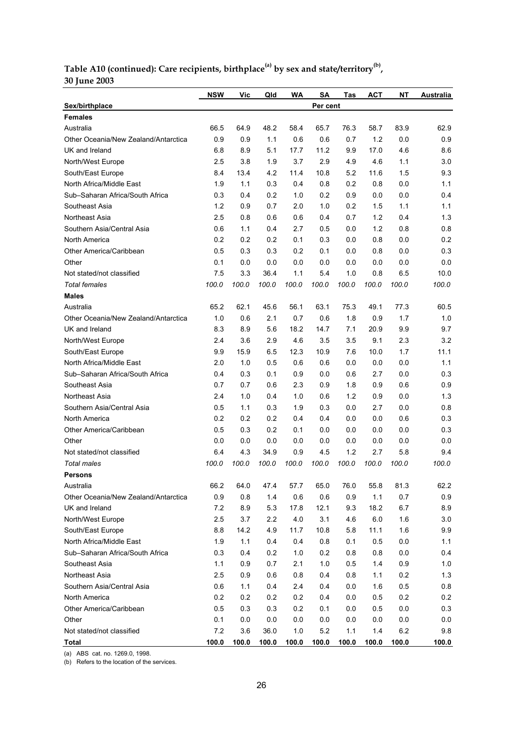**Table A10 (continued): Care recipients, birthplace[(a)] by sex and state/territory[(b)], 30 June 2003**

| | NSW | Vic | Qld | WA | SA | Tas | ACT | NT | Australia |
|---|---|---|---|---|---|---|---|---|---|
| **Sex/birthplace** | | | | | Per cent | | | | |
| **Females** | | | | | | | | | |
| Australia | 66.5 | 64.9 | 48.2 | 58.4 | 65.7 | 76.3 | 58.7 | 83.9 | 62.9 |
| Other Oceania/New Zealand/Antarctica | 0.9 | 0.9 | 1.1 | 0.6 | 0.6 | 0.7 | 1.2 | 0.0 | 0.9 |
| UK and Ireland | 6.8 | 8.9 | 5.1 | 17.7 | 11.2 | 9.9 | 17.0 | 4.6 | 8.6 |
| North/West Europe | 2.5 | 3.8 | 1.9 | 3.7 | 2.9 | 4.9 | 4.6 | 1.1 | 3.0 |
| South/East Europe | 8.4 | 13.4 | 4.2 | 11.4 | 10.8 | 5.2 | 11.6 | 1.5 | 9.3 |
| North Africa/Middle East | 1.9 | 1.1 | 0.3 | 0.4 | 0.8 | 0.2 | 0.8 | 0.0 | 1.1 |
| Sub–Saharan Africa/South Africa | 0.3 | 0.4 | 0.2 | 1.0 | 0.2 | 0.9 | 0.0 | 0.0 | 0.4 |
| Southeast Asia | 1.2 | 0.9 | 0.7 | 2.0 | 1.0 | 0.2 | 1.5 | 1.1 | 1.1 |
| Northeast Asia | 2.5 | 0.8 | 0.6 | 0.6 | 0.4 | 0.7 | 1.2 | 0.4 | 1.3 |
| Southern Asia/Central Asia | 0.6 | 1.1 | 0.4 | 2.7 | 0.5 | 0.0 | 1.2 | 0.8 | 0.8 |
| North America | 0.2 | 0.2 | 0.2 | 0.1 | 0.3 | 0.0 | 0.8 | 0.0 | 0.2 |
| Other America/Caribbean | 0.5 | 0.3 | 0.3 | 0.2 | 0.1 | 0.0 | 0.8 | 0.0 | 0.3 |
| Other | 0.1 | 0.0 | 0.0 | 0.0 | 0.0 | 0.0 | 0.0 | 0.0 | 0.0 |
| Not stated/not classified | 7.5 | 3.3 | 36.4 | 1.1 | 5.4 | 1.0 | 0.8 | 6.5 | 10.0 |
| *Total females* | *100.0* | *100.0* | *100.0* | *100.0* | *100.0* | *100.0* | *100.0* | *100.0* | *100.0* |
| **Males** | | | | | | | | | |
| Australia | 65.2 | 62.1 | 45.6 | 56.1 | 63.1 | 75.3 | 49.1 | 77.3 | 60.5 |
| Other Oceania/New Zealand/Antarctica | 1.0 | 0.6 | 2.1 | 0.7 | 0.6 | 1.8 | 0.9 | 1.7 | 1.0 |
| UK and Ireland | 8.3 | 8.9 | 5.6 | 18.2 | 14.7 | 7.1 | 20.9 | 9.9 | 9.7 |
| North/West Europe | 2.4 | 3.6 | 2.9 | 4.6 | 3.5 | 3.5 | 9.1 | 2.3 | 3.2 |
| South/East Europe | 9.9 | 15.9 | 6.5 | 12.3 | 10.9 | 7.6 | 10.0 | 1.7 | 11.1 |
| North Africa/Middle East | 2.0 | 1.0 | 0.5 | 0.6 | 0.6 | 0.0 | 0.0 | 0.0 | 1.1 |
| Sub–Saharan Africa/South Africa | 0.4 | 0.3 | 0.1 | 0.9 | 0.0 | 0.6 | 2.7 | 0.0 | 0.3 |
| Southeast Asia | 0.7 | 0.7 | 0.6 | 2.3 | 0.9 | 1.8 | 0.9 | 0.6 | 0.9 |
| Northeast Asia | 2.4 | 1.0 | 0.4 | 1.0 | 0.6 | 1.2 | 0.9 | 0.0 | 1.3 |
| Southern Asia/Central Asia | 0.5 | 1.1 | 0.3 | 1.9 | 0.3 | 0.0 | 2.7 | 0.0 | 0.8 |
| North America | 0.2 | 0.2 | 0.2 | 0.4 | 0.4 | 0.0 | 0.0 | 0.6 | 0.3 |
| Other America/Caribbean | 0.5 | 0.3 | 0.2 | 0.1 | 0.0 | 0.0 | 0.0 | 0.0 | 0.3 |
| Other | 0.0 | 0.0 | 0.0 | 0.0 | 0.0 | 0.0 | 0.0 | 0.0 | 0.0 |
| Not stated/not classified | 6.4 | 4.3 | 34.9 | 0.9 | 4.5 | 1.2 | 2.7 | 5.8 | 9.4 |
| *Total males* | *100.0* | *100.0* | *100.0* | *100.0* | *100.0* | *100.0* | *100.0* | *100.0* | *100.0* |
| **Persons** | | | | | | | | | |
| Australia | 66.2 | 64.0 | 47.4 | 57.7 | 65.0 | 76.0 | 55.8 | 81.3 | 62.2 |
| Other Oceania/New Zealand/Antarctica | 0.9 | 0.8 | 1.4 | 0.6 | 0.6 | 0.9 | 1.1 | 0.7 | 0.9 |
| UK and Ireland | 7.2 | 8.9 | 5.3 | 17.8 | 12.1 | 9.3 | 18.2 | 6.7 | 8.9 |
| North/West Europe | 2.5 | 3.7 | 2.2 | 4.0 | 3.1 | 4.6 | 6.0 | 1.6 | 3.0 |
| South/East Europe | 8.8 | 14.2 | 4.9 | 11.7 | 10.8 | 5.8 | 11.1 | 1.6 | 9.9 |
| North Africa/Middle East | 1.9 | 1.1 | 0.4 | 0.4 | 0.8 | 0.1 | 0.5 | 0.0 | 1.1 |
| Sub–Saharan Africa/South Africa | 0.3 | 0.4 | 0.2 | 1.0 | 0.2 | 0.8 | 0.8 | 0.0 | 0.4 |
| Southeast Asia | 1.1 | 0.9 | 0.7 | 2.1 | 1.0 | 0.5 | 1.4 | 0.9 | 1.0 |
| Northeast Asia | 2.5 | 0.9 | 0.6 | 0.8 | 0.4 | 0.8 | 1.1 | 0.2 | 1.3 |
| Southern Asia/Central Asia | 0.6 | 1.1 | 0.4 | 2.4 | 0.4 | 0.0 | 1.6 | 0.5 | 0.8 |
| North America | 0.2 | 0.2 | 0.2 | 0.2 | 0.4 | 0.0 | 0.5 | 0.2 | 0.2 |
| Other America/Caribbean | 0.5 | 0.3 | 0.3 | 0.2 | 0.1 | 0.0 | 0.5 | 0.0 | 0.3 |
| Other | 0.1 | 0.0 | 0.0 | 0.0 | 0.0 | 0.0 | 0.0 | 0.0 | 0.0 |
| Not stated/not classified | 7.2 | 3.6 | 36.0 | 1.0 | 5.2 | 1.1 | 1.4 | 6.2 | 9.8 |
| **Total** | **100.0** | **100.0** | **100.0** | **100.0** | **100.0** | **100.0** | **100.0** | **100.0** | **100.0** |

(a) ABS cat. no. 1269.0, 1998.

(b) Refers to the location of the services.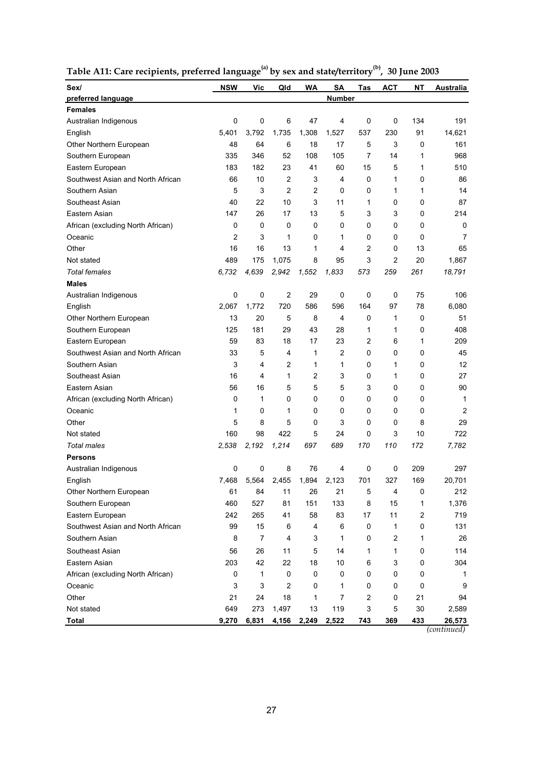**Table A11: Care recipients, preferred language[(a)] by sex and state/territory[(b)], 30 June 2003**

| Sex/ preferred language | NSW | Vic | Qld | WA | SA | Tas | ACT | NT | Australia |
|---|---|---|---|---|---|---|---|---|---|
| | | | | | Number | | | | |
| **Females** | | | | | | | | | |
| Australian Indigenous | 0 | 0 | 6 | 47 | 4 | 0 | 0 | 134 | 191 |
| English | 5,401 | 3,792 | 1,735 | 1,308 | 1,527 | 537 | 230 | 91 | 14,621 |
| Other Northern European | 48 | 64 | 6 | 18 | 17 | 5 | 3 | 0 | 161 |
| Southern European | 335 | 346 | 52 | 108 | 105 | 7 | 14 | 1 | 968 |
| Eastern European | 183 | 182 | 23 | 41 | 60 | 15 | 5 | 1 | 510 |
| Southwest Asian and North African | 66 | 10 | 2 | 3 | 4 | 0 | 1 | 0 | 86 |
| Southern Asian | 5 | 3 | 2 | 2 | 0 | 0 | 1 | 1 | 14 |
| Southeast Asian | 40 | 22 | 10 | 3 | 11 | 1 | 0 | 0 | 87 |
| Eastern Asian | 147 | 26 | 17 | 13 | 5 | 3 | 3 | 0 | 214 |
| African (excluding North African) | 0 | 0 | 0 | 0 | 0 | 0 | 0 | 0 | 0 |
| Oceanic | 2 | 3 | 1 | 0 | 1 | 0 | 0 | 0 | 7 |
| Other | 16 | 16 | 13 | 1 | 4 | 2 | 0 | 13 | 65 |
| Not stated | 489 | 175 | 1,075 | 8 | 95 | 3 | 2 | 20 | 1,867 |
| *Total females* | *6,732* | *4,639* | *2,942* | *1,552* | *1,833* | *573* | *259* | *261* | *18,791* |
| **Males** | | | | | | | | | |
| Australian Indigenous | 0 | 0 | 2 | 29 | 0 | 0 | 0 | 75 | 106 |
| English | 2,067 | 1,772 | 720 | 586 | 596 | 164 | 97 | 78 | 6,080 |
| Other Northern European | 13 | 20 | 5 | 8 | 4 | 0 | 1 | 0 | 51 |
| Southern European | 125 | 181 | 29 | 43 | 28 | 1 | 1 | 0 | 408 |
| Eastern European | 59 | 83 | 18 | 17 | 23 | 2 | 6 | 1 | 209 |
| Southwest Asian and North African | 33 | 5 | 4 | 1 | 2 | 0 | 0 | 0 | 45 |
| Southern Asian | 3 | 4 | 2 | 1 | 1 | 0 | 1 | 0 | 12 |
| Southeast Asian | 16 | 4 | 1 | 2 | 3 | 0 | 1 | 0 | 27 |
| Eastern Asian | 56 | 16 | 5 | 5 | 5 | 3 | 0 | 0 | 90 |
| African (excluding North African) | 0 | 1 | 0 | 0 | 0 | 0 | 0 | 0 | 1 |
| Oceanic | 1 | 0 | 1 | 0 | 0 | 0 | 0 | 0 | 2 |
| Other | 5 | 8 | 5 | 0 | 3 | 0 | 0 | 8 | 29 |
| Not stated | 160 | 98 | 422 | 5 | 24 | 0 | 3 | 10 | 722 |
| *Total males* | *2,538* | *2,192* | *1,214* | *697* | *689* | *170* | *110* | *172* | *7,782* |
| **Persons** | | | | | | | | | |
| Australian Indigenous | 0 | 0 | 8 | 76 | 4 | 0 | 0 | 209 | 297 |
| English | 7,468 | 5,564 | 2,455 | 1,894 | 2,123 | 701 | 327 | 169 | 20,701 |
| Other Northern European | 61 | 84 | 11 | 26 | 21 | 5 | 4 | 0 | 212 |
| Southern European | 460 | 527 | 81 | 151 | 133 | 8 | 15 | 1 | 1,376 |
| Eastern European | 242 | 265 | 41 | 58 | 83 | 17 | 11 | 2 | 719 |
| Southwest Asian and North African | 99 | 15 | 6 | 4 | 6 | 0 | 1 | 0 | 131 |
| Southern Asian | 8 | 7 | 4 | 3 | 1 | 0 | 2 | 1 | 26 |
| Southeast Asian | 56 | 26 | 11 | 5 | 14 | 1 | 1 | 0 | 114 |
| Eastern Asian | 203 | 42 | 22 | 18 | 10 | 6 | 3 | 0 | 304 |
| African (excluding North African) | 0 | 1 | 0 | 0 | 0 | 0 | 0 | 0 | 1 |
| Oceanic | 3 | 3 | 2 | 0 | 1 | 0 | 0 | 0 | 9 |
| Other | 21 | 24 | 18 | 1 | 7 | 2 | 0 | 21 | 94 |
| Not stated | 649 | 273 | 1,497 | 13 | 119 | 3 | 5 | 30 | 2,589 |
| **Total** | **9,270** | **6,831** | **4,156** | **2,249** | **2,522** | **743** | **369** | **433** | **26,573** |

*(continued)*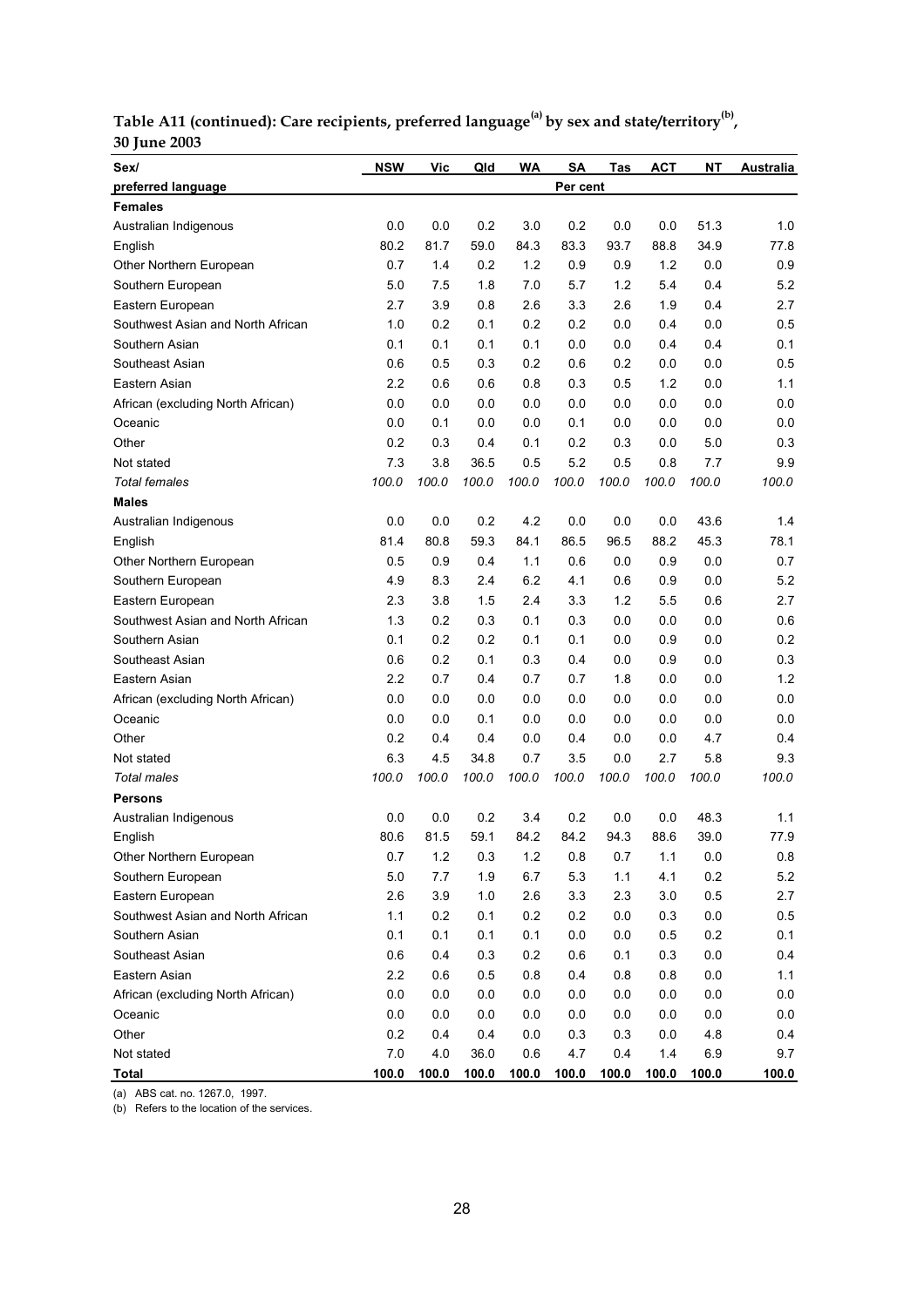**Table A11 (continued): Care recipients, preferred language[(a)] by sex and state/territory[(b)], 30 June 2003**

| Sex/ preferred language | NSW | Vic | Qld | WA | SA | Tas | ACT | NT | Australia |
|---|---|---|---|---|---|---|---|---|---|
| | | | | | Per cent | | | | |
| **Females** | | | | | | | | | |
| Australian Indigenous | 0.0 | 0.0 | 0.2 | 3.0 | 0.2 | 0.0 | 0.0 | 51.3 | 1.0 |
| English | 80.2 | 81.7 | 59.0 | 84.3 | 83.3 | 93.7 | 88.8 | 34.9 | 77.8 |
| Other Northern European | 0.7 | 1.4 | 0.2 | 1.2 | 0.9 | 0.9 | 1.2 | 0.0 | 0.9 |
| Southern European | 5.0 | 7.5 | 1.8 | 7.0 | 5.7 | 1.2 | 5.4 | 0.4 | 5.2 |
| Eastern European | 2.7 | 3.9 | 0.8 | 2.6 | 3.3 | 2.6 | 1.9 | 0.4 | 2.7 |
| Southwest Asian and North African | 1.0 | 0.2 | 0.1 | 0.2 | 0.2 | 0.0 | 0.4 | 0.0 | 0.5 |
| Southern Asian | 0.1 | 0.1 | 0.1 | 0.1 | 0.0 | 0.0 | 0.4 | 0.4 | 0.1 |
| Southeast Asian | 0.6 | 0.5 | 0.3 | 0.2 | 0.6 | 0.2 | 0.0 | 0.0 | 0.5 |
| Eastern Asian | 2.2 | 0.6 | 0.6 | 0.8 | 0.3 | 0.5 | 1.2 | 0.0 | 1.1 |
| African (excluding North African) | 0.0 | 0.0 | 0.0 | 0.0 | 0.0 | 0.0 | 0.0 | 0.0 | 0.0 |
| Oceanic | 0.0 | 0.1 | 0.0 | 0.0 | 0.1 | 0.0 | 0.0 | 0.0 | 0.0 |
| Other | 0.2 | 0.3 | 0.4 | 0.1 | 0.2 | 0.3 | 0.0 | 5.0 | 0.3 |
| Not stated | 7.3 | 3.8 | 36.5 | 0.5 | 5.2 | 0.5 | 0.8 | 7.7 | 9.9 |
| *Total females* | *100.0* | *100.0* | *100.0* | *100.0* | *100.0* | *100.0* | *100.0* | *100.0* | *100.0* |
| **Males** | | | | | | | | | |
| Australian Indigenous | 0.0 | 0.0 | 0.2 | 4.2 | 0.0 | 0.0 | 0.0 | 43.6 | 1.4 |
| English | 81.4 | 80.8 | 59.3 | 84.1 | 86.5 | 96.5 | 88.2 | 45.3 | 78.1 |
| Other Northern European | 0.5 | 0.9 | 0.4 | 1.1 | 0.6 | 0.0 | 0.9 | 0.0 | 0.7 |
| Southern European | 4.9 | 8.3 | 2.4 | 6.2 | 4.1 | 0.6 | 0.9 | 0.0 | 5.2 |
| Eastern European | 2.3 | 3.8 | 1.5 | 2.4 | 3.3 | 1.2 | 5.5 | 0.6 | 2.7 |
| Southwest Asian and North African | 1.3 | 0.2 | 0.3 | 0.1 | 0.3 | 0.0 | 0.0 | 0.0 | 0.6 |
| Southern Asian | 0.1 | 0.2 | 0.2 | 0.1 | 0.1 | 0.0 | 0.9 | 0.0 | 0.2 |
| Southeast Asian | 0.6 | 0.2 | 0.1 | 0.3 | 0.4 | 0.0 | 0.9 | 0.0 | 0.3 |
| Eastern Asian | 2.2 | 0.7 | 0.4 | 0.7 | 0.7 | 1.8 | 0.0 | 0.0 | 1.2 |
| African (excluding North African) | 0.0 | 0.0 | 0.0 | 0.0 | 0.0 | 0.0 | 0.0 | 0.0 | 0.0 |
| Oceanic | 0.0 | 0.0 | 0.1 | 0.0 | 0.0 | 0.0 | 0.0 | 0.0 | 0.0 |
| Other | 0.2 | 0.4 | 0.4 | 0.0 | 0.4 | 0.0 | 0.0 | 4.7 | 0.4 |
| Not stated | 6.3 | 4.5 | 34.8 | 0.7 | 3.5 | 0.0 | 2.7 | 5.8 | 9.3 |
| *Total males* | *100.0* | *100.0* | *100.0* | *100.0* | *100.0* | *100.0* | *100.0* | *100.0* | *100.0* |
| **Persons** | | | | | | | | | |
| Australian Indigenous | 0.0 | 0.0 | 0.2 | 3.4 | 0.2 | 0.0 | 0.0 | 48.3 | 1.1 |
| English | 80.6 | 81.5 | 59.1 | 84.2 | 84.2 | 94.3 | 88.6 | 39.0 | 77.9 |
| Other Northern European | 0.7 | 1.2 | 0.3 | 1.2 | 0.8 | 0.7 | 1.1 | 0.0 | 0.8 |
| Southern European | 5.0 | 7.7 | 1.9 | 6.7 | 5.3 | 1.1 | 4.1 | 0.2 | 5.2 |
| Eastern European | 2.6 | 3.9 | 1.0 | 2.6 | 3.3 | 2.3 | 3.0 | 0.5 | 2.7 |
| Southwest Asian and North African | 1.1 | 0.2 | 0.1 | 0.2 | 0.2 | 0.0 | 0.3 | 0.0 | 0.5 |
| Southern Asian | 0.1 | 0.1 | 0.1 | 0.1 | 0.0 | 0.0 | 0.5 | 0.2 | 0.1 |
| Southeast Asian | 0.6 | 0.4 | 0.3 | 0.2 | 0.6 | 0.1 | 0.3 | 0.0 | 0.4 |
| Eastern Asian | 2.2 | 0.6 | 0.5 | 0.8 | 0.4 | 0.8 | 0.8 | 0.0 | 1.1 |
| African (excluding North African) | 0.0 | 0.0 | 0.0 | 0.0 | 0.0 | 0.0 | 0.0 | 0.0 | 0.0 |
| Oceanic | 0.0 | 0.0 | 0.0 | 0.0 | 0.0 | 0.0 | 0.0 | 0.0 | 0.0 |
| Other | 0.2 | 0.4 | 0.4 | 0.0 | 0.3 | 0.3 | 0.0 | 4.8 | 0.4 |
| Not stated | 7.0 | 4.0 | 36.0 | 0.6 | 4.7 | 0.4 | 1.4 | 6.9 | 9.7 |
| **Total** | **100.0** | **100.0** | **100.0** | **100.0** | **100.0** | **100.0** | **100.0** | **100.0** | **100.0** |

(a) ABS cat. no. 1267.0, 1997.

(b) Refers to the location of the services.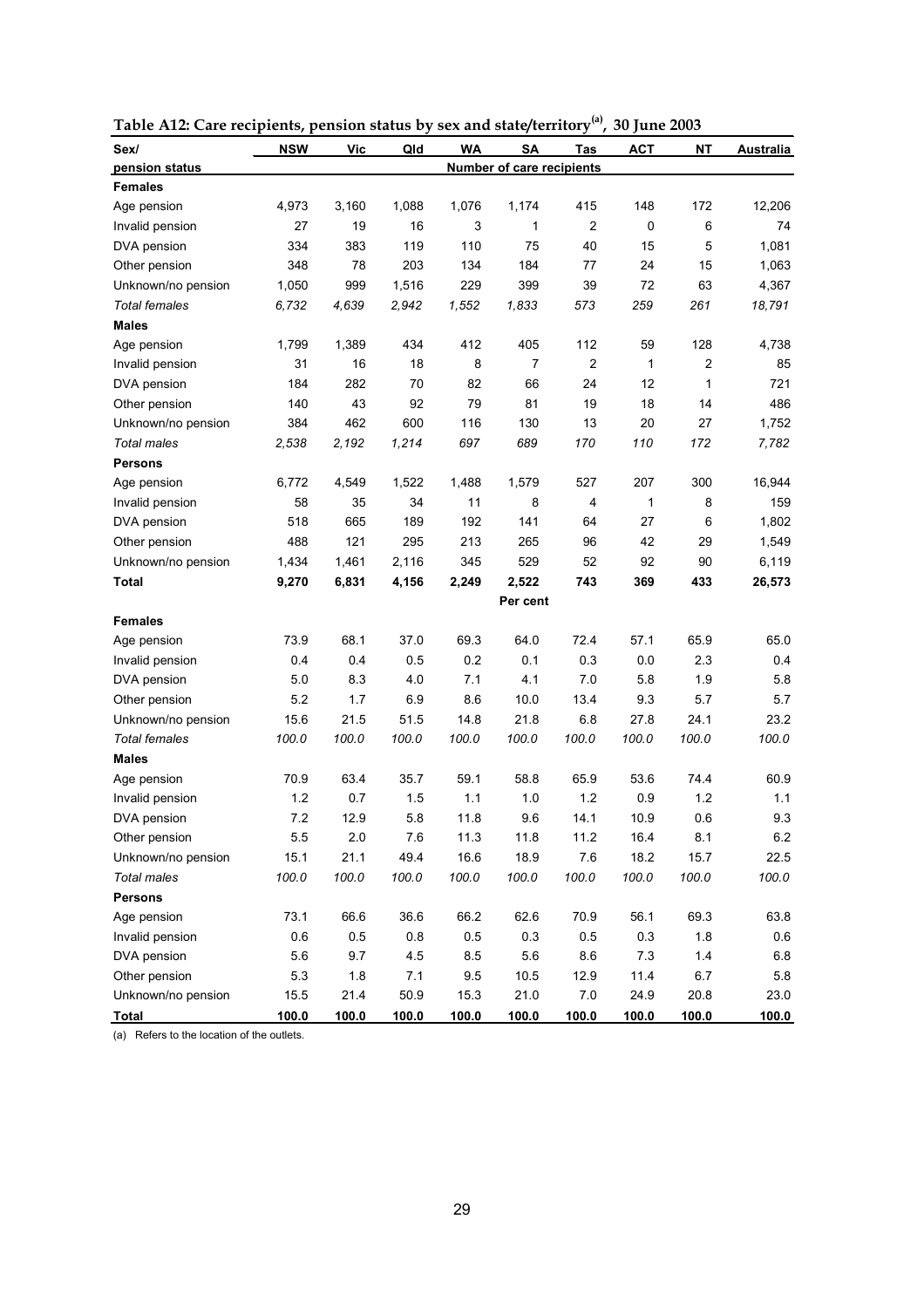**Table A12: Care recipients, pension status by sex and state/territory[(a)], 30 June 2003**

| Sex/ pension status | NSW | Vic | Qld | WA | SA | Tas | ACT | NT | Australia |
|---|---|---|---|---|---|---|---|---|---|
| | | | | | Number of care recipients | | | | |
| **Females** | | | | | | | | | |
| Age pension | 4,973 | 3,160 | 1,088 | 1,076 | 1,174 | 415 | 148 | 172 | 12,206 |
| Invalid pension | 27 | 19 | 16 | 3 | 1 | 2 | 0 | 6 | 74 |
| DVA pension | 334 | 383 | 119 | 110 | 75 | 40 | 15 | 5 | 1,081 |
| Other pension | 348 | 78 | 203 | 134 | 184 | 77 | 24 | 15 | 1,063 |
| Unknown/no pension | 1,050 | 999 | 1,516 | 229 | 399 | 39 | 72 | 63 | 4,367 |
| *Total females* | *6,732* | *4,639* | *2,942* | *1,552* | *1,833* | *573* | *259* | *261* | *18,791* |
| **Males** | | | | | | | | | |
| Age pension | 1,799 | 1,389 | 434 | 412 | 405 | 112 | 59 | 128 | 4,738 |
| Invalid pension | 31 | 16 | 18 | 8 | 7 | 2 | 1 | 2 | 85 |
| DVA pension | 184 | 282 | 70 | 82 | 66 | 24 | 12 | 1 | 721 |
| Other pension | 140 | 43 | 92 | 79 | 81 | 19 | 18 | 14 | 486 |
| Unknown/no pension | 384 | 462 | 600 | 116 | 130 | 13 | 20 | 27 | 1,752 |
| *Total males* | *2,538* | *2,192* | *1,214* | *697* | *689* | *170* | *110* | *172* | *7,782* |
| **Persons** | | | | | | | | | |
| Age pension | 6,772 | 4,549 | 1,522 | 1,488 | 1,579 | 527 | 207 | 300 | 16,944 |
| Invalid pension | 58 | 35 | 34 | 11 | 8 | 4 | 1 | 8 | 159 |
| DVA pension | 518 | 665 | 189 | 192 | 141 | 64 | 27 | 6 | 1,802 |
| Other pension | 488 | 121 | 295 | 213 | 265 | 96 | 42 | 29 | 1,549 |
| Unknown/no pension | 1,434 | 1,461 | 2,116 | 345 | 529 | 52 | 92 | 90 | 6,119 |
| **Total** | **9,270** | **6,831** | **4,156** | **2,249** | **2,522** | **743** | **369** | **433** | **26,573** |
| | | | | | Per cent | | | | |
| **Females** | | | | | | | | | |
| Age pension | 73.9 | 68.1 | 37.0 | 69.3 | 64.0 | 72.4 | 57.1 | 65.9 | 65.0 |
| Invalid pension | 0.4 | 0.4 | 0.5 | 0.2 | 0.1 | 0.3 | 0.0 | 2.3 | 0.4 |
| DVA pension | 5.0 | 8.3 | 4.0 | 7.1 | 4.1 | 7.0 | 5.8 | 1.9 | 5.8 |
| Other pension | 5.2 | 1.7 | 6.9 | 8.6 | 10.0 | 13.4 | 9.3 | 5.7 | 5.7 |
| Unknown/no pension | 15.6 | 21.5 | 51.5 | 14.8 | 21.8 | 6.8 | 27.8 | 24.1 | 23.2 |
| *Total females* | *100.0* | *100.0* | *100.0* | *100.0* | *100.0* | *100.0* | *100.0* | *100.0* | *100.0* |
| **Males** | | | | | | | | | |
| Age pension | 70.9 | 63.4 | 35.7 | 59.1 | 58.8 | 65.9 | 53.6 | 74.4 | 60.9 |
| Invalid pension | 1.2 | 0.7 | 1.5 | 1.1 | 1.0 | 1.2 | 0.9 | 1.2 | 1.1 |
| DVA pension | 7.2 | 12.9 | 5.8 | 11.8 | 9.6 | 14.1 | 10.9 | 0.6 | 9.3 |
| Other pension | 5.5 | 2.0 | 7.6 | 11.3 | 11.8 | 11.2 | 16.4 | 8.1 | 6.2 |
| Unknown/no pension | 15.1 | 21.1 | 49.4 | 16.6 | 18.9 | 7.6 | 18.2 | 15.7 | 22.5 |
| *Total males* | *100.0* | *100.0* | *100.0* | *100.0* | *100.0* | *100.0* | *100.0* | *100.0* | *100.0* |
| **Persons** | | | | | | | | | |
| Age pension | 73.1 | 66.6 | 36.6 | 66.2 | 62.6 | 70.9 | 56.1 | 69.3 | 63.8 |
| Invalid pension | 0.6 | 0.5 | 0.8 | 0.5 | 0.3 | 0.5 | 0.3 | 1.8 | 0.6 |
| DVA pension | 5.6 | 9.7 | 4.5 | 8.5 | 5.6 | 8.6 | 7.3 | 1.4 | 6.8 |
| Other pension | 5.3 | 1.8 | 7.1 | 9.5 | 10.5 | 12.9 | 11.4 | 6.7 | 5.8 |
| Unknown/no pension | 15.5 | 21.4 | 50.9 | 15.3 | 21.0 | 7.0 | 24.9 | 20.8 | 23.0 |
| **Total** | **100.0** | **100.0** | **100.0** | **100.0** | **100.0** | **100.0** | **100.0** | **100.0** | **100.0** |

(a) Refers to the location of the outlets.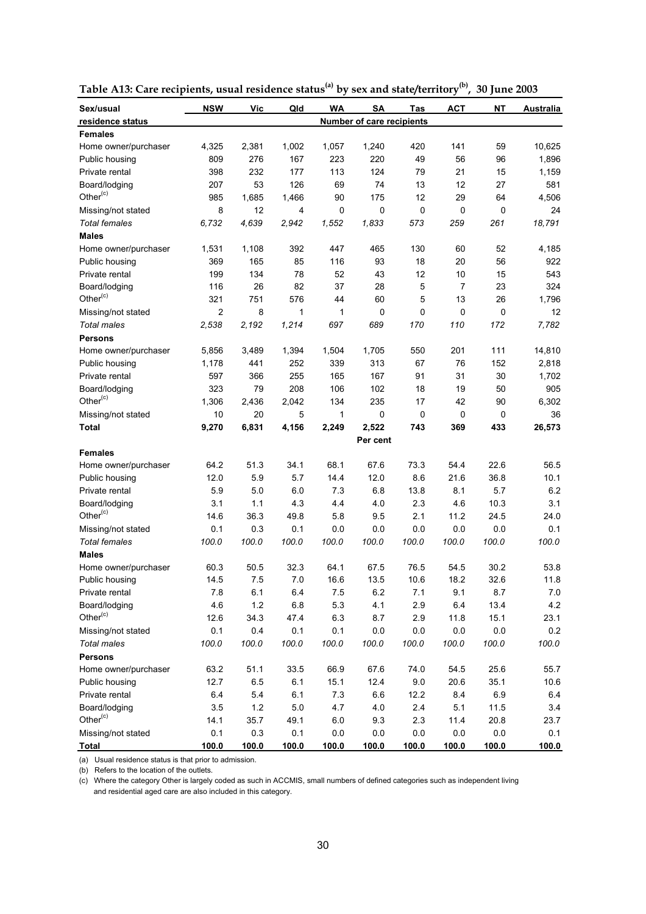**Table A13: Care recipients, usual residence status[(a)] by sex and state/territory[(b)], 30 June 2003**

| Sex/usual residence status | NSW | Vic | Qld | WA | SA | Tas | ACT | NT | Australia |
|---|---|---|---|---|---|---|---|---|---|
| | **Number of care recipients** | | | | | | | | |
| **Females** | | | | | | | | | |
| Home owner/purchaser | 4,325 | 2,381 | 1,002 | 1,057 | 1,240 | 420 | 141 | 59 | 10,625 |
| Public housing | 809 | 276 | 167 | 223 | 220 | 49 | 56 | 96 | 1,896 |
| Private rental | 398 | 232 | 177 | 113 | 124 | 79 | 21 | 15 | 1,159 |
| Board/lodging | 207 | 53 | 126 | 69 | 74 | 13 | 12 | 27 | 581 |
| Other[(c)] | 985 | 1,685 | 1,466 | 90 | 175 | 12 | 29 | 64 | 4,506 |
| Missing/not stated | 8 | 12 | 4 | 0 | 0 | 0 | 0 | 0 | 24 |
| *Total females* | *6,732* | *4,639* | *2,942* | *1,552* | *1,833* | *573* | *259* | *261* | *18,791* |
| **Males** | | | | | | | | | |
| Home owner/purchaser | 1,531 | 1,108 | 392 | 447 | 465 | 130 | 60 | 52 | 4,185 |
| Public housing | 369 | 165 | 85 | 116 | 93 | 18 | 20 | 56 | 922 |
| Private rental | 199 | 134 | 78 | 52 | 43 | 12 | 10 | 15 | 543 |
| Board/lodging | 116 | 26 | 82 | 37 | 28 | 5 | 7 | 23 | 324 |
| Other[(c)] | 321 | 751 | 576 | 44 | 60 | 5 | 13 | 26 | 1,796 |
| Missing/not stated | 2 | 8 | 1 | 1 | 0 | 0 | 0 | 0 | 12 |
| *Total males* | *2,538* | *2,192* | *1,214* | *697* | *689* | *170* | *110* | *172* | *7,782* |
| **Persons** | | | | | | | | | |
| Home owner/purchaser | 5,856 | 3,489 | 1,394 | 1,504 | 1,705 | 550 | 201 | 111 | 14,810 |
| Public housing | 1,178 | 441 | 252 | 339 | 313 | 67 | 76 | 152 | 2,818 |
| Private rental | 597 | 366 | 255 | 165 | 167 | 91 | 31 | 30 | 1,702 |
| Board/lodging | 323 | 79 | 208 | 106 | 102 | 18 | 19 | 50 | 905 |
| Other[(c)] | 1,306 | 2,436 | 2,042 | 134 | 235 | 17 | 42 | 90 | 6,302 |
| Missing/not stated | 10 | 20 | 5 | 1 | 0 | 0 | 0 | 0 | 36 |
| **Total** | **9,270** | **6,831** | **4,156** | **2,249** | **2,522** | **743** | **369** | **433** | **26,573** |
| | **Per cent** | | | | | | | | |
| **Females** | | | | | | | | | |
| Home owner/purchaser | 64.2 | 51.3 | 34.1 | 68.1 | 67.6 | 73.3 | 54.4 | 22.6 | 56.5 |
| Public housing | 12.0 | 5.9 | 5.7 | 14.4 | 12.0 | 8.6 | 21.6 | 36.8 | 10.1 |
| Private rental | 5.9 | 5.0 | 6.0 | 7.3 | 6.8 | 13.8 | 8.1 | 5.7 | 6.2 |
| Board/lodging | 3.1 | 1.1 | 4.3 | 4.4 | 4.0 | 2.3 | 4.6 | 10.3 | 3.1 |
| Other[(c)] | 14.6 | 36.3 | 49.8 | 5.8 | 9.5 | 2.1 | 11.2 | 24.5 | 24.0 |
| Missing/not stated | 0.1 | 0.3 | 0.1 | 0.0 | 0.0 | 0.0 | 0.0 | 0.0 | 0.1 |
| *Total females* | *100.0* | *100.0* | *100.0* | *100.0* | *100.0* | *100.0* | *100.0* | *100.0* | *100.0* |
| **Males** | | | | | | | | | |
| Home owner/purchaser | 60.3 | 50.5 | 32.3 | 64.1 | 67.5 | 76.5 | 54.5 | 30.2 | 53.8 |
| Public housing | 14.5 | 7.5 | 7.0 | 16.6 | 13.5 | 10.6 | 18.2 | 32.6 | 11.8 |
| Private rental | 7.8 | 6.1 | 6.4 | 7.5 | 6.2 | 7.1 | 9.1 | 8.7 | 7.0 |
| Board/lodging | 4.6 | 1.2 | 6.8 | 5.3 | 4.1 | 2.9 | 6.4 | 13.4 | 4.2 |
| Other[(c)] | 12.6 | 34.3 | 47.4 | 6.3 | 8.7 | 2.9 | 11.8 | 15.1 | 23.1 |
| Missing/not stated | 0.1 | 0.4 | 0.1 | 0.1 | 0.0 | 0.0 | 0.0 | 0.0 | 0.2 |
| *Total males* | *100.0* | *100.0* | *100.0* | *100.0* | *100.0* | *100.0* | *100.0* | *100.0* | *100.0* |
| **Persons** | | | | | | | | | |
| Home owner/purchaser | 63.2 | 51.1 | 33.5 | 66.9 | 67.6 | 74.0 | 54.5 | 25.6 | 55.7 |
| Public housing | 12.7 | 6.5 | 6.1 | 15.1 | 12.4 | 9.0 | 20.6 | 35.1 | 10.6 |
| Private rental | 6.4 | 5.4 | 6.1 | 7.3 | 6.6 | 12.2 | 8.4 | 6.9 | 6.4 |
| Board/lodging | 3.5 | 1.2 | 5.0 | 4.7 | 4.0 | 2.4 | 5.1 | 11.5 | 3.4 |
| Other[(c)] | 14.1 | 35.7 | 49.1 | 6.0 | 9.3 | 2.3 | 11.4 | 20.8 | 23.7 |
| Missing/not stated | 0.1 | 0.3 | 0.1 | 0.0 | 0.0 | 0.0 | 0.0 | 0.0 | 0.1 |
| **Total** | **100.0** | **100.0** | **100.0** | **100.0** | **100.0** | **100.0** | **100.0** | **100.0** | **100.0** |

(a) Usual residence status is that prior to admission.

(b) Refers to the location of the outlets.

(c) Where the category Other is largely coded as such in ACCMIS, small numbers of defined categories such as independent living and residential aged care are also included in this category.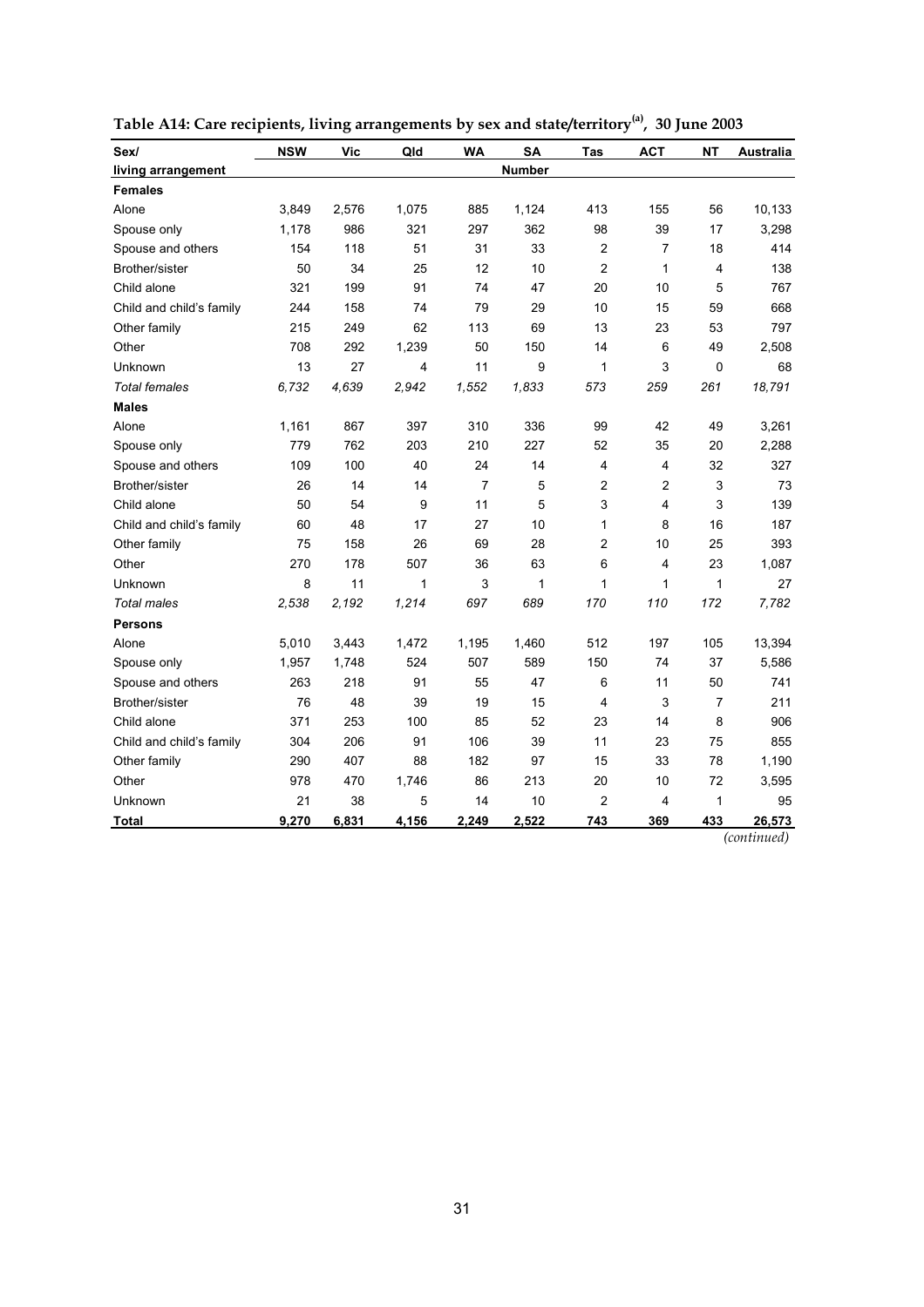**Table A14: Care recipients, living arrangements by sex and state/territory[(a)], 30 June 2003**

| Sex/ living arrangement | NSW | Vic | Qld | WA | SA | Tas | ACT | NT | Australia |
|---|---|---|---|---|---|---|---|---|---|
| | | | | | Number | | | | |
| **Females** | | | | | | | | | |
| Alone | 3,849 | 2,576 | 1,075 | 885 | 1,124 | 413 | 155 | 56 | 10,133 |
| Spouse only | 1,178 | 986 | 321 | 297 | 362 | 98 | 39 | 17 | 3,298 |
| Spouse and others | 154 | 118 | 51 | 31 | 33 | 2 | 7 | 18 | 414 |
| Brother/sister | 50 | 34 | 25 | 12 | 10 | 2 | 1 | 4 | 138 |
| Child alone | 321 | 199 | 91 | 74 | 47 | 20 | 10 | 5 | 767 |
| Child and child's family | 244 | 158 | 74 | 79 | 29 | 10 | 15 | 59 | 668 |
| Other family | 215 | 249 | 62 | 113 | 69 | 13 | 23 | 53 | 797 |
| Other | 708 | 292 | 1,239 | 50 | 150 | 14 | 6 | 49 | 2,508 |
| Unknown | 13 | 27 | 4 | 11 | 9 | 1 | 3 | 0 | 68 |
| *Total females* | *6,732* | *4,639* | *2,942* | *1,552* | *1,833* | *573* | *259* | *261* | *18,791* |
| **Males** | | | | | | | | | |
| Alone | 1,161 | 867 | 397 | 310 | 336 | 99 | 42 | 49 | 3,261 |
| Spouse only | 779 | 762 | 203 | 210 | 227 | 52 | 35 | 20 | 2,288 |
| Spouse and others | 109 | 100 | 40 | 24 | 14 | 4 | 4 | 32 | 327 |
| Brother/sister | 26 | 14 | 14 | 7 | 5 | 2 | 2 | 3 | 73 |
| Child alone | 50 | 54 | 9 | 11 | 5 | 3 | 4 | 3 | 139 |
| Child and child's family | 60 | 48 | 17 | 27 | 10 | 1 | 8 | 16 | 187 |
| Other family | 75 | 158 | 26 | 69 | 28 | 2 | 10 | 25 | 393 |
| Other | 270 | 178 | 507 | 36 | 63 | 6 | 4 | 23 | 1,087 |
| Unknown | 8 | 11 | 1 | 3 | 1 | 1 | 1 | 1 | 27 |
| *Total males* | *2,538* | *2,192* | *1,214* | *697* | *689* | *170* | *110* | *172* | *7,782* |
| **Persons** | | | | | | | | | |
| Alone | 5,010 | 3,443 | 1,472 | 1,195 | 1,460 | 512 | 197 | 105 | 13,394 |
| Spouse only | 1,957 | 1,748 | 524 | 507 | 589 | 150 | 74 | 37 | 5,586 |
| Spouse and others | 263 | 218 | 91 | 55 | 47 | 6 | 11 | 50 | 741 |
| Brother/sister | 76 | 48 | 39 | 19 | 15 | 4 | 3 | 7 | 211 |
| Child alone | 371 | 253 | 100 | 85 | 52 | 23 | 14 | 8 | 906 |
| Child and child's family | 304 | 206 | 91 | 106 | 39 | 11 | 23 | 75 | 855 |
| Other family | 290 | 407 | 88 | 182 | 97 | 15 | 33 | 78 | 1,190 |
| Other | 978 | 470 | 1,746 | 86 | 213 | 20 | 10 | 72 | 3,595 |
| Unknown | 21 | 38 | 5 | 14 | 10 | 2 | 4 | 1 | 95 |
| **Total** | **9,270** | **6,831** | **4,156** | **2,249** | **2,522** | **743** | **369** | **433** | **26,573** |

*(continued)*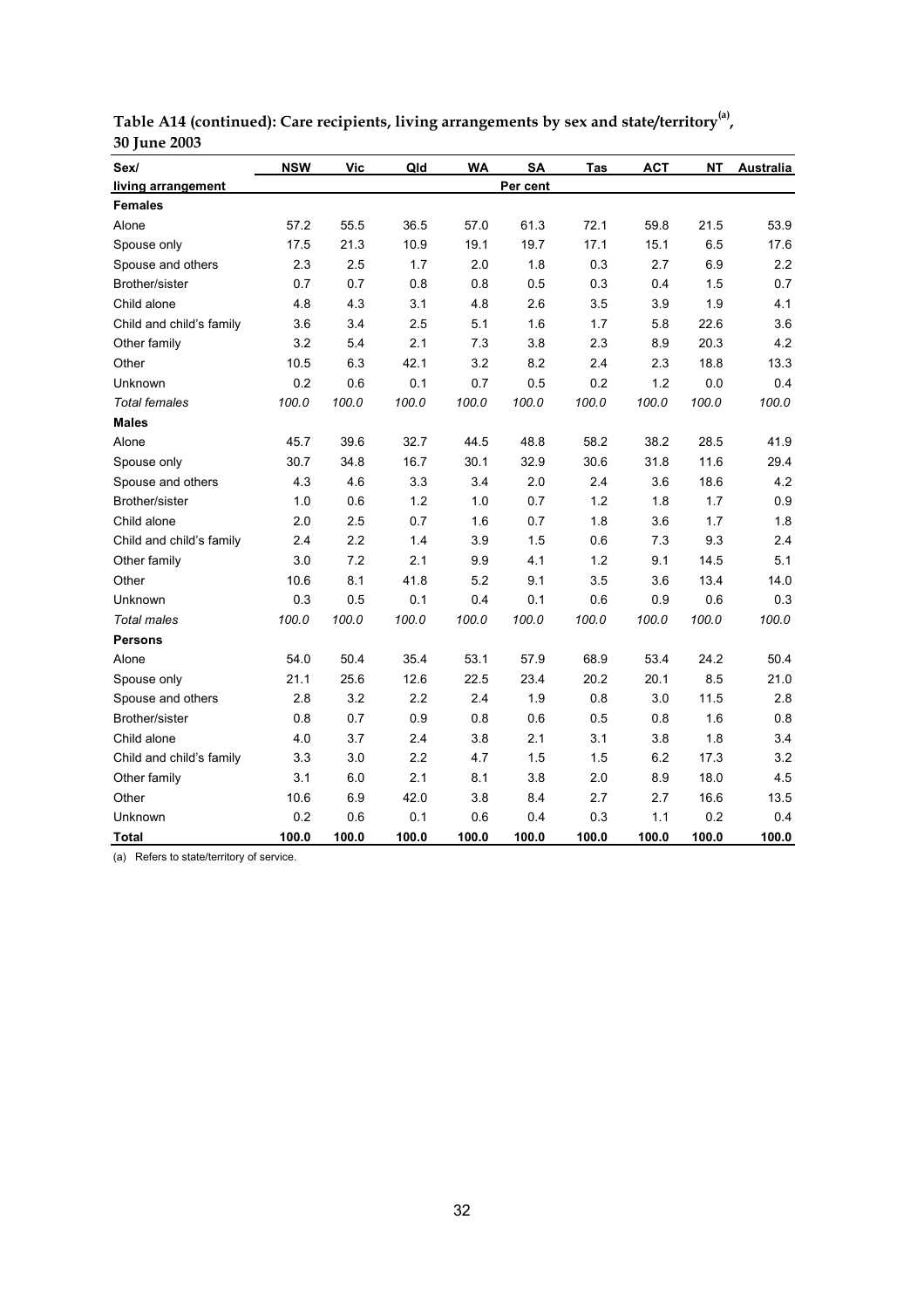**Table A14 (continued): Care recipients, living arrangements by sex and state/territory[(a)], 30 June 2003**

| Sex/ living arrangement | NSW | Vic | Qld | WA | SA | Tas | ACT | NT | Australia |
|---|---|---|---|---|---|---|---|---|---|
| | | | | | Per cent | | | | |
| **Females** | | | | | | | | | |
| Alone | 57.2 | 55.5 | 36.5 | 57.0 | 61.3 | 72.1 | 59.8 | 21.5 | 53.9 |
| Spouse only | 17.5 | 21.3 | 10.9 | 19.1 | 19.7 | 17.1 | 15.1 | 6.5 | 17.6 |
| Spouse and others | 2.3 | 2.5 | 1.7 | 2.0 | 1.8 | 0.3 | 2.7 | 6.9 | 2.2 |
| Brother/sister | 0.7 | 0.7 | 0.8 | 0.8 | 0.5 | 0.3 | 0.4 | 1.5 | 0.7 |
| Child alone | 4.8 | 4.3 | 3.1 | 4.8 | 2.6 | 3.5 | 3.9 | 1.9 | 4.1 |
| Child and child's family | 3.6 | 3.4 | 2.5 | 5.1 | 1.6 | 1.7 | 5.8 | 22.6 | 3.6 |
| Other family | 3.2 | 5.4 | 2.1 | 7.3 | 3.8 | 2.3 | 8.9 | 20.3 | 4.2 |
| Other | 10.5 | 6.3 | 42.1 | 3.2 | 8.2 | 2.4 | 2.3 | 18.8 | 13.3 |
| Unknown | 0.2 | 0.6 | 0.1 | 0.7 | 0.5 | 0.2 | 1.2 | 0.0 | 0.4 |
| *Total females* | *100.0* | *100.0* | *100.0* | *100.0* | *100.0* | *100.0* | *100.0* | *100.0* | *100.0* |
| **Males** | | | | | | | | | |
| Alone | 45.7 | 39.6 | 32.7 | 44.5 | 48.8 | 58.2 | 38.2 | 28.5 | 41.9 |
| Spouse only | 30.7 | 34.8 | 16.7 | 30.1 | 32.9 | 30.6 | 31.8 | 11.6 | 29.4 |
| Spouse and others | 4.3 | 4.6 | 3.3 | 3.4 | 2.0 | 2.4 | 3.6 | 18.6 | 4.2 |
| Brother/sister | 1.0 | 0.6 | 1.2 | 1.0 | 0.7 | 1.2 | 1.8 | 1.7 | 0.9 |
| Child alone | 2.0 | 2.5 | 0.7 | 1.6 | 0.7 | 1.8 | 3.6 | 1.7 | 1.8 |
| Child and child's family | 2.4 | 2.2 | 1.4 | 3.9 | 1.5 | 0.6 | 7.3 | 9.3 | 2.4 |
| Other family | 3.0 | 7.2 | 2.1 | 9.9 | 4.1 | 1.2 | 9.1 | 14.5 | 5.1 |
| Other | 10.6 | 8.1 | 41.8 | 5.2 | 9.1 | 3.5 | 3.6 | 13.4 | 14.0 |
| Unknown | 0.3 | 0.5 | 0.1 | 0.4 | 0.1 | 0.6 | 0.9 | 0.6 | 0.3 |
| *Total males* | *100.0* | *100.0* | *100.0* | *100.0* | *100.0* | *100.0* | *100.0* | *100.0* | *100.0* |
| **Persons** | | | | | | | | | |
| Alone | 54.0 | 50.4 | 35.4 | 53.1 | 57.9 | 68.9 | 53.4 | 24.2 | 50.4 |
| Spouse only | 21.1 | 25.6 | 12.6 | 22.5 | 23.4 | 20.2 | 20.1 | 8.5 | 21.0 |
| Spouse and others | 2.8 | 3.2 | 2.2 | 2.4 | 1.9 | 0.8 | 3.0 | 11.5 | 2.8 |
| Brother/sister | 0.8 | 0.7 | 0.9 | 0.8 | 0.6 | 0.5 | 0.8 | 1.6 | 0.8 |
| Child alone | 4.0 | 3.7 | 2.4 | 3.8 | 2.1 | 3.1 | 3.8 | 1.8 | 3.4 |
| Child and child's family | 3.3 | 3.0 | 2.2 | 4.7 | 1.5 | 1.5 | 6.2 | 17.3 | 3.2 |
| Other family | 3.1 | 6.0 | 2.1 | 8.1 | 3.8 | 2.0 | 8.9 | 18.0 | 4.5 |
| Other | 10.6 | 6.9 | 42.0 | 3.8 | 8.4 | 2.7 | 2.7 | 16.6 | 13.5 |
| Unknown | 0.2 | 0.6 | 0.1 | 0.6 | 0.4 | 0.3 | 1.1 | 0.2 | 0.4 |
| **Total** | **100.0** | **100.0** | **100.0** | **100.0** | **100.0** | **100.0** | **100.0** | **100.0** | **100.0** |

(a) Refers to state/territory of service.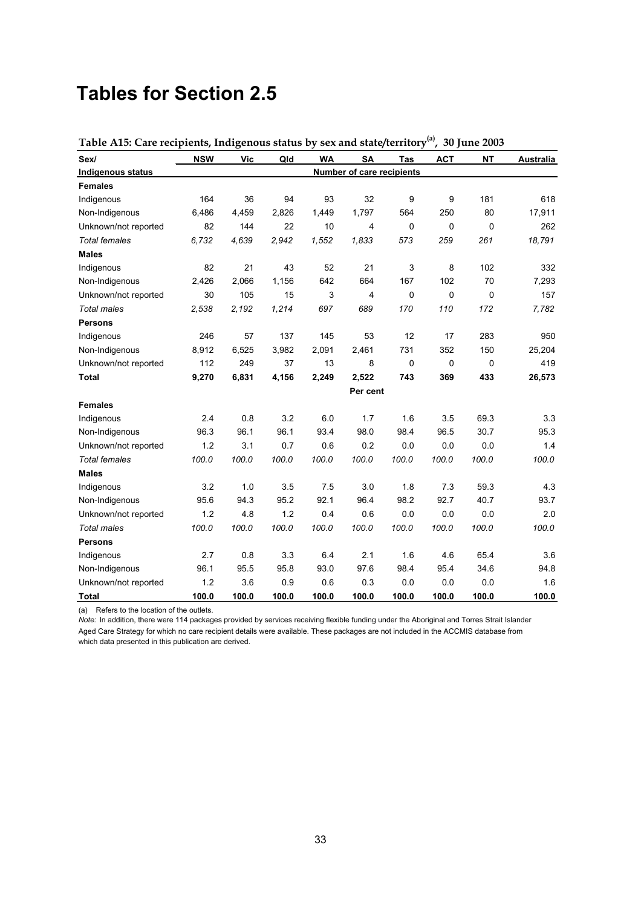# Tables for Section 2.5

**Table A15: Care recipients, Indigenous status by sex and state/territory[(a)], 30 June 2003**

| Sex/ Indigenous status | NSW | Vic | Qld | WA | SA | Tas | ACT | NT | Australia |
|---|---|---|---|---|---|---|---|---|---|
| | | | | | Number of care recipients | | | | |
| **Females** | | | | | | | | | |
| Indigenous | 164 | 36 | 94 | 93 | 32 | 9 | 9 | 181 | 618 |
| Non-Indigenous | 6,486 | 4,459 | 2,826 | 1,449 | 1,797 | 564 | 250 | 80 | 17,911 |
| Unknown/not reported | 82 | 144 | 22 | 10 | 4 | 0 | 0 | 0 | 262 |
| *Total females* | *6,732* | *4,639* | *2,942* | *1,552* | *1,833* | *573* | *259* | *261* | *18,791* |
| **Males** | | | | | | | | | |
| Indigenous | 82 | 21 | 43 | 52 | 21 | 3 | 8 | 102 | 332 |
| Non-Indigenous | 2,426 | 2,066 | 1,156 | 642 | 664 | 167 | 102 | 70 | 7,293 |
| Unknown/not reported | 30 | 105 | 15 | 3 | 4 | 0 | 0 | 0 | 157 |
| *Total males* | *2,538* | *2,192* | *1,214* | *697* | *689* | *170* | *110* | *172* | *7,782* |
| **Persons** | | | | | | | | | |
| Indigenous | 246 | 57 | 137 | 145 | 53 | 12 | 17 | 283 | 950 |
| Non-Indigenous | 8,912 | 6,525 | 3,982 | 2,091 | 2,461 | 731 | 352 | 150 | 25,204 |
| Unknown/not reported | 112 | 249 | 37 | 13 | 8 | 0 | 0 | 0 | 419 |
| **Total** | **9,270** | **6,831** | **4,156** | **2,249** | **2,522** | **743** | **369** | **433** | **26,573** |
| | | | | | Per cent | | | | |
| **Females** | | | | | | | | | |
| Indigenous | 2.4 | 0.8 | 3.2 | 6.0 | 1.7 | 1.6 | 3.5 | 69.3 | 3.3 |
| Non-Indigenous | 96.3 | 96.1 | 96.1 | 93.4 | 98.0 | 98.4 | 96.5 | 30.7 | 95.3 |
| Unknown/not reported | 1.2 | 3.1 | 0.7 | 0.6 | 0.2 | 0.0 | 0.0 | 0.0 | 1.4 |
| *Total females* | *100.0* | *100.0* | *100.0* | *100.0* | *100.0* | *100.0* | *100.0* | *100.0* | *100.0* |
| **Males** | | | | | | | | | |
| Indigenous | 3.2 | 1.0 | 3.5 | 7.5 | 3.0 | 1.8 | 7.3 | 59.3 | 4.3 |
| Non-Indigenous | 95.6 | 94.3 | 95.2 | 92.1 | 96.4 | 98.2 | 92.7 | 40.7 | 93.7 |
| Unknown/not reported | 1.2 | 4.8 | 1.2 | 0.4 | 0.6 | 0.0 | 0.0 | 0.0 | 2.0 |
| *Total males* | *100.0* | *100.0* | *100.0* | *100.0* | *100.0* | *100.0* | *100.0* | *100.0* | *100.0* |
| **Persons** | | | | | | | | | |
| Indigenous | 2.7 | 0.8 | 3.3 | 6.4 | 2.1 | 1.6 | 4.6 | 65.4 | 3.6 |
| Non-Indigenous | 96.1 | 95.5 | 95.8 | 93.0 | 97.6 | 98.4 | 95.4 | 34.6 | 94.8 |
| Unknown/not reported | 1.2 | 3.6 | 0.9 | 0.6 | 0.3 | 0.0 | 0.0 | 0.0 | 1.6 |
| **Total** | **100.0** | **100.0** | **100.0** | **100.0** | **100.0** | **100.0** | **100.0** | **100.0** | **100.0** |

(a) Refers to the location of the outlets.

*Note:* In addition, there were 114 packages provided by services receiving flexible funding under the Aboriginal and Torres Strait Islander Aged Care Strategy for which no care recipient details were available. These packages are not included in the ACCMIS database from which data presented in this publication are derived.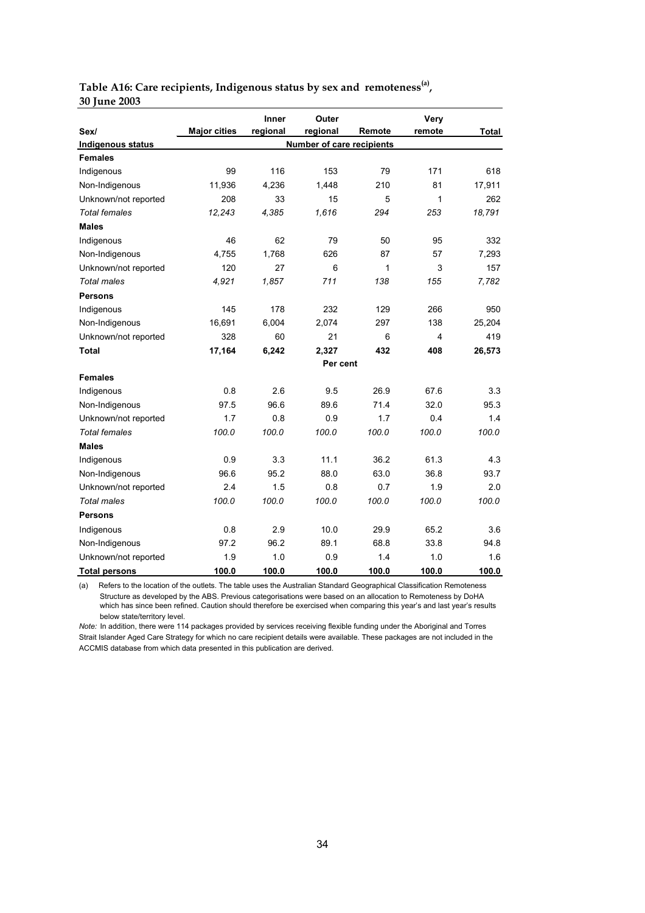**Table A16: Care recipients, Indigenous status by sex and remoteness[(a)], 30 June 2003**

| Sex/ Indigenous status | Major cities | Inner regional | Outer regional | Remote | Very remote | Total |
|---|---|---|---|---|---|---|
| | | | Number of care recipients | | | |
| **Females** | | | | | | |
| Indigenous | 99 | 116 | 153 | 79 | 171 | 618 |
| Non-Indigenous | 11,936 | 4,236 | 1,448 | 210 | 81 | 17,911 |
| Unknown/not reported | 208 | 33 | 15 | 5 | 1 | 262 |
| *Total females* | *12,243* | *4,385* | *1,616* | *294* | *253* | *18,791* |
| **Males** | | | | | | |
| Indigenous | 46 | 62 | 79 | 50 | 95 | 332 |
| Non-Indigenous | 4,755 | 1,768 | 626 | 87 | 57 | 7,293 |
| Unknown/not reported | 120 | 27 | 6 | 1 | 3 | 157 |
| *Total males* | *4,921* | *1,857* | *711* | *138* | *155* | *7,782* |
| **Persons** | | | | | | |
| Indigenous | 145 | 178 | 232 | 129 | 266 | 950 |
| Non-Indigenous | 16,691 | 6,004 | 2,074 | 297 | 138 | 25,204 |
| Unknown/not reported | 328 | 60 | 21 | 6 | 4 | 419 |
| **Total** | **17,164** | **6,242** | **2,327** | **432** | **408** | **26,573** |
| | | | Per cent | | | |
| **Females** | | | | | | |
| Indigenous | 0.8 | 2.6 | 9.5 | 26.9 | 67.6 | 3.3 |
| Non-Indigenous | 97.5 | 96.6 | 89.6 | 71.4 | 32.0 | 95.3 |
| Unknown/not reported | 1.7 | 0.8 | 0.9 | 1.7 | 0.4 | 1.4 |
| *Total females* | *100.0* | *100.0* | *100.0* | *100.0* | *100.0* | *100.0* |
| **Males** | | | | | | |
| Indigenous | 0.9 | 3.3 | 11.1 | 36.2 | 61.3 | 4.3 |
| Non-Indigenous | 96.6 | 95.2 | 88.0 | 63.0 | 36.8 | 93.7 |
| Unknown/not reported | 2.4 | 1.5 | 0.8 | 0.7 | 1.9 | 2.0 |
| *Total males* | *100.0* | *100.0* | *100.0* | *100.0* | *100.0* | *100.0* |
| **Persons** | | | | | | |
| Indigenous | 0.8 | 2.9 | 10.0 | 29.9 | 65.2 | 3.6 |
| Non-Indigenous | 97.2 | 96.2 | 89.1 | 68.8 | 33.8 | 94.8 |
| Unknown/not reported | 1.9 | 1.0 | 0.9 | 1.4 | 1.0 | 1.6 |
| **Total persons** | **100.0** | **100.0** | **100.0** | **100.0** | **100.0** | **100.0** |

(a) Refers to the location of the outlets. The table uses the Australian Standard Geographical Classification Remoteness Structure as developed by the ABS. Previous categorisations were based on an allocation to Remoteness by DoHA which has since been refined. Caution should therefore be exercised when comparing this year's and last year's results below state/territory level.

*Note:* In addition, there were 114 packages provided by services receiving flexible funding under the Aboriginal and Torres Strait Islander Aged Care Strategy for which no care recipient details were available. These packages are not included in the ACCMIS database from which data presented in this publication are derived.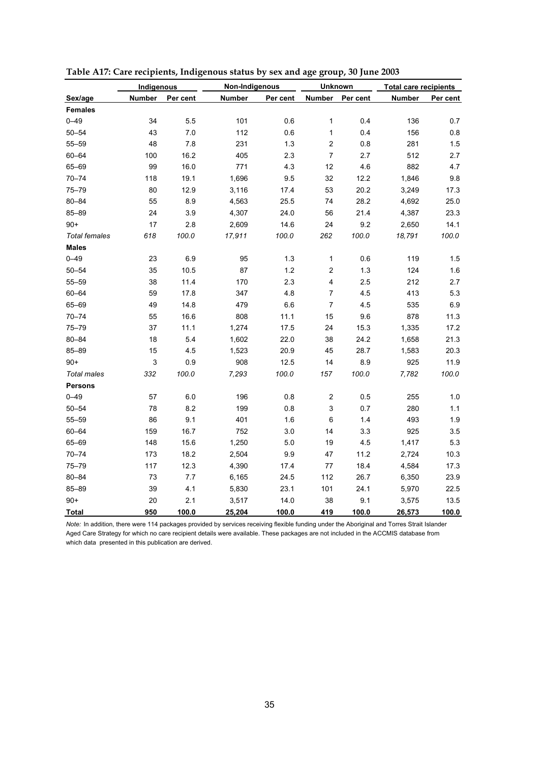**Table A17: Care recipients, Indigenous status by sex and age group, 30 June 2003**

| | Indigenous | | Non-Indigenous | | Unknown | | Total care recipients | |
|---|---|---|---|---|---|---|---|---|
| **Sex/age** | **Number** | **Per cent** | **Number** | **Per cent** | **Number** | **Per cent** | **Number** | **Per cent** |
| **Females** | | | | | | | | |
| 0–49 | 34 | 5.5 | 101 | 0.6 | 1 | 0.4 | 136 | 0.7 |
| 50–54 | 43 | 7.0 | 112 | 0.6 | 1 | 0.4 | 156 | 0.8 |
| 55–59 | 48 | 7.8 | 231 | 1.3 | 2 | 0.8 | 281 | 1.5 |
| 60–64 | 100 | 16.2 | 405 | 2.3 | 7 | 2.7 | 512 | 2.7 |
| 65–69 | 99 | 16.0 | 771 | 4.3 | 12 | 4.6 | 882 | 4.7 |
| 70–74 | 118 | 19.1 | 1,696 | 9.5 | 32 | 12.2 | 1,846 | 9.8 |
| 75–79 | 80 | 12.9 | 3,116 | 17.4 | 53 | 20.2 | 3,249 | 17.3 |
| 80–84 | 55 | 8.9 | 4,563 | 25.5 | 74 | 28.2 | 4,692 | 25.0 |
| 85–89 | 24 | 3.9 | 4,307 | 24.0 | 56 | 21.4 | 4,387 | 23.3 |
| 90+ | 17 | 2.8 | 2,609 | 14.6 | 24 | 9.2 | 2,650 | 14.1 |
| *Total females* | *618* | *100.0* | *17,911* | *100.0* | *262* | *100.0* | *18,791* | *100.0* |
| **Males** | | | | | | | | |
| 0–49 | 23 | 6.9 | 95 | 1.3 | 1 | 0.6 | 119 | 1.5 |
| 50–54 | 35 | 10.5 | 87 | 1.2 | 2 | 1.3 | 124 | 1.6 |
| 55–59 | 38 | 11.4 | 170 | 2.3 | 4 | 2.5 | 212 | 2.7 |
| 60–64 | 59 | 17.8 | 347 | 4.8 | 7 | 4.5 | 413 | 5.3 |
| 65–69 | 49 | 14.8 | 479 | 6.6 | 7 | 4.5 | 535 | 6.9 |
| 70–74 | 55 | 16.6 | 808 | 11.1 | 15 | 9.6 | 878 | 11.3 |
| 75–79 | 37 | 11.1 | 1,274 | 17.5 | 24 | 15.3 | 1,335 | 17.2 |
| 80–84 | 18 | 5.4 | 1,602 | 22.0 | 38 | 24.2 | 1,658 | 21.3 |
| 85–89 | 15 | 4.5 | 1,523 | 20.9 | 45 | 28.7 | 1,583 | 20.3 |
| 90+ | 3 | 0.9 | 908 | 12.5 | 14 | 8.9 | 925 | 11.9 |
| *Total males* | *332* | *100.0* | *7,293* | *100.0* | *157* | *100.0* | *7,782* | *100.0* |
| **Persons** | | | | | | | | |
| 0–49 | 57 | 6.0 | 196 | 0.8 | 2 | 0.5 | 255 | 1.0 |
| 50–54 | 78 | 8.2 | 199 | 0.8 | 3 | 0.7 | 280 | 1.1 |
| 55–59 | 86 | 9.1 | 401 | 1.6 | 6 | 1.4 | 493 | 1.9 |
| 60–64 | 159 | 16.7 | 752 | 3.0 | 14 | 3.3 | 925 | 3.5 |
| 65–69 | 148 | 15.6 | 1,250 | 5.0 | 19 | 4.5 | 1,417 | 5.3 |
| 70–74 | 173 | 18.2 | 2,504 | 9.9 | 47 | 11.2 | 2,724 | 10.3 |
| 75–79 | 117 | 12.3 | 4,390 | 17.4 | 77 | 18.4 | 4,584 | 17.3 |
| 80–84 | 73 | 7.7 | 6,165 | 24.5 | 112 | 26.7 | 6,350 | 23.9 |
| 85–89 | 39 | 4.1 | 5,830 | 23.1 | 101 | 24.1 | 5,970 | 22.5 |
| 90+ | 20 | 2.1 | 3,517 | 14.0 | 38 | 9.1 | 3,575 | 13.5 |
| **Total** | **950** | **100.0** | **25,204** | **100.0** | **419** | **100.0** | **26,573** | **100.0** |

*Note:* In addition, there were 114 packages provided by services receiving flexible funding under the Aboriginal and Torres Strait Islander Aged Care Strategy for which no care recipient details were available. These packages are not included in the ACCMIS database from which data presented in this publication are derived.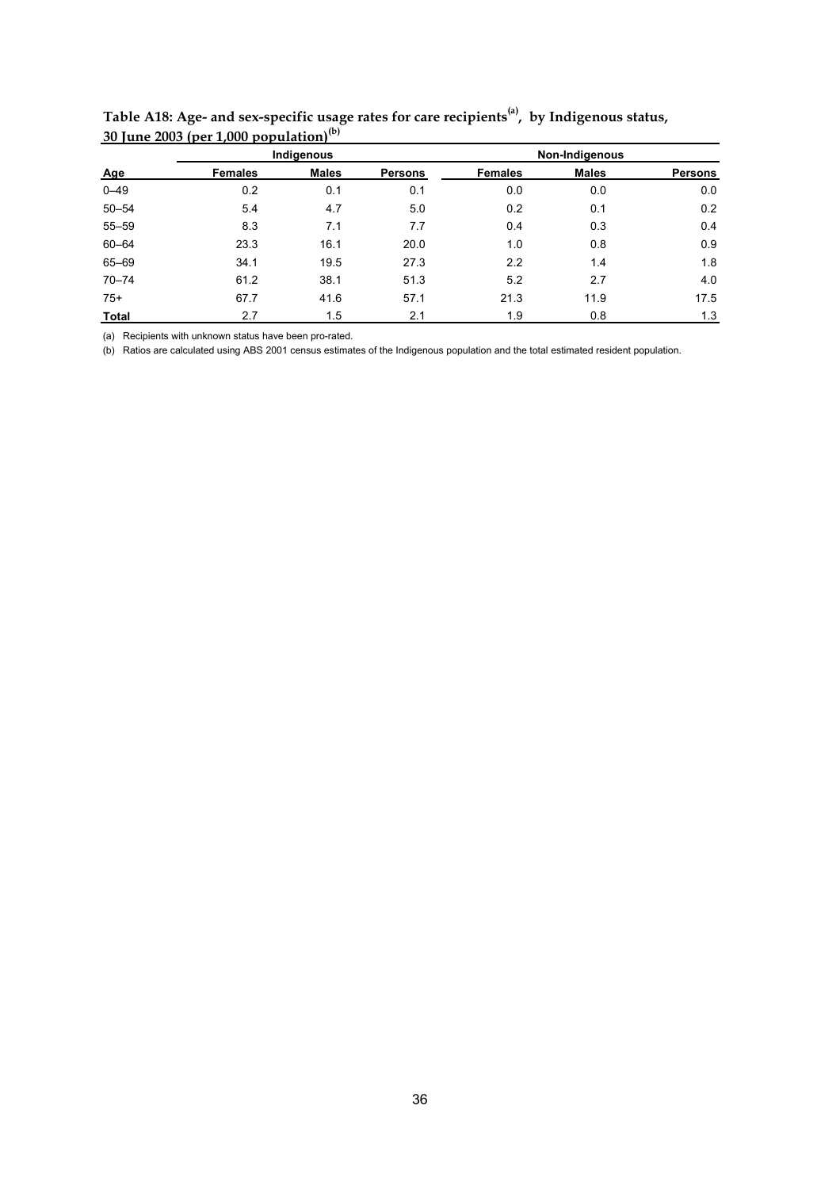**Table A18: Age- and sex-specific usage rates for care recipients[a], by Indigenous status, 30 June 2003 (per 1,000 population)[b]**

| | Indigenous | | | Non-Indigenous | | |
|---|---|---|---|---|---|---|
| Age | Females | Males | Persons | Females | Males | Persons |
| 0–49 | 0.2 | 0.1 | 0.1 | 0.0 | 0.0 | 0.0 |
| 50–54 | 5.4 | 4.7 | 5.0 | 0.2 | 0.1 | 0.2 |
| 55–59 | 8.3 | 7.1 | 7.7 | 0.4 | 0.3 | 0.4 |
| 60–64 | 23.3 | 16.1 | 20.0 | 1.0 | 0.8 | 0.9 |
| 65–69 | 34.1 | 19.5 | 27.3 | 2.2 | 1.4 | 1.8 |
| 70–74 | 61.2 | 38.1 | 51.3 | 5.2 | 2.7 | 4.0 |
| 75+ | 67.7 | 41.6 | 57.1 | 21.3 | 11.9 | 17.5 |
| Total | 2.7 | 1.5 | 2.1 | 1.9 | 0.8 | 1.3 |

(a) Recipients with unknown status have been pro-rated.

(b) Ratios are calculated using ABS 2001 census estimates of the Indigenous population and the total estimated resident population.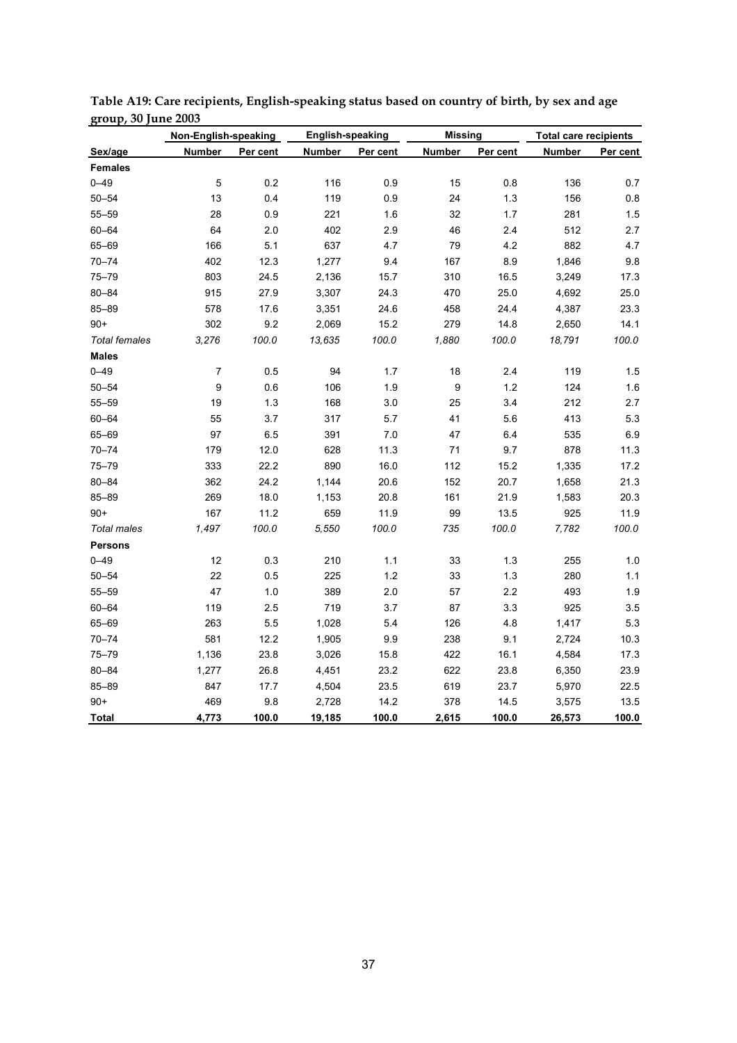**Table A19: Care recipients, English-speaking status based on country of birth, by sex and age group, 30 June 2003**

| | Non-English-speaking | | English-speaking | | Missing | | Total care recipients | |
|---|---|---|---|---|---|---|---|---|
| **Sex/age** | **Number** | **Per cent** | **Number** | **Per cent** | **Number** | **Per cent** | **Number** | **Per cent** |
| **Females** | | | | | | | | |
| 0–49 | 5 | 0.2 | 116 | 0.9 | 15 | 0.8 | 136 | 0.7 |
| 50–54 | 13 | 0.4 | 119 | 0.9 | 24 | 1.3 | 156 | 0.8 |
| 55–59 | 28 | 0.9 | 221 | 1.6 | 32 | 1.7 | 281 | 1.5 |
| 60–64 | 64 | 2.0 | 402 | 2.9 | 46 | 2.4 | 512 | 2.7 |
| 65–69 | 166 | 5.1 | 637 | 4.7 | 79 | 4.2 | 882 | 4.7 |
| 70–74 | 402 | 12.3 | 1,277 | 9.4 | 167 | 8.9 | 1,846 | 9.8 |
| 75–79 | 803 | 24.5 | 2,136 | 15.7 | 310 | 16.5 | 3,249 | 17.3 |
| 80–84 | 915 | 27.9 | 3,307 | 24.3 | 470 | 25.0 | 4,692 | 25.0 |
| 85–89 | 578 | 17.6 | 3,351 | 24.6 | 458 | 24.4 | 4,387 | 23.3 |
| 90+ | 302 | 9.2 | 2,069 | 15.2 | 279 | 14.8 | 2,650 | 14.1 |
| *Total females* | *3,276* | *100.0* | *13,635* | *100.0* | *1,880* | *100.0* | *18,791* | *100.0* |
| **Males** | | | | | | | | |
| 0–49 | 7 | 0.5 | 94 | 1.7 | 18 | 2.4 | 119 | 1.5 |
| 50–54 | 9 | 0.6 | 106 | 1.9 | 9 | 1.2 | 124 | 1.6 |
| 55–59 | 19 | 1.3 | 168 | 3.0 | 25 | 3.4 | 212 | 2.7 |
| 60–64 | 55 | 3.7 | 317 | 5.7 | 41 | 5.6 | 413 | 5.3 |
| 65–69 | 97 | 6.5 | 391 | 7.0 | 47 | 6.4 | 535 | 6.9 |
| 70–74 | 179 | 12.0 | 628 | 11.3 | 71 | 9.7 | 878 | 11.3 |
| 75–79 | 333 | 22.2 | 890 | 16.0 | 112 | 15.2 | 1,335 | 17.2 |
| 80–84 | 362 | 24.2 | 1,144 | 20.6 | 152 | 20.7 | 1,658 | 21.3 |
| 85–89 | 269 | 18.0 | 1,153 | 20.8 | 161 | 21.9 | 1,583 | 20.3 |
| 90+ | 167 | 11.2 | 659 | 11.9 | 99 | 13.5 | 925 | 11.9 |
| *Total males* | *1,497* | *100.0* | *5,550* | *100.0* | *735* | *100.0* | *7,782* | *100.0* |
| **Persons** | | | | | | | | |
| 0–49 | 12 | 0.3 | 210 | 1.1 | 33 | 1.3 | 255 | 1.0 |
| 50–54 | 22 | 0.5 | 225 | 1.2 | 33 | 1.3 | 280 | 1.1 |
| 55–59 | 47 | 1.0 | 389 | 2.0 | 57 | 2.2 | 493 | 1.9 |
| 60–64 | 119 | 2.5 | 719 | 3.7 | 87 | 3.3 | 925 | 3.5 |
| 65–69 | 263 | 5.5 | 1,028 | 5.4 | 126 | 4.8 | 1,417 | 5.3 |
| 70–74 | 581 | 12.2 | 1,905 | 9.9 | 238 | 9.1 | 2,724 | 10.3 |
| 75–79 | 1,136 | 23.8 | 3,026 | 15.8 | 422 | 16.1 | 4,584 | 17.3 |
| 80–84 | 1,277 | 26.8 | 4,451 | 23.2 | 622 | 23.8 | 6,350 | 23.9 |
| 85–89 | 847 | 17.7 | 4,504 | 23.5 | 619 | 23.7 | 5,970 | 22.5 |
| 90+ | 469 | 9.8 | 2,728 | 14.2 | 378 | 14.5 | 3,575 | 13.5 |
| **Total** | **4,773** | **100.0** | **19,185** | **100.0** | **2,615** | **100.0** | **26,573** | **100.0** |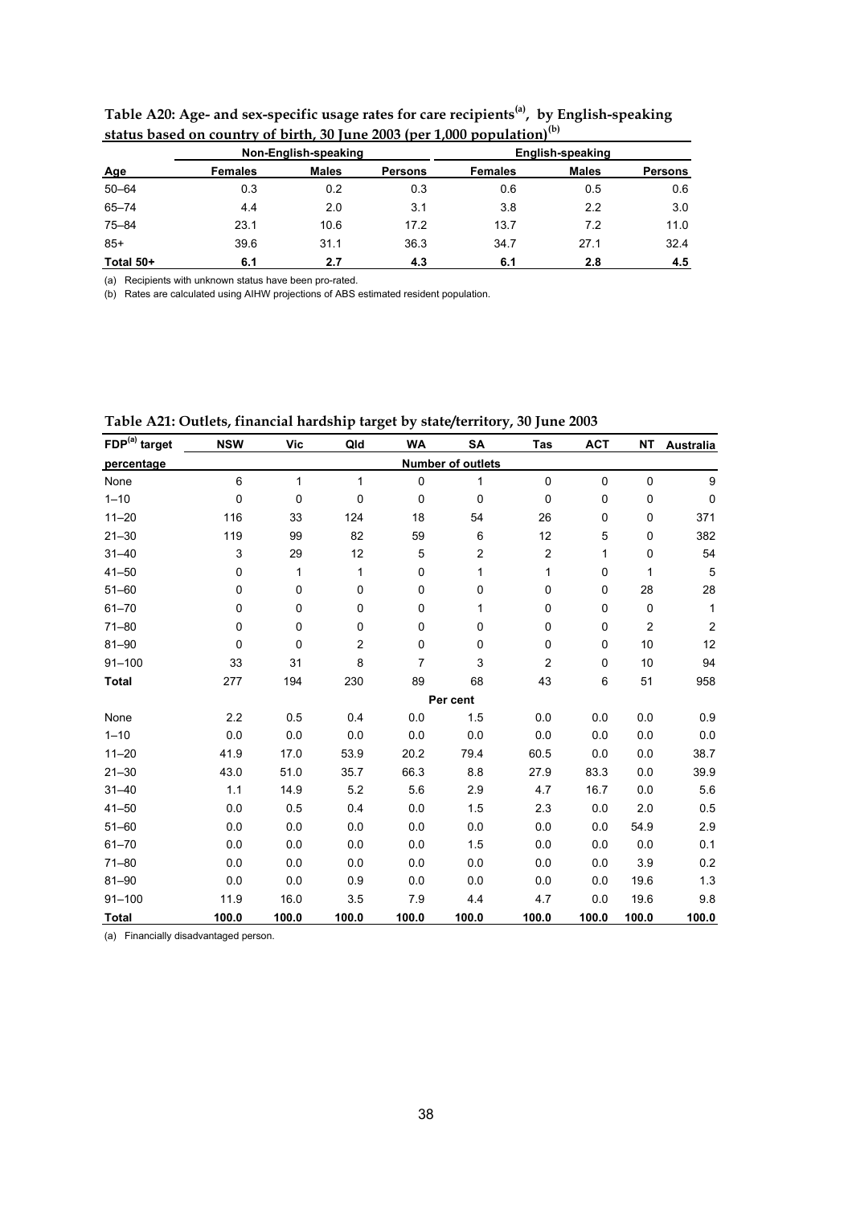**Table A20: Age- and sex-specific usage rates for care recipients[(a)], by English-speaking status based on country of birth, 30 June 2003 (per 1,000 population)[(b)]**

| | Non-English-speaking | | | English-speaking | | |
|---|---|---|---|---|---|---|
| **Age** | **Females** | **Males** | **Persons** | **Females** | **Males** | **Persons** |
| 50–64 | 0.3 | 0.2 | 0.3 | 0.6 | 0.5 | 0.6 |
| 65–74 | 4.4 | 2.0 | 3.1 | 3.8 | 2.2 | 3.0 |
| 75–84 | 23.1 | 10.6 | 17.2 | 13.7 | 7.2 | 11.0 |
| 85+ | 39.6 | 31.1 | 36.3 | 34.7 | 27.1 | 32.4 |
| **Total 50+** | **6.1** | **2.7** | **4.3** | **6.1** | **2.8** | **4.5** |

(a) Recipients with unknown status have been pro-rated.

(b) Rates are calculated using AIHW projections of ABS estimated resident population.

**Table A21: Outlets, financial hardship target by state/territory, 30 June 2003**

| FDP[(a)] target percentage | NSW | Vic | Qld | WA | SA | Tas | ACT | NT | Australia |
|---|---|---|---|---|---|---|---|---|---|
| | | | | | **Number of outlets** | | | | |
| None | 6 | 1 | 1 | 0 | 1 | 0 | 0 | 0 | 9 |
| 1–10 | 0 | 0 | 0 | 0 | 0 | 0 | 0 | 0 | 0 |
| 11–20 | 116 | 33 | 124 | 18 | 54 | 26 | 0 | 0 | 371 |
| 21–30 | 119 | 99 | 82 | 59 | 6 | 12 | 5 | 0 | 382 |
| 31–40 | 3 | 29 | 12 | 5 | 2 | 2 | 1 | 0 | 54 |
| 41–50 | 0 | 1 | 1 | 0 | 1 | 1 | 0 | 1 | 5 |
| 51–60 | 0 | 0 | 0 | 0 | 0 | 0 | 0 | 28 | 28 |
| 61–70 | 0 | 0 | 0 | 0 | 1 | 0 | 0 | 0 | 1 |
| 71–80 | 0 | 0 | 0 | 0 | 0 | 0 | 0 | 2 | 2 |
| 81–90 | 0 | 0 | 2 | 0 | 0 | 0 | 0 | 10 | 12 |
| 91–100 | 33 | 31 | 8 | 7 | 3 | 2 | 0 | 10 | 94 |
| **Total** | 277 | 194 | 230 | 89 | 68 | 43 | 6 | 51 | 958 |
| | | | | | **Per cent** | | | | |
| None | 2.2 | 0.5 | 0.4 | 0.0 | 1.5 | 0.0 | 0.0 | 0.0 | 0.9 |
| 1–10 | 0.0 | 0.0 | 0.0 | 0.0 | 0.0 | 0.0 | 0.0 | 0.0 | 0.0 |
| 11–20 | 41.9 | 17.0 | 53.9 | 20.2 | 79.4 | 60.5 | 0.0 | 0.0 | 38.7 |
| 21–30 | 43.0 | 51.0 | 35.7 | 66.3 | 8.8 | 27.9 | 83.3 | 0.0 | 39.9 |
| 31–40 | 1.1 | 14.9 | 5.2 | 5.6 | 2.9 | 4.7 | 16.7 | 0.0 | 5.6 |
| 41–50 | 0.0 | 0.5 | 0.4 | 0.0 | 1.5 | 2.3 | 0.0 | 2.0 | 0.5 |
| 51–60 | 0.0 | 0.0 | 0.0 | 0.0 | 0.0 | 0.0 | 0.0 | 54.9 | 2.9 |
| 61–70 | 0.0 | 0.0 | 0.0 | 0.0 | 1.5 | 0.0 | 0.0 | 0.0 | 0.1 |
| 71–80 | 0.0 | 0.0 | 0.0 | 0.0 | 0.0 | 0.0 | 0.0 | 3.9 | 0.2 |
| 81–90 | 0.0 | 0.0 | 0.9 | 0.0 | 0.0 | 0.0 | 0.0 | 19.6 | 1.3 |
| 91–100 | 11.9 | 16.0 | 3.5 | 7.9 | 4.4 | 4.7 | 0.0 | 19.6 | 9.8 |
| **Total** | **100.0** | **100.0** | **100.0** | **100.0** | **100.0** | **100.0** | **100.0** | **100.0** | **100.0** |

(a) Financially disadvantaged person.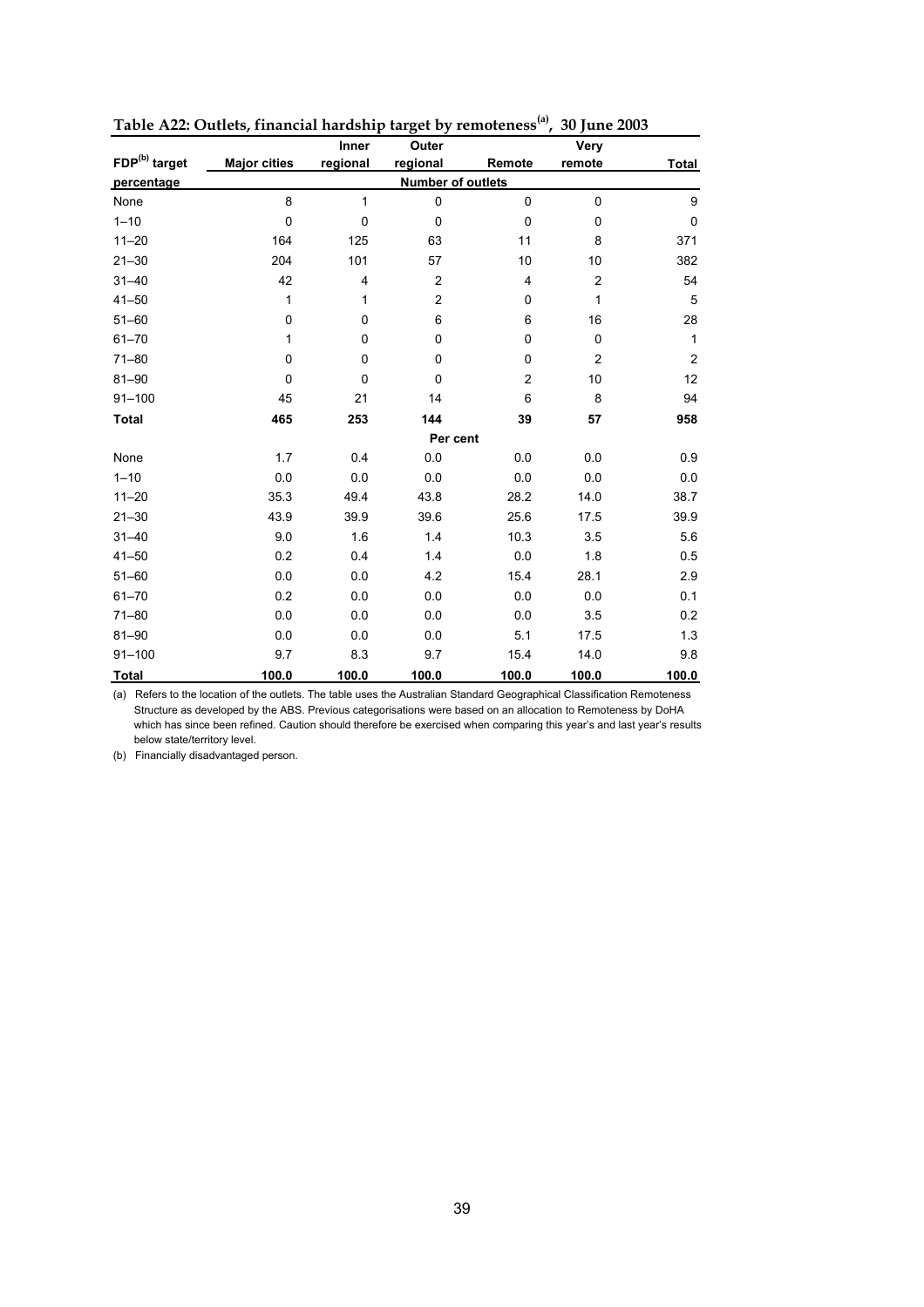**Table A22: Outlets, financial hardship target by remoteness[(a)], 30 June 2003**

| FDP[(b)] target percentage | Major cities | Inner regional | Outer regional | Remote | Very remote | Total |
|---|---|---|---|---|---|---|
| | | | **Number of outlets** | | | |
| None | 8 | 1 | 0 | 0 | 0 | 9 |
| 1–10 | 0 | 0 | 0 | 0 | 0 | 0 |
| 11–20 | 164 | 125 | 63 | 11 | 8 | 371 |
| 21–30 | 204 | 101 | 57 | 10 | 10 | 382 |
| 31–40 | 42 | 4 | 2 | 4 | 2 | 54 |
| 41–50 | 1 | 1 | 2 | 0 | 1 | 5 |
| 51–60 | 0 | 0 | 6 | 6 | 16 | 28 |
| 61–70 | 1 | 0 | 0 | 0 | 0 | 1 |
| 71–80 | 0 | 0 | 0 | 0 | 2 | 2 |
| 81–90 | 0 | 0 | 0 | 2 | 10 | 12 |
| 91–100 | 45 | 21 | 14 | 6 | 8 | 94 |
| **Total** | **465** | **253** | **144** | **39** | **57** | **958** |
| | | | **Per cent** | | | |
| None | 1.7 | 0.4 | 0.0 | 0.0 | 0.0 | 0.9 |
| 1–10 | 0.0 | 0.0 | 0.0 | 0.0 | 0.0 | 0.0 |
| 11–20 | 35.3 | 49.4 | 43.8 | 28.2 | 14.0 | 38.7 |
| 21–30 | 43.9 | 39.9 | 39.6 | 25.6 | 17.5 | 39.9 |
| 31–40 | 9.0 | 1.6 | 1.4 | 10.3 | 3.5 | 5.6 |
| 41–50 | 0.2 | 0.4 | 1.4 | 0.0 | 1.8 | 0.5 |
| 51–60 | 0.0 | 0.0 | 4.2 | 15.4 | 28.1 | 2.9 |
| 61–70 | 0.2 | 0.0 | 0.0 | 0.0 | 0.0 | 0.1 |
| 71–80 | 0.0 | 0.0 | 0.0 | 0.0 | 3.5 | 0.2 |
| 81–90 | 0.0 | 0.0 | 0.0 | 5.1 | 17.5 | 1.3 |
| 91–100 | 9.7 | 8.3 | 9.7 | 15.4 | 14.0 | 9.8 |
| **Total** | **100.0** | **100.0** | **100.0** | **100.0** | **100.0** | **100.0** |

(a) Refers to the location of the outlets. The table uses the Australian Standard Geographical Classification Remoteness Structure as developed by the ABS. Previous categorisations were based on an allocation to Remoteness by DoHA which has since been refined. Caution should therefore be exercised when comparing this year's and last year's results below state/territory level.

(b) Financially disadvantaged person.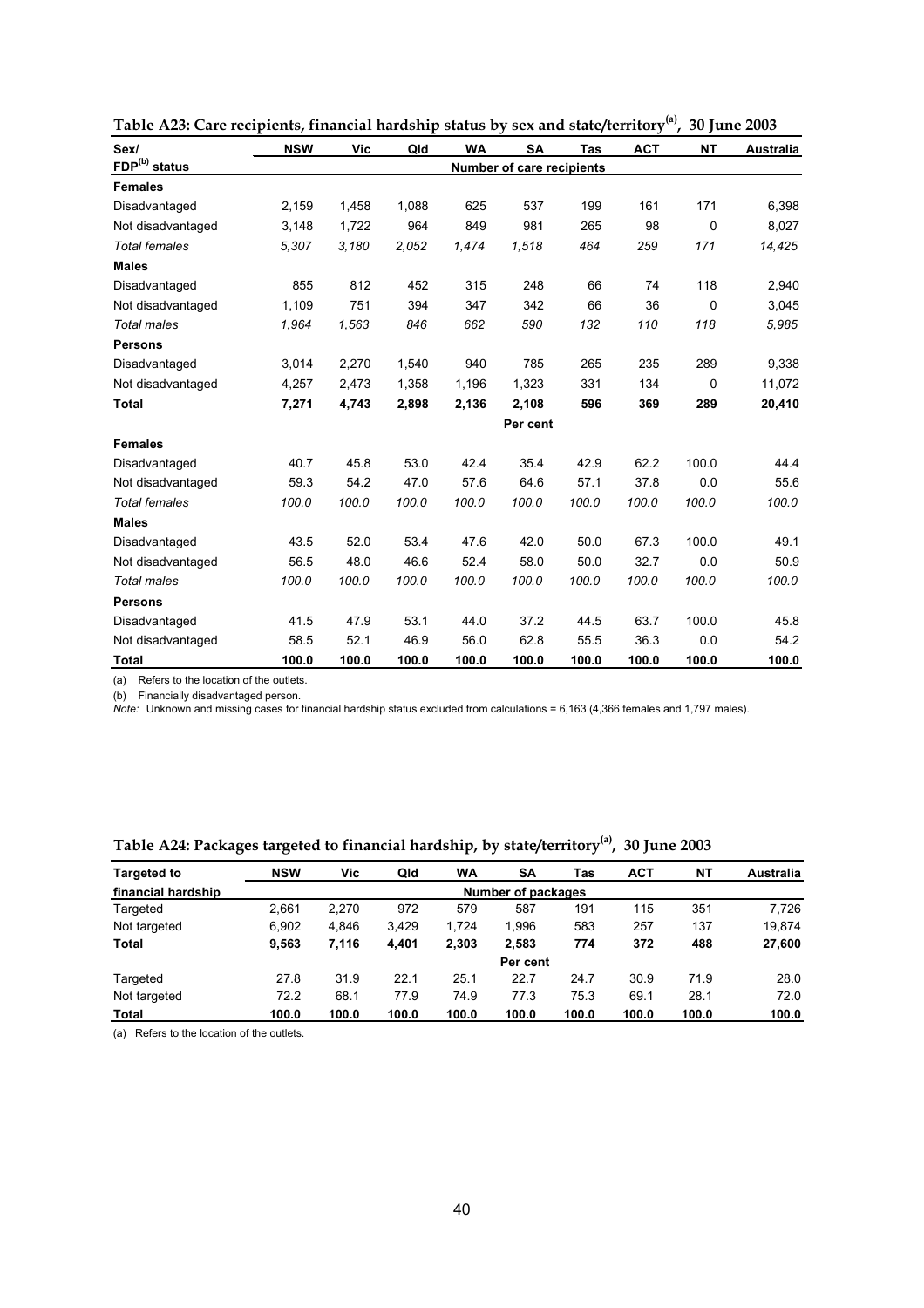**Table A23: Care recipients, financial hardship status by sex and state/territory[(a)], 30 June 2003**

| Sex/ FDP[(b)] status | NSW | Vic | Qld | WA | SA | Tas | ACT | NT | Australia |
|---|---|---|---|---|---|---|---|---|---|
| | | | | | Number of care recipients | | | | |
| **Females** | | | | | | | | | |
| Disadvantaged | 2,159 | 1,458 | 1,088 | 625 | 537 | 199 | 161 | 171 | 6,398 |
| Not disadvantaged | 3,148 | 1,722 | 964 | 849 | 981 | 265 | 98 | 0 | 8,027 |
| *Total females* | *5,307* | *3,180* | *2,052* | *1,474* | *1,518* | *464* | *259* | *171* | *14,425* |
| **Males** | | | | | | | | | |
| Disadvantaged | 855 | 812 | 452 | 315 | 248 | 66 | 74 | 118 | 2,940 |
| Not disadvantaged | 1,109 | 751 | 394 | 347 | 342 | 66 | 36 | 0 | 3,045 |
| *Total males* | *1,964* | *1,563* | *846* | *662* | *590* | *132* | *110* | *118* | *5,985* |
| **Persons** | | | | | | | | | |
| Disadvantaged | 3,014 | 2,270 | 1,540 | 940 | 785 | 265 | 235 | 289 | 9,338 |
| Not disadvantaged | 4,257 | 2,473 | 1,358 | 1,196 | 1,323 | 331 | 134 | 0 | 11,072 |
| **Total** | **7,271** | **4,743** | **2,898** | **2,136** | **2,108** | **596** | **369** | **289** | **20,410** |
| | | | | | Per cent | | | | |
| **Females** | | | | | | | | | |
| Disadvantaged | 40.7 | 45.8 | 53.0 | 42.4 | 35.4 | 42.9 | 62.2 | 100.0 | 44.4 |
| Not disadvantaged | 59.3 | 54.2 | 47.0 | 57.6 | 64.6 | 57.1 | 37.8 | 0.0 | 55.6 |
| *Total females* | *100.0* | *100.0* | *100.0* | *100.0* | *100.0* | *100.0* | *100.0* | *100.0* | *100.0* |
| **Males** | | | | | | | | | |
| Disadvantaged | 43.5 | 52.0 | 53.4 | 47.6 | 42.0 | 50.0 | 67.3 | 100.0 | 49.1 |
| Not disadvantaged | 56.5 | 48.0 | 46.6 | 52.4 | 58.0 | 50.0 | 32.7 | 0.0 | 50.9 |
| *Total males* | *100.0* | *100.0* | *100.0* | *100.0* | *100.0* | *100.0* | *100.0* | *100.0* | *100.0* |
| **Persons** | | | | | | | | | |
| Disadvantaged | 41.5 | 47.9 | 53.1 | 44.0 | 37.2 | 44.5 | 63.7 | 100.0 | 45.8 |
| Not disadvantaged | 58.5 | 52.1 | 46.9 | 56.0 | 62.8 | 55.5 | 36.3 | 0.0 | 54.2 |
| **Total** | **100.0** | **100.0** | **100.0** | **100.0** | **100.0** | **100.0** | **100.0** | **100.0** | **100.0** |

(a) Refers to the location of the outlets.

(b) Financially disadvantaged person.

*Note:* Unknown and missing cases for financial hardship status excluded from calculations = 6,163 (4,366 females and 1,797 males).

**Table A24: Packages targeted to financial hardship, by state/territory[(a)], 30 June 2003**

| Targeted to financial hardship | NSW | Vic | Qld | WA | SA | Tas | ACT | NT | Australia |
|---|---|---|---|---|---|---|---|---|---|
| | | | | | Number of packages | | | | |
| Targeted | 2,661 | 2,270 | 972 | 579 | 587 | 191 | 115 | 351 | 7,726 |
| Not targeted | 6,902 | 4,846 | 3,429 | 1,724 | 1,996 | 583 | 257 | 137 | 19,874 |
| **Total** | **9,563** | **7,116** | **4,401** | **2,303** | **2,583** | **774** | **372** | **488** | **27,600** |
| | | | | | Per cent | | | | |
| Targeted | 27.8 | 31.9 | 22.1 | 25.1 | 22.7 | 24.7 | 30.9 | 71.9 | 28.0 |
| Not targeted | 72.2 | 68.1 | 77.9 | 74.9 | 77.3 | 75.3 | 69.1 | 28.1 | 72.0 |
| **Total** | **100.0** | **100.0** | **100.0** | **100.0** | **100.0** | **100.0** | **100.0** | **100.0** | **100.0** |

(a) Refers to the location of the outlets.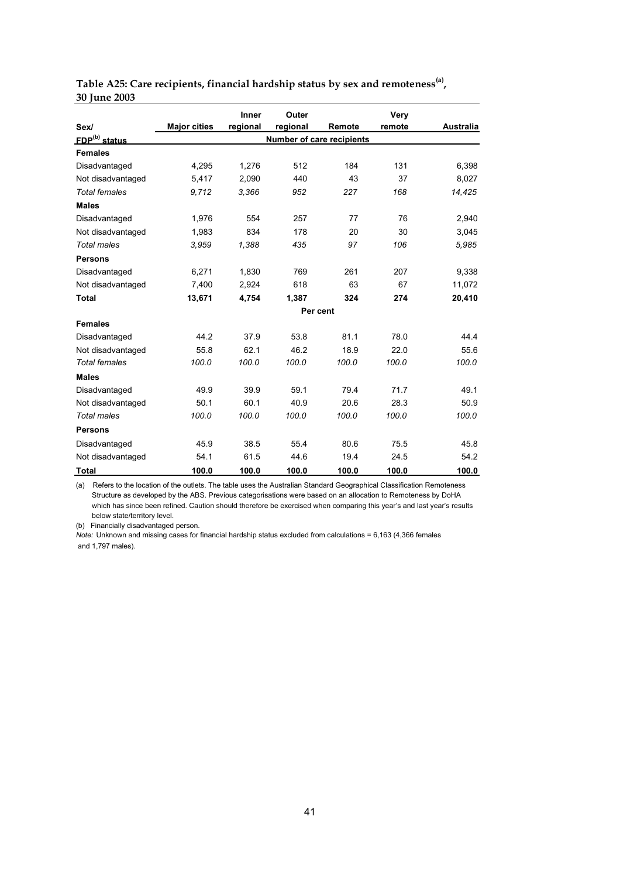**Table A25: Care recipients, financial hardship status by sex and remoteness[(a)], 30 June 2003**

| Sex/ FDP[(b)] status | Major cities | Inner regional | Outer regional | Remote | Very remote | Australia |
|---|---|---|---|---|---|---|
| | **Number of care recipients** | | | | | |
| **Females** | | | | | | |
| Disadvantaged | 4,295 | 1,276 | 512 | 184 | 131 | 6,398 |
| Not disadvantaged | 5,417 | 2,090 | 440 | 43 | 37 | 8,027 |
| *Total females* | *9,712* | *3,366* | *952* | *227* | *168* | *14,425* |
| **Males** | | | | | | |
| Disadvantaged | 1,976 | 554 | 257 | 77 | 76 | 2,940 |
| Not disadvantaged | 1,983 | 834 | 178 | 20 | 30 | 3,045 |
| *Total males* | *3,959* | *1,388* | *435* | *97* | *106* | *5,985* |
| **Persons** | | | | | | |
| Disadvantaged | 6,271 | 1,830 | 769 | 261 | 207 | 9,338 |
| Not disadvantaged | 7,400 | 2,924 | 618 | 63 | 67 | 11,072 |
| **Total** | **13,671** | **4,754** | **1,387** | **324** | **274** | **20,410** |
| | **Per cent** | | | | | |
| **Females** | | | | | | |
| Disadvantaged | 44.2 | 37.9 | 53.8 | 81.1 | 78.0 | 44.4 |
| Not disadvantaged | 55.8 | 62.1 | 46.2 | 18.9 | 22.0 | 55.6 |
| *Total females* | *100.0* | *100.0* | *100.0* | *100.0* | *100.0* | *100.0* |
| **Males** | | | | | | |
| Disadvantaged | 49.9 | 39.9 | 59.1 | 79.4 | 71.7 | 49.1 |
| Not disadvantaged | 50.1 | 60.1 | 40.9 | 20.6 | 28.3 | 50.9 |
| *Total males* | *100.0* | *100.0* | *100.0* | *100.0* | *100.0* | *100.0* |
| **Persons** | | | | | | |
| Disadvantaged | 45.9 | 38.5 | 55.4 | 80.6 | 75.5 | 45.8 |
| Not disadvantaged | 54.1 | 61.5 | 44.6 | 19.4 | 24.5 | 54.2 |
| **Total** | **100.0** | **100.0** | **100.0** | **100.0** | **100.0** | **100.0** |

(a) Refers to the location of the outlets. The table uses the Australian Standard Geographical Classification Remoteness Structure as developed by the ABS. Previous categorisations were based on an allocation to Remoteness by DoHA which has since been refined. Caution should therefore be exercised when comparing this year's and last year's results below state/territory level.

(b) Financially disadvantaged person.

*Note:* Unknown and missing cases for financial hardship status excluded from calculations = 6,163 (4,366 females and 1,797 males).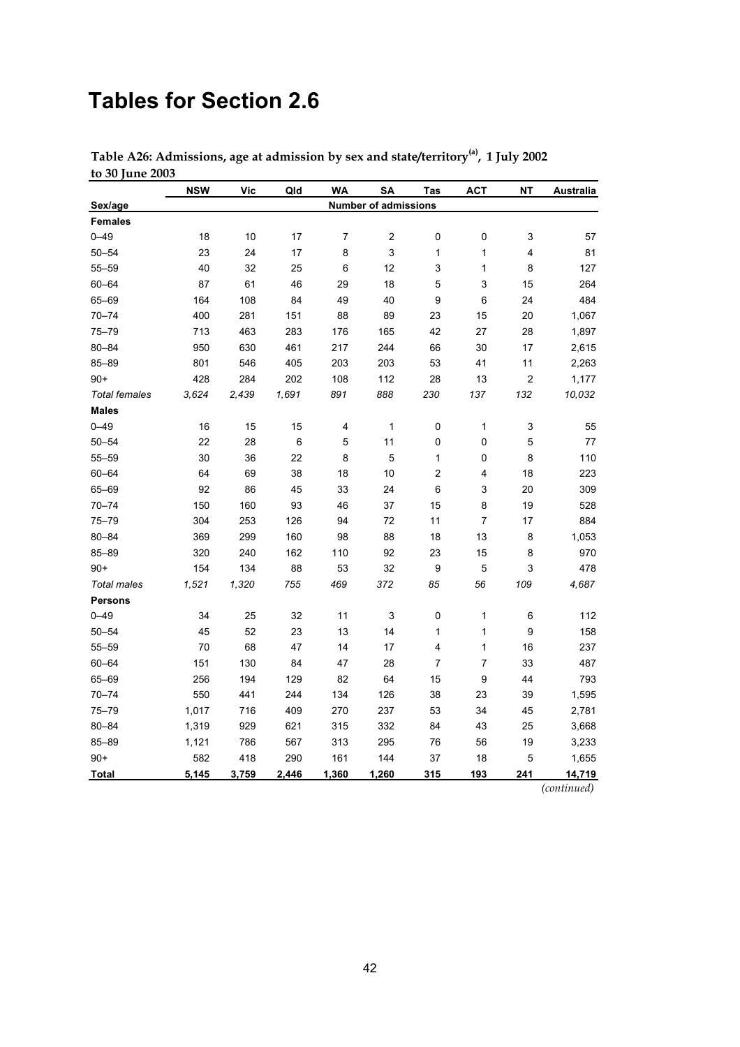# Tables for Section 2.6

**Table A26: Admissions, age at admission by sex and state/territory[(a)], 1 July 2002 to 30 June 2003**

| Sex/age | NSW | Vic | Qld | WA | SA | Tas | ACT | NT | Australia |
|---|---|---|---|---|---|---|---|---|---|
| | | | | | Number of admissions | | | | |
| **Females** | | | | | | | | | |
| 0–49 | 18 | 10 | 17 | 7 | 2 | 0 | 0 | 3 | 57 |
| 50–54 | 23 | 24 | 17 | 8 | 3 | 1 | 1 | 4 | 81 |
| 55–59 | 40 | 32 | 25 | 6 | 12 | 3 | 1 | 8 | 127 |
| 60–64 | 87 | 61 | 46 | 29 | 18 | 5 | 3 | 15 | 264 |
| 65–69 | 164 | 108 | 84 | 49 | 40 | 9 | 6 | 24 | 484 |
| 70–74 | 400 | 281 | 151 | 88 | 89 | 23 | 15 | 20 | 1,067 |
| 75–79 | 713 | 463 | 283 | 176 | 165 | 42 | 27 | 28 | 1,897 |
| 80–84 | 950 | 630 | 461 | 217 | 244 | 66 | 30 | 17 | 2,615 |
| 85–89 | 801 | 546 | 405 | 203 | 203 | 53 | 41 | 11 | 2,263 |
| 90+ | 428 | 284 | 202 | 108 | 112 | 28 | 13 | 2 | 1,177 |
| *Total females* | *3,624* | *2,439* | *1,691* | *891* | *888* | *230* | *137* | *132* | *10,032* |
| **Males** | | | | | | | | | |
| 0–49 | 16 | 15 | 15 | 4 | 1 | 0 | 1 | 3 | 55 |
| 50–54 | 22 | 28 | 6 | 5 | 11 | 0 | 0 | 5 | 77 |
| 55–59 | 30 | 36 | 22 | 8 | 5 | 1 | 0 | 8 | 110 |
| 60–64 | 64 | 69 | 38 | 18 | 10 | 2 | 4 | 18 | 223 |
| 65–69 | 92 | 86 | 45 | 33 | 24 | 6 | 3 | 20 | 309 |
| 70–74 | 150 | 160 | 93 | 46 | 37 | 15 | 8 | 19 | 528 |
| 75–79 | 304 | 253 | 126 | 94 | 72 | 11 | 7 | 17 | 884 |
| 80–84 | 369 | 299 | 160 | 98 | 88 | 18 | 13 | 8 | 1,053 |
| 85–89 | 320 | 240 | 162 | 110 | 92 | 23 | 15 | 8 | 970 |
| 90+ | 154 | 134 | 88 | 53 | 32 | 9 | 5 | 3 | 478 |
| *Total males* | *1,521* | *1,320* | *755* | *469* | *372* | *85* | *56* | *109* | *4,687* |
| **Persons** | | | | | | | | | |
| 0–49 | 34 | 25 | 32 | 11 | 3 | 0 | 1 | 6 | 112 |
| 50–54 | 45 | 52 | 23 | 13 | 14 | 1 | 1 | 9 | 158 |
| 55–59 | 70 | 68 | 47 | 14 | 17 | 4 | 1 | 16 | 237 |
| 60–64 | 151 | 130 | 84 | 47 | 28 | 7 | 7 | 33 | 487 |
| 65–69 | 256 | 194 | 129 | 82 | 64 | 15 | 9 | 44 | 793 |
| 70–74 | 550 | 441 | 244 | 134 | 126 | 38 | 23 | 39 | 1,595 |
| 75–79 | 1,017 | 716 | 409 | 270 | 237 | 53 | 34 | 45 | 2,781 |
| 80–84 | 1,319 | 929 | 621 | 315 | 332 | 84 | 43 | 25 | 3,668 |
| 85–89 | 1,121 | 786 | 567 | 313 | 295 | 76 | 56 | 19 | 3,233 |
| 90+ | 582 | 418 | 290 | 161 | 144 | 37 | 18 | 5 | 1,655 |
| **Total** | **5,145** | **3,759** | **2,446** | **1,360** | **1,260** | **315** | **193** | **241** | **14,719** |

*(continued)*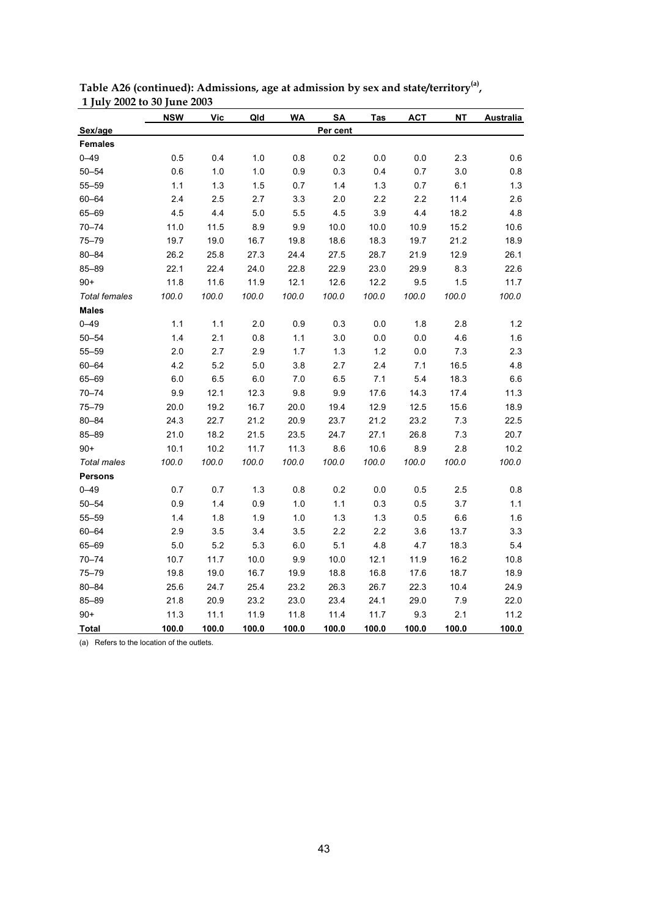**Table A26 (continued): Admissions, age at admission by sex and state/territory[(a)], 1 July 2002 to 30 June 2003**

| Sex/age | NSW | Vic | Qld | WA | SA | Tas | ACT | NT | Australia |
|---|---|---|---|---|---|---|---|---|---|
| | | | | | Per cent | | | | |
| **Females** | | | | | | | | | |
| 0–49 | 0.5 | 0.4 | 1.0 | 0.8 | 0.2 | 0.0 | 0.0 | 2.3 | 0.6 |
| 50–54 | 0.6 | 1.0 | 1.0 | 0.9 | 0.3 | 0.4 | 0.7 | 3.0 | 0.8 |
| 55–59 | 1.1 | 1.3 | 1.5 | 0.7 | 1.4 | 1.3 | 0.7 | 6.1 | 1.3 |
| 60–64 | 2.4 | 2.5 | 2.7 | 3.3 | 2.0 | 2.2 | 2.2 | 11.4 | 2.6 |
| 65–69 | 4.5 | 4.4 | 5.0 | 5.5 | 4.5 | 3.9 | 4.4 | 18.2 | 4.8 |
| 70–74 | 11.0 | 11.5 | 8.9 | 9.9 | 10.0 | 10.0 | 10.9 | 15.2 | 10.6 |
| 75–79 | 19.7 | 19.0 | 16.7 | 19.8 | 18.6 | 18.3 | 19.7 | 21.2 | 18.9 |
| 80–84 | 26.2 | 25.8 | 27.3 | 24.4 | 27.5 | 28.7 | 21.9 | 12.9 | 26.1 |
| 85–89 | 22.1 | 22.4 | 24.0 | 22.8 | 22.9 | 23.0 | 29.9 | 8.3 | 22.6 |
| 90+ | 11.8 | 11.6 | 11.9 | 12.1 | 12.6 | 12.2 | 9.5 | 1.5 | 11.7 |
| *Total females* | *100.0* | *100.0* | *100.0* | *100.0* | *100.0* | *100.0* | *100.0* | *100.0* | *100.0* |
| **Males** | | | | | | | | | |
| 0–49 | 1.1 | 1.1 | 2.0 | 0.9 | 0.3 | 0.0 | 1.8 | 2.8 | 1.2 |
| 50–54 | 1.4 | 2.1 | 0.8 | 1.1 | 3.0 | 0.0 | 0.0 | 4.6 | 1.6 |
| 55–59 | 2.0 | 2.7 | 2.9 | 1.7 | 1.3 | 1.2 | 0.0 | 7.3 | 2.3 |
| 60–64 | 4.2 | 5.2 | 5.0 | 3.8 | 2.7 | 2.4 | 7.1 | 16.5 | 4.8 |
| 65–69 | 6.0 | 6.5 | 6.0 | 7.0 | 6.5 | 7.1 | 5.4 | 18.3 | 6.6 |
| 70–74 | 9.9 | 12.1 | 12.3 | 9.8 | 9.9 | 17.6 | 14.3 | 17.4 | 11.3 |
| 75–79 | 20.0 | 19.2 | 16.7 | 20.0 | 19.4 | 12.9 | 12.5 | 15.6 | 18.9 |
| 80–84 | 24.3 | 22.7 | 21.2 | 20.9 | 23.7 | 21.2 | 23.2 | 7.3 | 22.5 |
| 85–89 | 21.0 | 18.2 | 21.5 | 23.5 | 24.7 | 27.1 | 26.8 | 7.3 | 20.7 |
| 90+ | 10.1 | 10.2 | 11.7 | 11.3 | 8.6 | 10.6 | 8.9 | 2.8 | 10.2 |
| *Total males* | *100.0* | *100.0* | *100.0* | *100.0* | *100.0* | *100.0* | *100.0* | *100.0* | *100.0* |
| **Persons** | | | | | | | | | |
| 0–49 | 0.7 | 0.7 | 1.3 | 0.8 | 0.2 | 0.0 | 0.5 | 2.5 | 0.8 |
| 50–54 | 0.9 | 1.4 | 0.9 | 1.0 | 1.1 | 0.3 | 0.5 | 3.7 | 1.1 |
| 55–59 | 1.4 | 1.8 | 1.9 | 1.0 | 1.3 | 1.3 | 0.5 | 6.6 | 1.6 |
| 60–64 | 2.9 | 3.5 | 3.4 | 3.5 | 2.2 | 2.2 | 3.6 | 13.7 | 3.3 |
| 65–69 | 5.0 | 5.2 | 5.3 | 6.0 | 5.1 | 4.8 | 4.7 | 18.3 | 5.4 |
| 70–74 | 10.7 | 11.7 | 10.0 | 9.9 | 10.0 | 12.1 | 11.9 | 16.2 | 10.8 |
| 75–79 | 19.8 | 19.0 | 16.7 | 19.9 | 18.8 | 16.8 | 17.6 | 18.7 | 18.9 |
| 80–84 | 25.6 | 24.7 | 25.4 | 23.2 | 26.3 | 26.7 | 22.3 | 10.4 | 24.9 |
| 85–89 | 21.8 | 20.9 | 23.2 | 23.0 | 23.4 | 24.1 | 29.0 | 7.9 | 22.0 |
| 90+ | 11.3 | 11.1 | 11.9 | 11.8 | 11.4 | 11.7 | 9.3 | 2.1 | 11.2 |
| **Total** | **100.0** | **100.0** | **100.0** | **100.0** | **100.0** | **100.0** | **100.0** | **100.0** | **100.0** |

(a) Refers to the location of the outlets.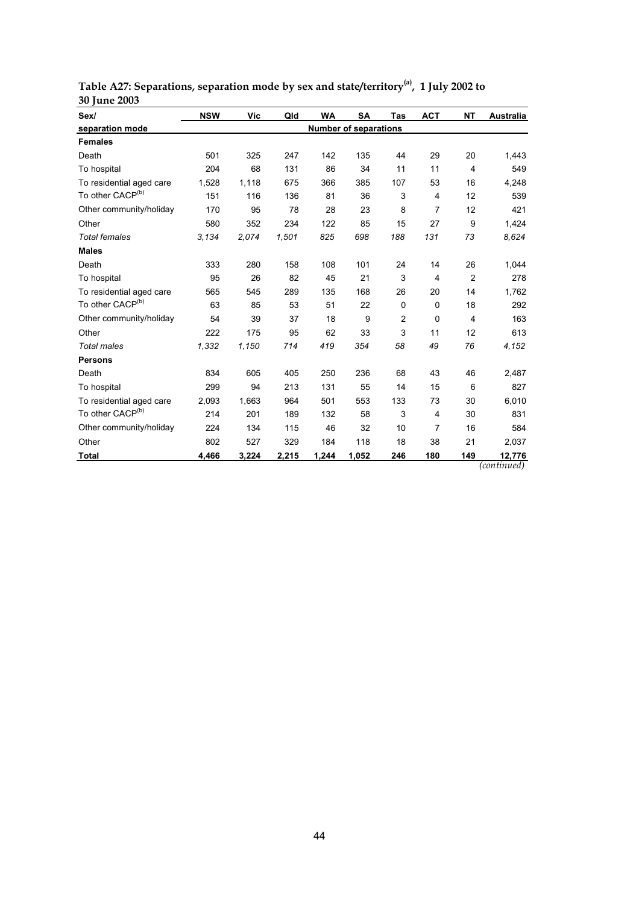**Table A27: Separations, separation mode by sex and state/territory[(a)], 1 July 2002 to 30 June 2003**

| Sex/ separation mode | NSW | Vic | Qld | WA | SA | Tas | ACT | NT | Australia |
|---|---|---|---|---|---|---|---|---|---|
| | Number of separations | | | | | | | | |
| **Females** | | | | | | | | | |
| Death | 501 | 325 | 247 | 142 | 135 | 44 | 29 | 20 | 1,443 |
| To hospital | 204 | 68 | 131 | 86 | 34 | 11 | 11 | 4 | 549 |
| To residential aged care | 1,528 | 1,118 | 675 | 366 | 385 | 107 | 53 | 16 | 4,248 |
| To other CACP[(b)] | 151 | 116 | 136 | 81 | 36 | 3 | 4 | 12 | 539 |
| Other community/holiday | 170 | 95 | 78 | 28 | 23 | 8 | 7 | 12 | 421 |
| Other | 580 | 352 | 234 | 122 | 85 | 15 | 27 | 9 | 1,424 |
| *Total females* | *3,134* | *2,074* | *1,501* | *825* | *698* | *188* | *131* | *73* | *8,624* |
| **Males** | | | | | | | | | |
| Death | 333 | 280 | 158 | 108 | 101 | 24 | 14 | 26 | 1,044 |
| To hospital | 95 | 26 | 82 | 45 | 21 | 3 | 4 | 2 | 278 |
| To residential aged care | 565 | 545 | 289 | 135 | 168 | 26 | 20 | 14 | 1,762 |
| To other CACP[(b)] | 63 | 85 | 53 | 51 | 22 | 0 | 0 | 18 | 292 |
| Other community/holiday | 54 | 39 | 37 | 18 | 9 | 2 | 0 | 4 | 163 |
| Other | 222 | 175 | 95 | 62 | 33 | 3 | 11 | 12 | 613 |
| *Total males* | *1,332* | *1,150* | *714* | *419* | *354* | *58* | *49* | *76* | *4,152* |
| **Persons** | | | | | | | | | |
| Death | 834 | 605 | 405 | 250 | 236 | 68 | 43 | 46 | 2,487 |
| To hospital | 299 | 94 | 213 | 131 | 55 | 14 | 15 | 6 | 827 |
| To residential aged care | 2,093 | 1,663 | 964 | 501 | 553 | 133 | 73 | 30 | 6,010 |
| To other CACP[(b)] | 214 | 201 | 189 | 132 | 58 | 3 | 4 | 30 | 831 |
| Other community/holiday | 224 | 134 | 115 | 46 | 32 | 10 | 7 | 16 | 584 |
| Other | 802 | 527 | 329 | 184 | 118 | 18 | 38 | 21 | 2,037 |
| **Total** | **4,466** | **3,224** | **2,215** | **1,244** | **1,052** | **246** | **180** | **149** | **12,776** |

*(continued)*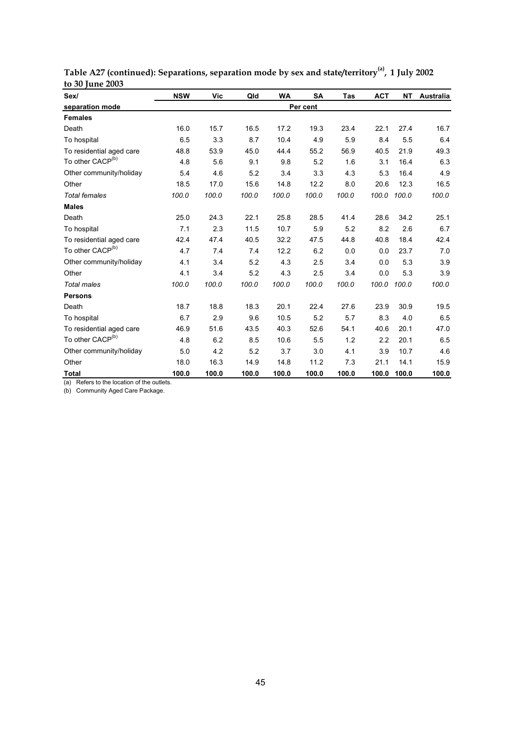**Table A27 (continued): Separations, separation mode by sex and state/territory[(a)], 1 July 2002 to 30 June 2003**

| Sex/ separation mode | NSW | Vic | Qld | WA | SA | Tas | ACT | NT | Australia |
|---|---|---|---|---|---|---|---|---|---|
| | | | | | Per cent | | | | |
| **Females** | | | | | | | | | |
| Death | 16.0 | 15.7 | 16.5 | 17.2 | 19.3 | 23.4 | 22.1 | 27.4 | 16.7 |
| To hospital | 6.5 | 3.3 | 8.7 | 10.4 | 4.9 | 5.9 | 8.4 | 5.5 | 6.4 |
| To residential aged care | 48.8 | 53.9 | 45.0 | 44.4 | 55.2 | 56.9 | 40.5 | 21.9 | 49.3 |
| To other CACP[(b)] | 4.8 | 5.6 | 9.1 | 9.8 | 5.2 | 1.6 | 3.1 | 16.4 | 6.3 |
| Other community/holiday | 5.4 | 4.6 | 5.2 | 3.4 | 3.3 | 4.3 | 5.3 | 16.4 | 4.9 |
| Other | 18.5 | 17.0 | 15.6 | 14.8 | 12.2 | 8.0 | 20.6 | 12.3 | 16.5 |
| *Total females* | *100.0* | *100.0* | *100.0* | *100.0* | *100.0* | *100.0* | *100.0* | *100.0* | *100.0* |
| **Males** | | | | | | | | | |
| Death | 25.0 | 24.3 | 22.1 | 25.8 | 28.5 | 41.4 | 28.6 | 34.2 | 25.1 |
| To hospital | 7.1 | 2.3 | 11.5 | 10.7 | 5.9 | 5.2 | 8.2 | 2.6 | 6.7 |
| To residential aged care | 42.4 | 47.4 | 40.5 | 32.2 | 47.5 | 44.8 | 40.8 | 18.4 | 42.4 |
| To other CACP[(b)] | 4.7 | 7.4 | 7.4 | 12.2 | 6.2 | 0.0 | 0.0 | 23.7 | 7.0 |
| Other community/holiday | 4.1 | 3.4 | 5.2 | 4.3 | 2.5 | 3.4 | 0.0 | 5.3 | 3.9 |
| Other | 4.1 | 3.4 | 5.2 | 4.3 | 2.5 | 3.4 | 0.0 | 5.3 | 3.9 |
| *Total males* | *100.0* | *100.0* | *100.0* | *100.0* | *100.0* | *100.0* | *100.0* | *100.0* | *100.0* |
| **Persons** | | | | | | | | | |
| Death | 18.7 | 18.8 | 18.3 | 20.1 | 22.4 | 27.6 | 23.9 | 30.9 | 19.5 |
| To hospital | 6.7 | 2.9 | 9.6 | 10.5 | 5.2 | 5.7 | 8.3 | 4.0 | 6.5 |
| To residential aged care | 46.9 | 51.6 | 43.5 | 40.3 | 52.6 | 54.1 | 40.6 | 20.1 | 47.0 |
| To other CACP[(b)] | 4.8 | 6.2 | 8.5 | 10.6 | 5.5 | 1.2 | 2.2 | 20.1 | 6.5 |
| Other community/holiday | 5.0 | 4.2 | 5.2 | 3.7 | 3.0 | 4.1 | 3.9 | 10.7 | 4.6 |
| Other | 18.0 | 16.3 | 14.9 | 14.8 | 11.2 | 7.3 | 21.1 | 14.1 | 15.9 |
| **Total** | **100.0** | **100.0** | **100.0** | **100.0** | **100.0** | **100.0** | **100.0** | **100.0** | **100.0** |

(a) Refers to the location of the outlets.

(b) Community Aged Care Package.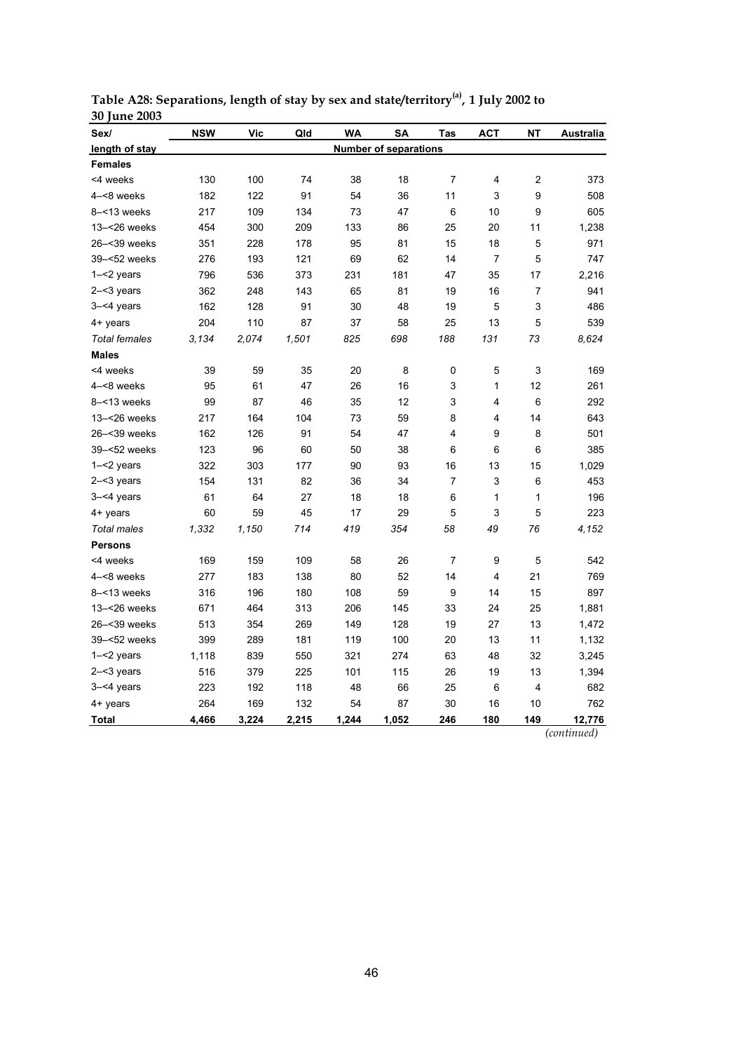**Table A28: Separations, length of stay by sex and state/territory[(a)], 1 July 2002 to 30 June 2003**

| Sex/ length of stay | NSW | Vic | Qld | WA | SA | Tas | ACT | NT | Australia |
|---|---|---|---|---|---|---|---|---|---|
| | Number of separations | | | | | | | | |
| **Females** | | | | | | | | | |
| <4 weeks | 130 | 100 | 74 | 38 | 18 | 7 | 4 | 2 | 373 |
| 4–<8 weeks | 182 | 122 | 91 | 54 | 36 | 11 | 3 | 9 | 508 |
| 8–<13 weeks | 217 | 109 | 134 | 73 | 47 | 6 | 10 | 9 | 605 |
| 13–<26 weeks | 454 | 300 | 209 | 133 | 86 | 25 | 20 | 11 | 1,238 |
| 26–<39 weeks | 351 | 228 | 178 | 95 | 81 | 15 | 18 | 5 | 971 |
| 39–<52 weeks | 276 | 193 | 121 | 69 | 62 | 14 | 7 | 5 | 747 |
| 1–<2 years | 796 | 536 | 373 | 231 | 181 | 47 | 35 | 17 | 2,216 |
| 2–<3 years | 362 | 248 | 143 | 65 | 81 | 19 | 16 | 7 | 941 |
| 3–<4 years | 162 | 128 | 91 | 30 | 48 | 19 | 5 | 3 | 486 |
| 4+ years | 204 | 110 | 87 | 37 | 58 | 25 | 13 | 5 | 539 |
| *Total females* | *3,134* | *2,074* | *1,501* | *825* | *698* | *188* | *131* | *73* | *8,624* |
| **Males** | | | | | | | | | |
| <4 weeks | 39 | 59 | 35 | 20 | 8 | 0 | 5 | 3 | 169 |
| 4–<8 weeks | 95 | 61 | 47 | 26 | 16 | 3 | 1 | 12 | 261 |
| 8–<13 weeks | 99 | 87 | 46 | 35 | 12 | 3 | 4 | 6 | 292 |
| 13–<26 weeks | 217 | 164 | 104 | 73 | 59 | 8 | 4 | 14 | 643 |
| 26–<39 weeks | 162 | 126 | 91 | 54 | 47 | 4 | 9 | 8 | 501 |
| 39–<52 weeks | 123 | 96 | 60 | 50 | 38 | 6 | 6 | 6 | 385 |
| 1–<2 years | 322 | 303 | 177 | 90 | 93 | 16 | 13 | 15 | 1,029 |
| 2–<3 years | 154 | 131 | 82 | 36 | 34 | 7 | 3 | 6 | 453 |
| 3–<4 years | 61 | 64 | 27 | 18 | 18 | 6 | 1 | 1 | 196 |
| 4+ years | 60 | 59 | 45 | 17 | 29 | 5 | 3 | 5 | 223 |
| *Total males* | *1,332* | *1,150* | *714* | *419* | *354* | *58* | *49* | *76* | *4,152* |
| **Persons** | | | | | | | | | |
| <4 weeks | 169 | 159 | 109 | 58 | 26 | 7 | 9 | 5 | 542 |
| 4–<8 weeks | 277 | 183 | 138 | 80 | 52 | 14 | 4 | 21 | 769 |
| 8–<13 weeks | 316 | 196 | 180 | 108 | 59 | 9 | 14 | 15 | 897 |
| 13–<26 weeks | 671 | 464 | 313 | 206 | 145 | 33 | 24 | 25 | 1,881 |
| 26–<39 weeks | 513 | 354 | 269 | 149 | 128 | 19 | 27 | 13 | 1,472 |
| 39–<52 weeks | 399 | 289 | 181 | 119 | 100 | 20 | 13 | 11 | 1,132 |
| 1–<2 years | 1,118 | 839 | 550 | 321 | 274 | 63 | 48 | 32 | 3,245 |
| 2–<3 years | 516 | 379 | 225 | 101 | 115 | 26 | 19 | 13 | 1,394 |
| 3–<4 years | 223 | 192 | 118 | 48 | 66 | 25 | 6 | 4 | 682 |
| 4+ years | 264 | 169 | 132 | 54 | 87 | 30 | 16 | 10 | 762 |
| **Total** | **4,466** | **3,224** | **2,215** | **1,244** | **1,052** | **246** | **180** | **149** | **12,776** |

*(continued)*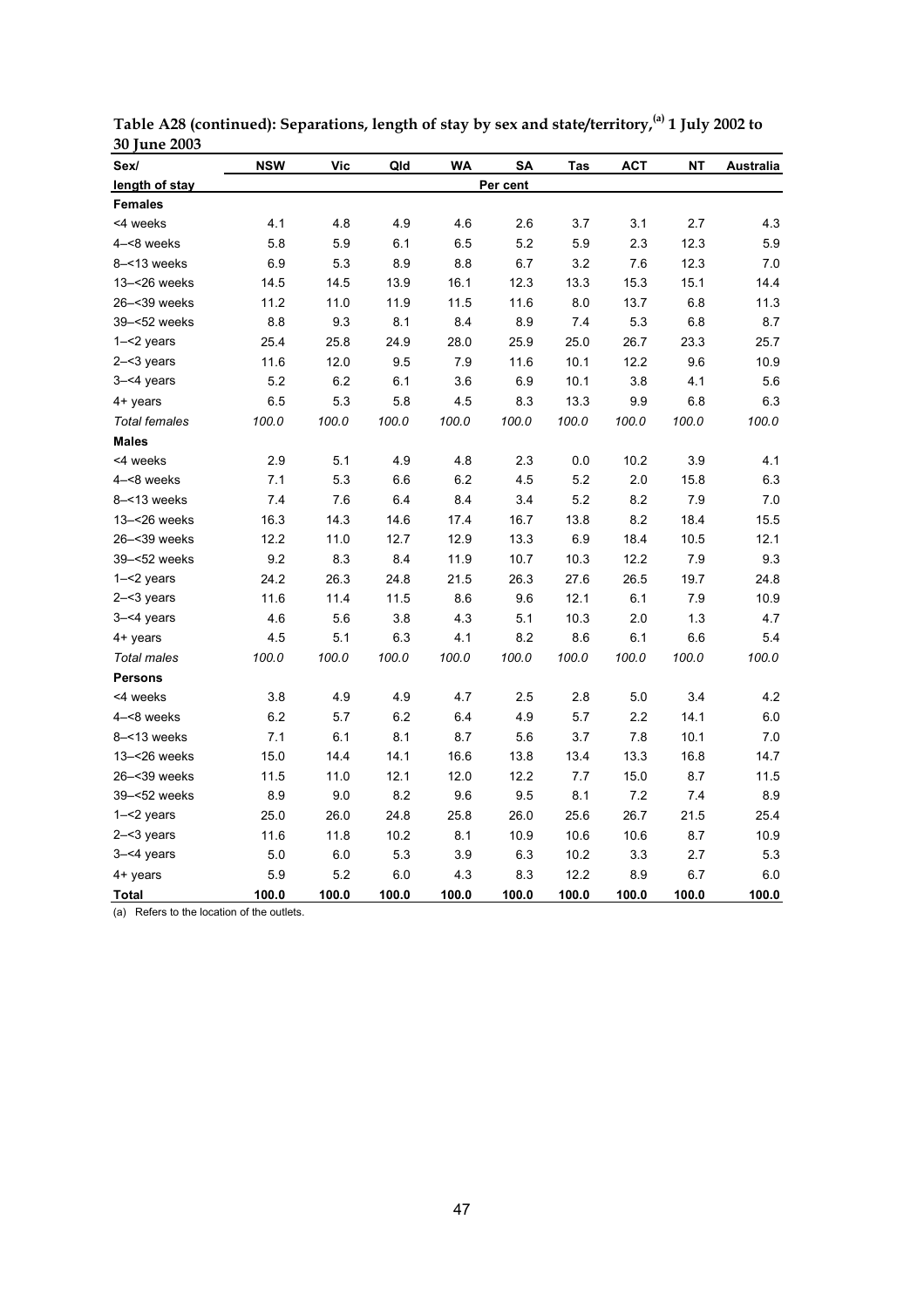**Table A28 (continued): Separations, length of stay by sex and state/territory,[a] 1 July 2002 to 30 June 2003**

| Sex/ length of stay | NSW | Vic | Qld | WA | SA | Tas | ACT | NT | Australia |
|---|---|---|---|---|---|---|---|---|---|
| | | | | | Per cent | | | | |
| **Females** | | | | | | | | | |
| <4 weeks | 4.1 | 4.8 | 4.9 | 4.6 | 2.6 | 3.7 | 3.1 | 2.7 | 4.3 |
| 4–<8 weeks | 5.8 | 5.9 | 6.1 | 6.5 | 5.2 | 5.9 | 2.3 | 12.3 | 5.9 |
| 8–<13 weeks | 6.9 | 5.3 | 8.9 | 8.8 | 6.7 | 3.2 | 7.6 | 12.3 | 7.0 |
| 13–<26 weeks | 14.5 | 14.5 | 13.9 | 16.1 | 12.3 | 13.3 | 15.3 | 15.1 | 14.4 |
| 26–<39 weeks | 11.2 | 11.0 | 11.9 | 11.5 | 11.6 | 8.0 | 13.7 | 6.8 | 11.3 |
| 39–<52 weeks | 8.8 | 9.3 | 8.1 | 8.4 | 8.9 | 7.4 | 5.3 | 6.8 | 8.7 |
| 1–<2 years | 25.4 | 25.8 | 24.9 | 28.0 | 25.9 | 25.0 | 26.7 | 23.3 | 25.7 |
| 2–<3 years | 11.6 | 12.0 | 9.5 | 7.9 | 11.6 | 10.1 | 12.2 | 9.6 | 10.9 |
| 3–<4 years | 5.2 | 6.2 | 6.1 | 3.6 | 6.9 | 10.1 | 3.8 | 4.1 | 5.6 |
| 4+ years | 6.5 | 5.3 | 5.8 | 4.5 | 8.3 | 13.3 | 9.9 | 6.8 | 6.3 |
| *Total females* | *100.0* | *100.0* | *100.0* | *100.0* | *100.0* | *100.0* | *100.0* | *100.0* | *100.0* |
| **Males** | | | | | | | | | |
| <4 weeks | 2.9 | 5.1 | 4.9 | 4.8 | 2.3 | 0.0 | 10.2 | 3.9 | 4.1 |
| 4–<8 weeks | 7.1 | 5.3 | 6.6 | 6.2 | 4.5 | 5.2 | 2.0 | 15.8 | 6.3 |
| 8–<13 weeks | 7.4 | 7.6 | 6.4 | 8.4 | 3.4 | 5.2 | 8.2 | 7.9 | 7.0 |
| 13–<26 weeks | 16.3 | 14.3 | 14.6 | 17.4 | 16.7 | 13.8 | 8.2 | 18.4 | 15.5 |
| 26–<39 weeks | 12.2 | 11.0 | 12.7 | 12.9 | 13.3 | 6.9 | 18.4 | 10.5 | 12.1 |
| 39–<52 weeks | 9.2 | 8.3 | 8.4 | 11.9 | 10.7 | 10.3 | 12.2 | 7.9 | 9.3 |
| 1–<2 years | 24.2 | 26.3 | 24.8 | 21.5 | 26.3 | 27.6 | 26.5 | 19.7 | 24.8 |
| 2–<3 years | 11.6 | 11.4 | 11.5 | 8.6 | 9.6 | 12.1 | 6.1 | 7.9 | 10.9 |
| 3–<4 years | 4.6 | 5.6 | 3.8 | 4.3 | 5.1 | 10.3 | 2.0 | 1.3 | 4.7 |
| 4+ years | 4.5 | 5.1 | 6.3 | 4.1 | 8.2 | 8.6 | 6.1 | 6.6 | 5.4 |
| *Total males* | *100.0* | *100.0* | *100.0* | *100.0* | *100.0* | *100.0* | *100.0* | *100.0* | *100.0* |
| **Persons** | | | | | | | | | |
| <4 weeks | 3.8 | 4.9 | 4.9 | 4.7 | 2.5 | 2.8 | 5.0 | 3.4 | 4.2 |
| 4–<8 weeks | 6.2 | 5.7 | 6.2 | 6.4 | 4.9 | 5.7 | 2.2 | 14.1 | 6.0 |
| 8–<13 weeks | 7.1 | 6.1 | 8.1 | 8.7 | 5.6 | 3.7 | 7.8 | 10.1 | 7.0 |
| 13–<26 weeks | 15.0 | 14.4 | 14.1 | 16.6 | 13.8 | 13.4 | 13.3 | 16.8 | 14.7 |
| 26–<39 weeks | 11.5 | 11.0 | 12.1 | 12.0 | 12.2 | 7.7 | 15.0 | 8.7 | 11.5 |
| 39–<52 weeks | 8.9 | 9.0 | 8.2 | 9.6 | 9.5 | 8.1 | 7.2 | 7.4 | 8.9 |
| 1–<2 years | 25.0 | 26.0 | 24.8 | 25.8 | 26.0 | 25.6 | 26.7 | 21.5 | 25.4 |
| 2–<3 years | 11.6 | 11.8 | 10.2 | 8.1 | 10.9 | 10.6 | 10.6 | 8.7 | 10.9 |
| 3–<4 years | 5.0 | 6.0 | 5.3 | 3.9 | 6.3 | 10.2 | 3.3 | 2.7 | 5.3 |
| 4+ years | 5.9 | 5.2 | 6.0 | 4.3 | 8.3 | 12.2 | 8.9 | 6.7 | 6.0 |
| **Total** | **100.0** | **100.0** | **100.0** | **100.0** | **100.0** | **100.0** | **100.0** | **100.0** | **100.0** |

(a) Refers to the location of the outlets.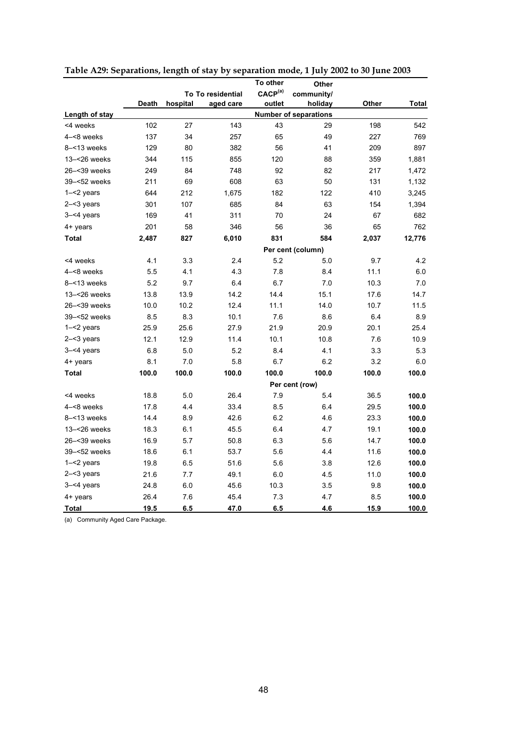**Table A29: Separations, length of stay by separation mode, 1 July 2002 to 30 June 2003**

| Length of stay | Death | To hospital | To residential aged care | To other CACP[(a)] outlet | Other community/ holiday | Other | Total |
|---|---|---|---|---|---|---|---|
| | | | | Number of separations | | | |
| <4 weeks | 102 | 27 | 143 | 43 | 29 | 198 | 542 |
| 4–<8 weeks | 137 | 34 | 257 | 65 | 49 | 227 | 769 |
| 8–<13 weeks | 129 | 80 | 382 | 56 | 41 | 209 | 897 |
| 13–<26 weeks | 344 | 115 | 855 | 120 | 88 | 359 | 1,881 |
| 26–<39 weeks | 249 | 84 | 748 | 92 | 82 | 217 | 1,472 |
| 39–<52 weeks | 211 | 69 | 608 | 63 | 50 | 131 | 1,132 |
| 1–<2 years | 644 | 212 | 1,675 | 182 | 122 | 410 | 3,245 |
| 2–<3 years | 301 | 107 | 685 | 84 | 63 | 154 | 1,394 |
| 3–<4 years | 169 | 41 | 311 | 70 | 24 | 67 | 682 |
| 4+ years | 201 | 58 | 346 | 56 | 36 | 65 | 762 |
| **Total** | **2,487** | **827** | **6,010** | **831** | **584** | **2,037** | **12,776** |
| | | | | Per cent (column) | | | |
| <4 weeks | 4.1 | 3.3 | 2.4 | 5.2 | 5.0 | 9.7 | 4.2 |
| 4–<8 weeks | 5.5 | 4.1 | 4.3 | 7.8 | 8.4 | 11.1 | 6.0 |
| 8–<13 weeks | 5.2 | 9.7 | 6.4 | 6.7 | 7.0 | 10.3 | 7.0 |
| 13–<26 weeks | 13.8 | 13.9 | 14.2 | 14.4 | 15.1 | 17.6 | 14.7 |
| 26–<39 weeks | 10.0 | 10.2 | 12.4 | 11.1 | 14.0 | 10.7 | 11.5 |
| 39–<52 weeks | 8.5 | 8.3 | 10.1 | 7.6 | 8.6 | 6.4 | 8.9 |
| 1–<2 years | 25.9 | 25.6 | 27.9 | 21.9 | 20.9 | 20.1 | 25.4 |
| 2–<3 years | 12.1 | 12.9 | 11.4 | 10.1 | 10.8 | 7.6 | 10.9 |
| 3–<4 years | 6.8 | 5.0 | 5.2 | 8.4 | 4.1 | 3.3 | 5.3 |
| 4+ years | 8.1 | 7.0 | 5.8 | 6.7 | 6.2 | 3.2 | 6.0 |
| **Total** | **100.0** | **100.0** | **100.0** | **100.0** | **100.0** | **100.0** | **100.0** |
| | | | | Per cent (row) | | | |
| <4 weeks | 18.8 | 5.0 | 26.4 | 7.9 | 5.4 | 36.5 | **100.0** |
| 4–<8 weeks | 17.8 | 4.4 | 33.4 | 8.5 | 6.4 | 29.5 | **100.0** |
| 8–<13 weeks | 14.4 | 8.9 | 42.6 | 6.2 | 4.6 | 23.3 | **100.0** |
| 13–<26 weeks | 18.3 | 6.1 | 45.5 | 6.4 | 4.7 | 19.1 | **100.0** |
| 26–<39 weeks | 16.9 | 5.7 | 50.8 | 6.3 | 5.6 | 14.7 | **100.0** |
| 39–<52 weeks | 18.6 | 6.1 | 53.7 | 5.6 | 4.4 | 11.6 | **100.0** |
| 1–<2 years | 19.8 | 6.5 | 51.6 | 5.6 | 3.8 | 12.6 | **100.0** |
| 2–<3 years | 21.6 | 7.7 | 49.1 | 6.0 | 4.5 | 11.0 | **100.0** |
| 3–<4 years | 24.8 | 6.0 | 45.6 | 10.3 | 3.5 | 9.8 | **100.0** |
| 4+ years | 26.4 | 7.6 | 45.4 | 7.3 | 4.7 | 8.5 | **100.0** |
| **Total** | **19.5** | **6.5** | **47.0** | **6.5** | **4.6** | **15.9** | **100.0** |

(a) Community Aged Care Package.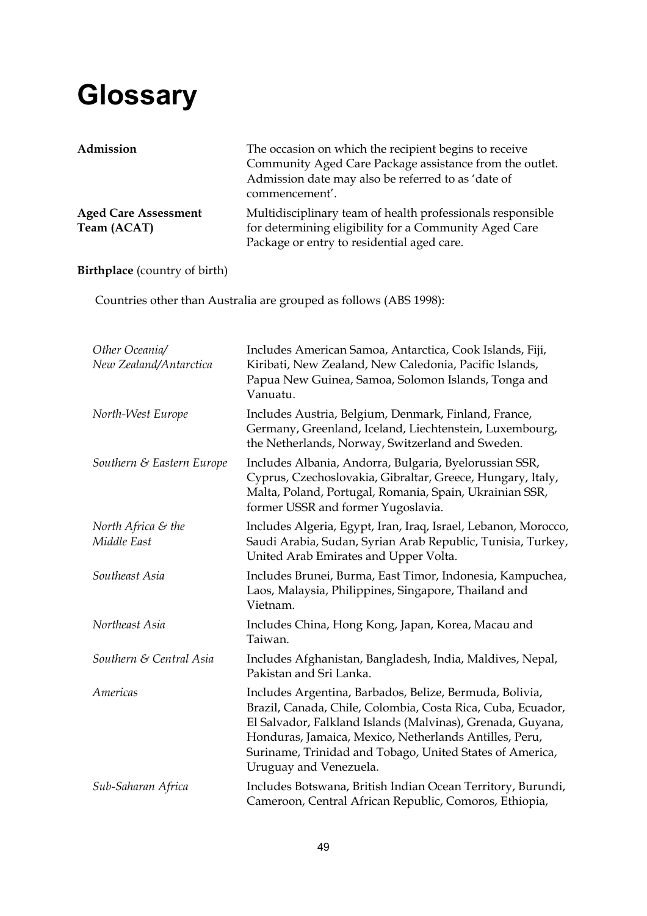# Glossary

**Admission** The occasion on which the recipient begins to receive Community Aged Care Package assistance from the outlet. Admission date may also be referred to as 'date of commencement'.

**Aged Care Assessment Team (ACAT)** Multidisciplinary team of health professionals responsible for determining eligibility for a Community Aged Care Package or entry to residential aged care.

**Birthplace** (country of birth)

Countries other than Australia are grouped as follows (ABS 1998):

*Other Oceania/ New Zealand/Antarctica* Includes American Samoa, Antarctica, Cook Islands, Fiji, Kiribati, New Zealand, New Caledonia, Pacific Islands, Papua New Guinea, Samoa, Solomon Islands, Tonga and Vanuatu.

*North-West Europe* Includes Austria, Belgium, Denmark, Finland, France, Germany, Greenland, Iceland, Liechtenstein, Luxembourg, the Netherlands, Norway, Switzerland and Sweden.

*Southern & Eastern Europe* Includes Albania, Andorra, Bulgaria, Byelorussian SSR, Cyprus, Czechoslovakia, Gibraltar, Greece, Hungary, Italy, Malta, Poland, Portugal, Romania, Spain, Ukrainian SSR, former USSR and former Yugoslavia.

*North Africa & the Middle East* Includes Algeria, Egypt, Iran, Iraq, Israel, Lebanon, Morocco, Saudi Arabia, Sudan, Syrian Arab Republic, Tunisia, Turkey, United Arab Emirates and Upper Volta.

*Southeast Asia* Includes Brunei, Burma, East Timor, Indonesia, Kampuchea, Laos, Malaysia, Philippines, Singapore, Thailand and Vietnam.

*Northeast Asia* Includes China, Hong Kong, Japan, Korea, Macau and Taiwan.

*Southern & Central Asia* Includes Afghanistan, Bangladesh, India, Maldives, Nepal, Pakistan and Sri Lanka.

*Americas* Includes Argentina, Barbados, Belize, Bermuda, Bolivia, Brazil, Canada, Chile, Colombia, Costa Rica, Cuba, Ecuador, El Salvador, Falkland Islands (Malvinas), Grenada, Guyana, Honduras, Jamaica, Mexico, Netherlands Antilles, Peru, Suriname, Trinidad and Tobago, United States of America, Uruguay and Venezuela.

*Sub-Saharan Africa* Includes Botswana, British Indian Ocean Territory, Burundi, Cameroon, Central African Republic, Comoros, Ethiopia,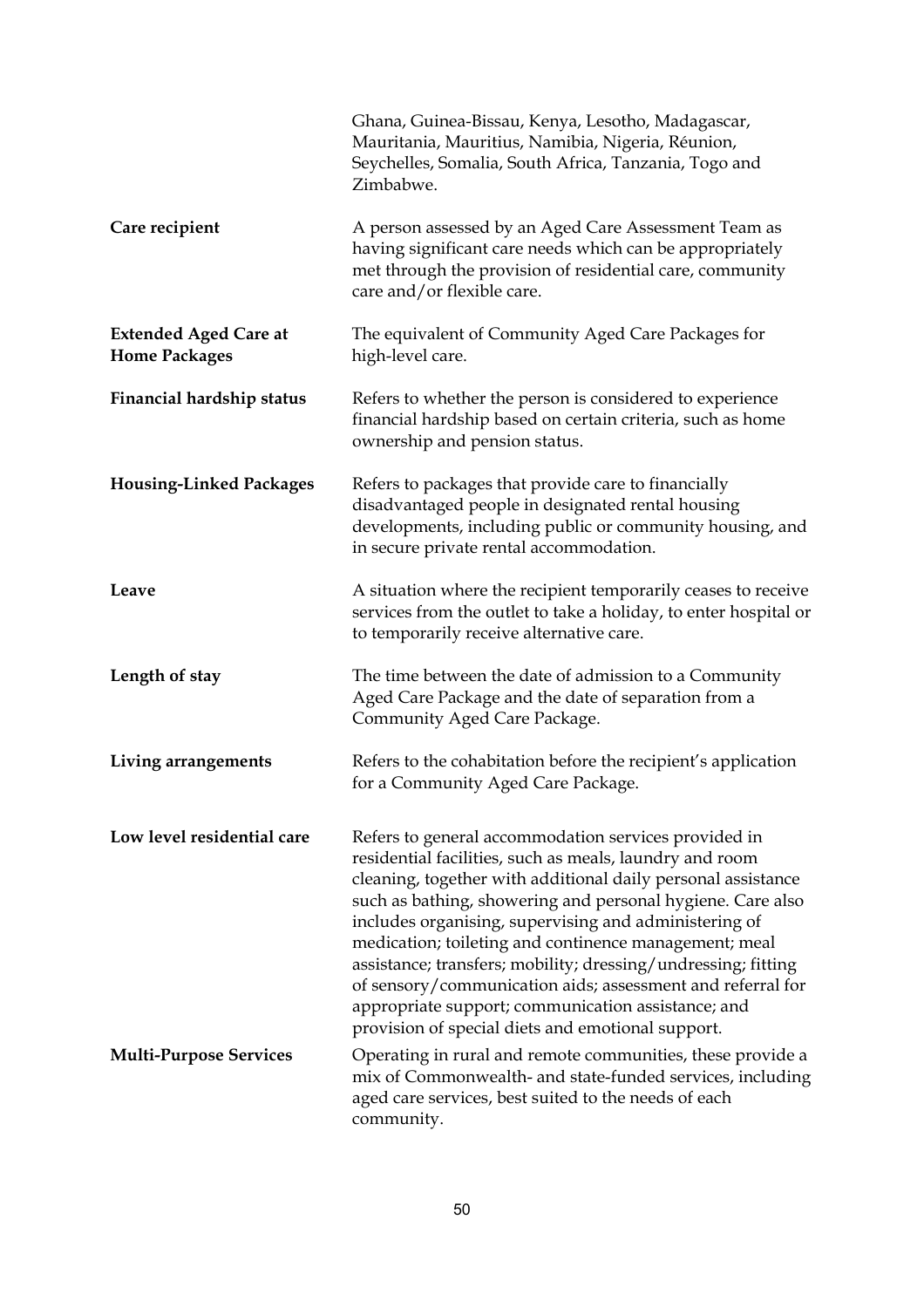| | |
|---|---|
| | Ghana, Guinea-Bissau, Kenya, Lesotho, Madagascar, Mauritania, Mauritius, Namibia, Nigeria, Réunion, Seychelles, Somalia, South Africa, Tanzania, Togo and Zimbabwe. |
| **Care recipient** | A person assessed by an Aged Care Assessment Team as having significant care needs which can be appropriately met through the provision of residential care, community care and/or flexible care. |
| **Extended Aged Care at Home Packages** | The equivalent of Community Aged Care Packages for high-level care. |
| **Financial hardship status** | Refers to whether the person is considered to experience financial hardship based on certain criteria, such as home ownership and pension status. |
| **Housing-Linked Packages** | Refers to packages that provide care to financially disadvantaged people in designated rental housing developments, including public or community housing, and in secure private rental accommodation. |
| **Leave** | A situation where the recipient temporarily ceases to receive services from the outlet to take a holiday, to enter hospital or to temporarily receive alternative care. |
| **Length of stay** | The time between the date of admission to a Community Aged Care Package and the date of separation from a Community Aged Care Package. |
| **Living arrangements** | Refers to the cohabitation before the recipient's application for a Community Aged Care Package. |
| **Low level residential care** | Refers to general accommodation services provided in residential facilities, such as meals, laundry and room cleaning, together with additional daily personal assistance such as bathing, showering and personal hygiene. Care also includes organising, supervising and administering of medication; toileting and continence management; meal assistance; transfers; mobility; dressing/undressing; fitting of sensory/communication aids; assessment and referral for appropriate support; communication assistance; and provision of special diets and emotional support. |
| **Multi-Purpose Services** | Operating in rural and remote communities, these provide a mix of Commonwealth- and state-funded services, including aged care services, best suited to the needs of each community. |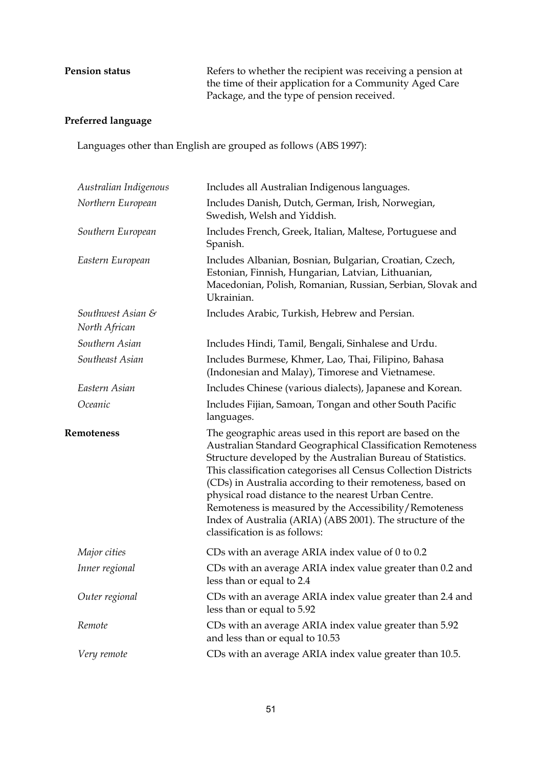**Pension status** — Refers to whether the recipient was receiving a pension at the time of their application for a Community Aged Care Package, and the type of pension received.

**Preferred language**

Languages other than English are grouped as follows (ABS 1997):

| | |
|---|---|
| *Australian Indigenous* | Includes all Australian Indigenous languages. |
| *Northern European* | Includes Danish, Dutch, German, Irish, Norwegian, Swedish, Welsh and Yiddish. |
| *Southern European* | Includes French, Greek, Italian, Maltese, Portuguese and Spanish. |
| *Eastern European* | Includes Albanian, Bosnian, Bulgarian, Croatian, Czech, Estonian, Finnish, Hungarian, Latvian, Lithuanian, Macedonian, Polish, Romanian, Russian, Serbian, Slovak and Ukrainian. |
| *Southwest Asian & North African* | Includes Arabic, Turkish, Hebrew and Persian. |
| *Southern Asian* | Includes Hindi, Tamil, Bengali, Sinhalese and Urdu. |
| *Southeast Asian* | Includes Burmese, Khmer, Lao, Thai, Filipino, Bahasa (Indonesian and Malay), Timorese and Vietnamese. |
| *Eastern Asian* | Includes Chinese (various dialects), Japanese and Korean. |
| *Oceanic* | Includes Fijian, Samoan, Tongan and other South Pacific languages. |

**Remoteness** — The geographic areas used in this report are based on the Australian Standard Geographical Classification Remoteness Structure developed by the Australian Bureau of Statistics. This classification categorises all Census Collection Districts (CDs) in Australia according to their remoteness, based on physical road distance to the nearest Urban Centre. Remoteness is measured by the Accessibility/Remoteness Index of Australia (ARIA) (ABS 2001). The structure of the classification is as follows:

| | |
|---|---|
| *Major cities* | CDs with an average ARIA index value of 0 to 0.2 |
| *Inner regional* | CDs with an average ARIA index value greater than 0.2 and less than or equal to 2.4 |
| *Outer regional* | CDs with an average ARIA index value greater than 2.4 and less than or equal to 5.92 |
| *Remote* | CDs with an average ARIA index value greater than 5.92 and less than or equal to 10.53 |
| *Very remote* | CDs with an average ARIA index value greater than 10.5. |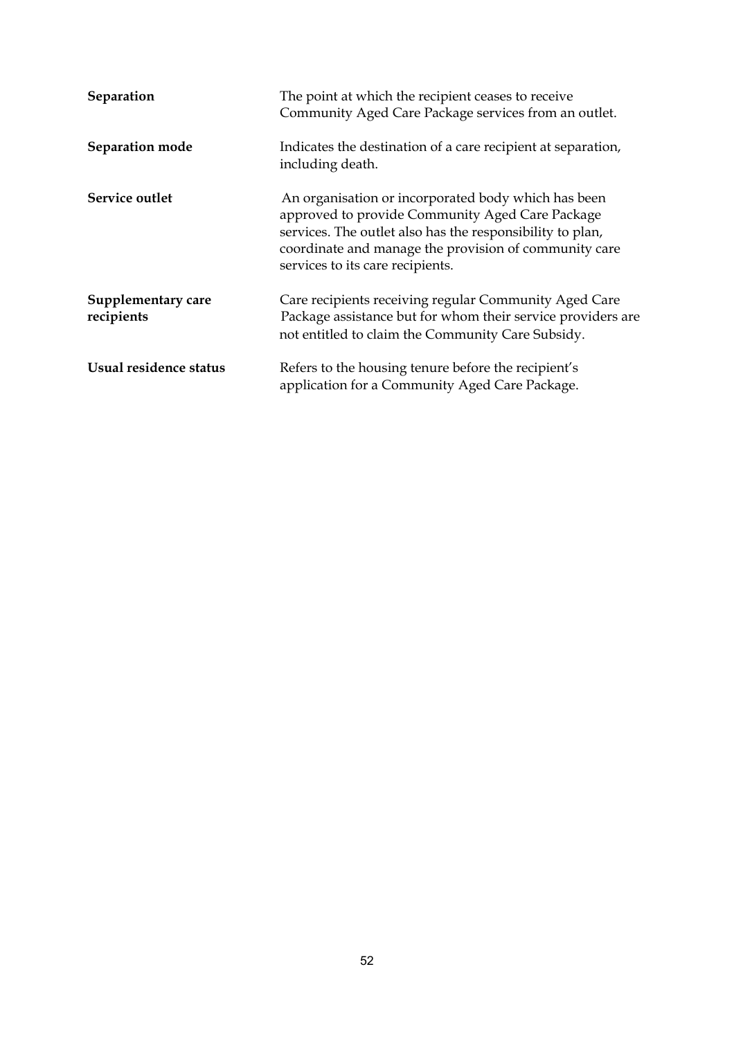| | |
|---|---|
| **Separation** | The point at which the recipient ceases to receive Community Aged Care Package services from an outlet. |
| **Separation mode** | Indicates the destination of a care recipient at separation, including death. |
| **Service outlet** | An organisation or incorporated body which has been approved to provide Community Aged Care Package services. The outlet also has the responsibility to plan, coordinate and manage the provision of community care services to its care recipients. |
| **Supplementary care recipients** | Care recipients receiving regular Community Aged Care Package assistance but for whom their service providers are not entitled to claim the Community Care Subsidy. |
| **Usual residence status** | Refers to the housing tenure before the recipient's application for a Community Aged Care Package. |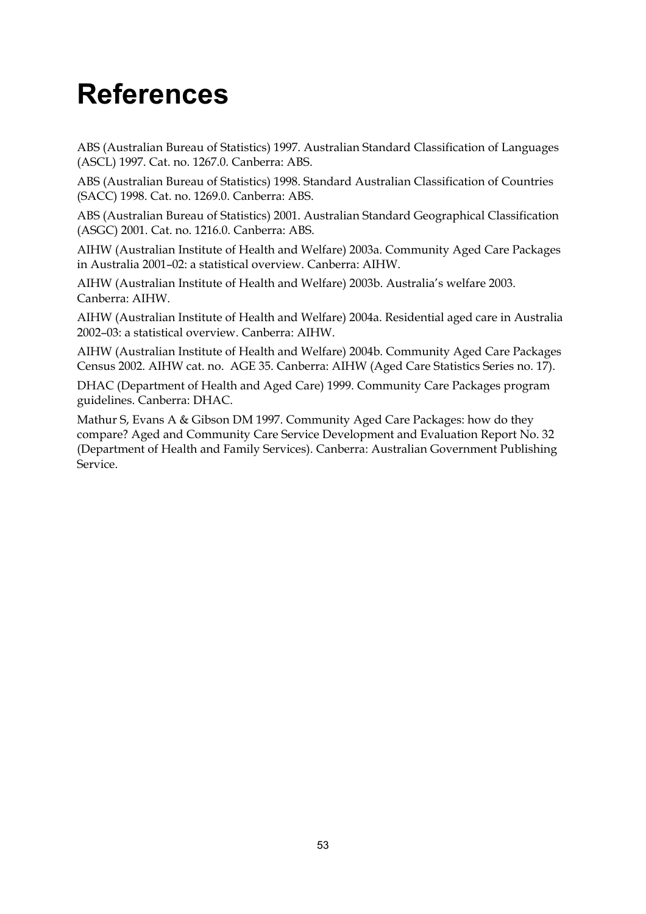# References

ABS (Australian Bureau of Statistics) 1997. Australian Standard Classification of Languages (ASCL) 1997. Cat. no. 1267.0. Canberra: ABS.

ABS (Australian Bureau of Statistics) 1998. Standard Australian Classification of Countries (SACC) 1998. Cat. no. 1269.0. Canberra: ABS.

ABS (Australian Bureau of Statistics) 2001. Australian Standard Geographical Classification (ASGC) 2001. Cat. no. 1216.0. Canberra: ABS.

AIHW (Australian Institute of Health and Welfare) 2003a. Community Aged Care Packages in Australia 2001–02: a statistical overview. Canberra: AIHW.

AIHW (Australian Institute of Health and Welfare) 2003b. Australia's welfare 2003. Canberra: AIHW.

AIHW (Australian Institute of Health and Welfare) 2004a. Residential aged care in Australia 2002–03: a statistical overview. Canberra: AIHW.

AIHW (Australian Institute of Health and Welfare) 2004b. Community Aged Care Packages Census 2002. AIHW cat. no. AGE 35. Canberra: AIHW (Aged Care Statistics Series no. 17).

DHAC (Department of Health and Aged Care) 1999. Community Care Packages program guidelines. Canberra: DHAC.

Mathur S, Evans A & Gibson DM 1997. Community Aged Care Packages: how do they compare? Aged and Community Care Service Development and Evaluation Report No. 32 (Department of Health and Family Services). Canberra: Australian Government Publishing Service.